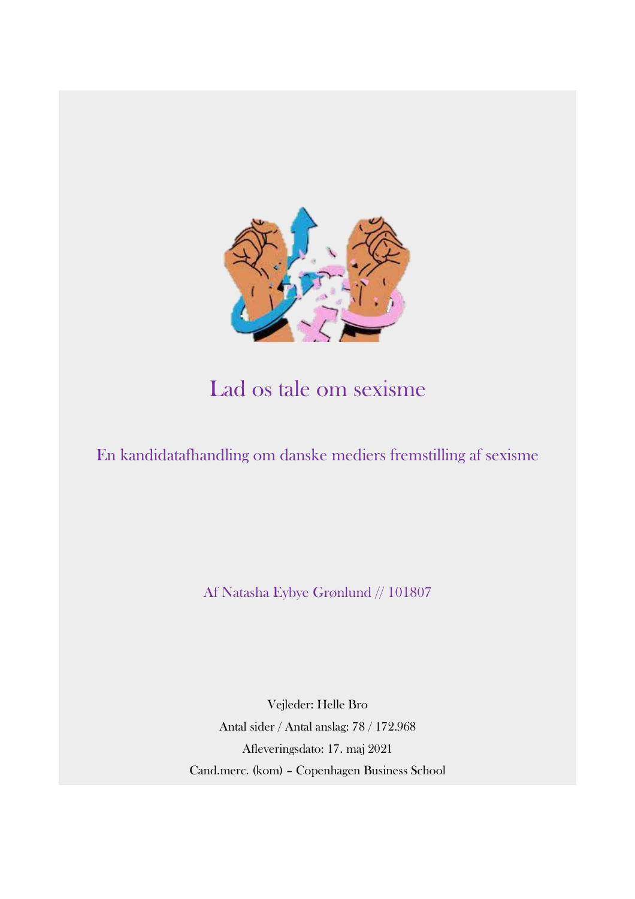# Lad os tale om sexisme

## En kandidatafhandling om danske mediers fremstilling af sexisme

Af Natasha Eybye Grønlund // 101807

Vejleder: Helle Bro

Antal sider / Antal anslag: 78 / 172.968

Afleveringsdato: 17. maj 2021

Cand.merc. (kom) – Copenhagen Business School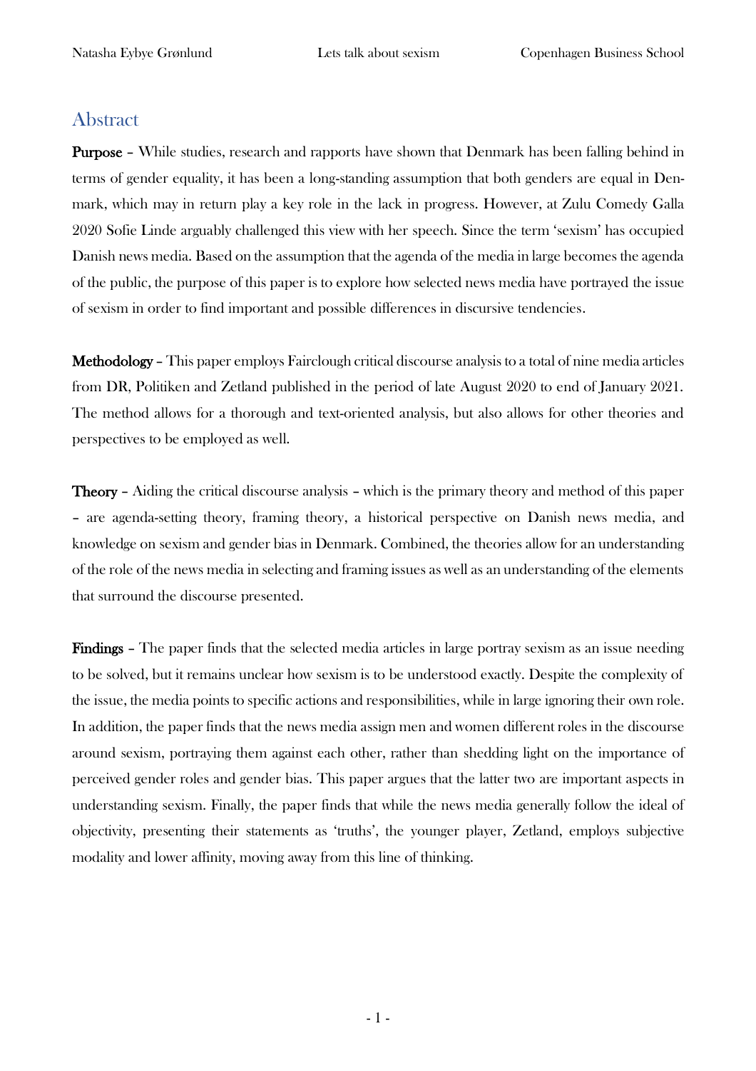## Abstract

**Purpose** – While studies, research and rapports have shown that Denmark has been falling behind in terms of gender equality, it has been a long-standing assumption that both genders are equal in Denmark, which may in return play a key role in the lack in progress. However, at Zulu Comedy Galla 2020 Sofie Linde arguably challenged this view with her speech. Since the term 'sexism' has occupied Danish news media. Based on the assumption that the agenda of the media in large becomes the agenda of the public, the purpose of this paper is to explore how selected news media have portrayed the issue of sexism in order to find important and possible differences in discursive tendencies.

**Methodology** – This paper employs Fairclough critical discourse analysis to a total of nine media articles from DR, Politiken and Zetland published in the period of late August 2020 to end of January 2021. The method allows for a thorough and text-oriented analysis, but also allows for other theories and perspectives to be employed as well.

**Theory** – Aiding the critical discourse analysis – which is the primary theory and method of this paper – are agenda-setting theory, framing theory, a historical perspective on Danish news media, and knowledge on sexism and gender bias in Denmark. Combined, the theories allow for an understanding of the role of the news media in selecting and framing issues as well as an understanding of the elements that surround the discourse presented.

**Findings** – The paper finds that the selected media articles in large portray sexism as an issue needing to be solved, but it remains unclear how sexism is to be understood exactly. Despite the complexity of the issue, the media points to specific actions and responsibilities, while in large ignoring their own role. In addition, the paper finds that the news media assign men and women different roles in the discourse around sexism, portraying them against each other, rather than shedding light on the importance of perceived gender roles and gender bias. This paper argues that the latter two are important aspects in understanding sexism. Finally, the paper finds that while the news media generally follow the ideal of objectivity, presenting their statements as 'truths', the younger player, Zetland, employs subjective modality and lower affinity, moving away from this line of thinking.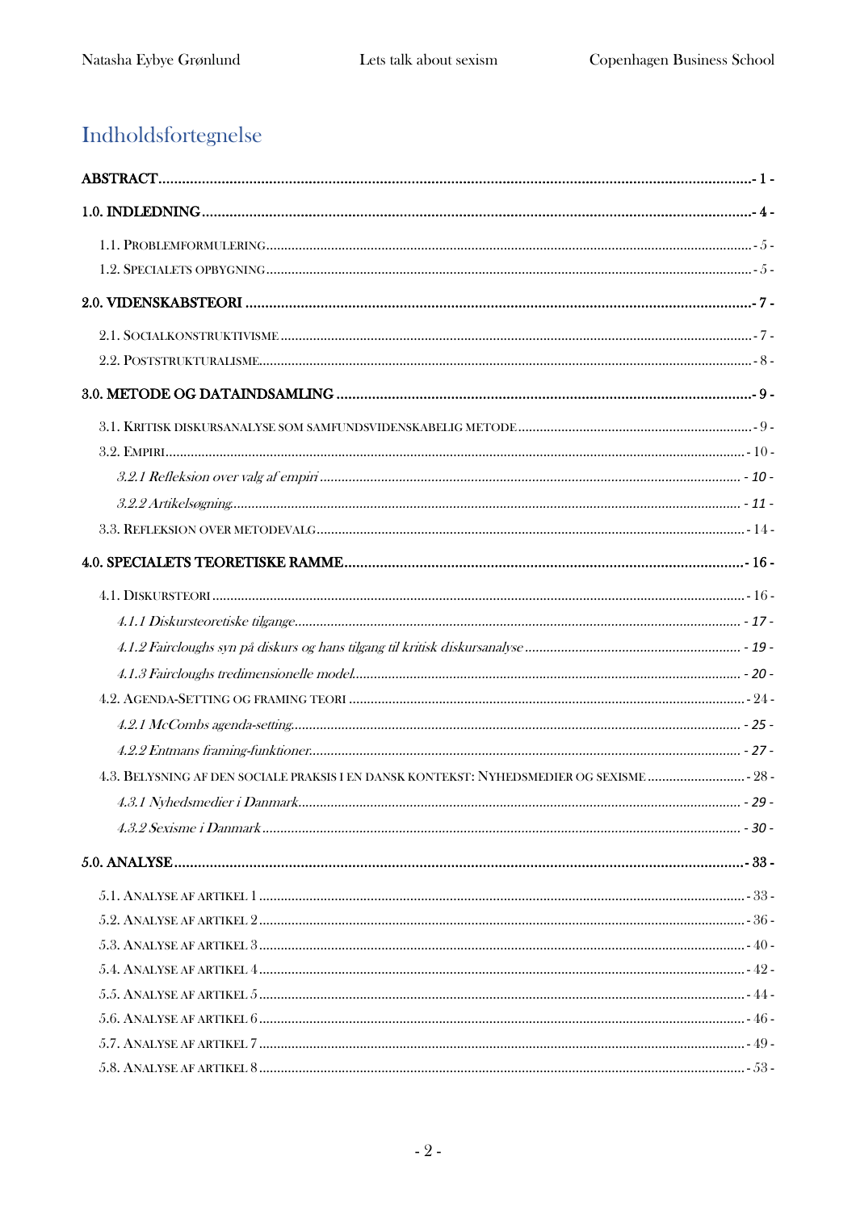# Indholdsfortegnelse

ABSTRACT - 1 -

1.0. INDLEDNING - 4 -

- 1.1. PROBLEMFORMULERING - 5 -
- 1.2. SPECIALETS OPBYGNING - 5 -

2.0. VIDENSKABSTEORI - 7 -

- 2.1. SOCIALKONSTRUKTIVISME - 7 -
- 2.2. POSTSTRUKTURALISME - 8 -

3.0. METODE OG DATAINDSAMLING - 9 -

- 3.1. KRITISK DISKURSANALYSE SOM SAMFUNDSVIDENSKABELIG METODE - 9 -
- 3.2. EMPIRI - 10 -
  - *3.2.1 Refleksion over valg af empiri* - 10 -
  - *3.2.2 Artikelsøgning* - 11 -
- 3.3. REFLEKSION OVER METODEVALG - 14 -

4.0. SPECIALETS TEORETISKE RAMME - 16 -

- 4.1. DISKURSTEORI - 16 -
  - *4.1.1 Diskursteoretiske tilgange* - 17 -
  - *4.1.2 Faircloughs syn på diskurs og hans tilgang til kritisk diskursanalyse* - 19 -
  - *4.1.3 Faircloughs tredimensionelle model* - 20 -
- 4.2. AGENDA-SETTING OG FRAMING TEORI - 24 -
  - *4.2.1 McCombs agenda-setting* - 25 -
  - *4.2.2 Entmans framing-funktioner* - 27 -
- 4.3. BELYSNING AF DEN SOCIALE PRAKSIS I EN DANSK KONTEKST: NYHEDSMEDIER OG SEXISME - 28 -
  - *4.3.1 Nyhedsmedier i Danmark* - 29 -
  - *4.3.2 Sexisme i Danmark* - 30 -

5.0. ANALYSE - 33 -

- 5.1. ANALYSE AF ARTIKEL 1 - 33 -
- 5.2. ANALYSE AF ARTIKEL 2 - 36 -
- 5.3. ANALYSE AF ARTIKEL 3 - 40 -
- 5.4. ANALYSE AF ARTIKEL 4 - 42 -
- 5.5. ANALYSE AF ARTIKEL 5 - 44 -
- 5.6. ANALYSE AF ARTIKEL 6 - 46 -
- 5.7. ANALYSE AF ARTIKEL 7 - 49 -
- 5.8. ANALYSE AF ARTIKEL 8 - 53 -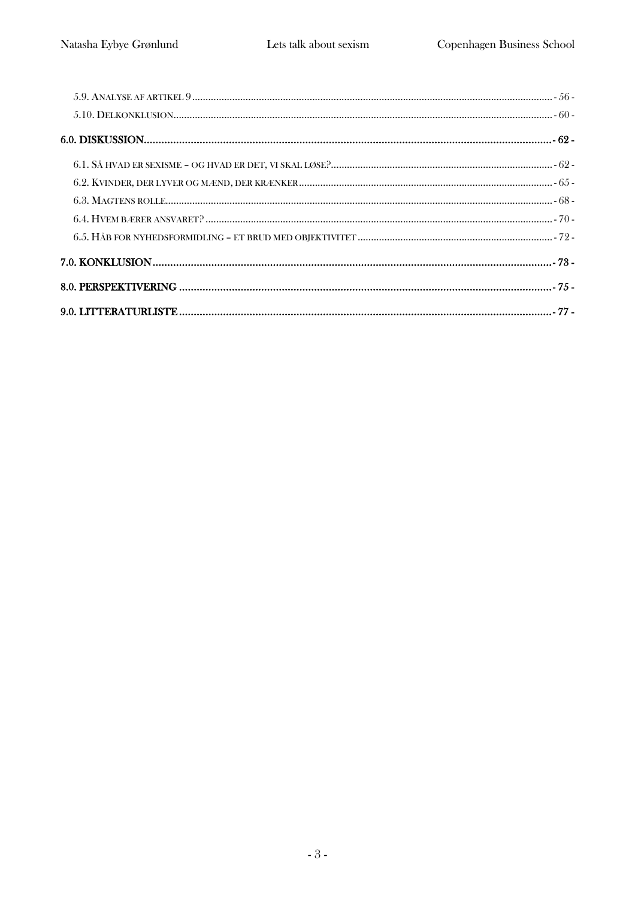5.9. Analyse af artikel 9 - 56 -

5.10. Delkonklusion - 60 -

**6.0. DISKUSSION - 62 -**

6.1. Så hvad er sexisme – og hvad er det, vi skal løse? - 62 -

6.2. Kvinder, der lyver og mænd, der krænker - 65 -

6.3. Magtens rolle - 68 -

6.4. Hvem bærer ansvaret? - 70 -

6.5. Håb for nyhedsformidling – et brud med objektivitet - 72 -

**7.0. KONKLUSION - 73 -**

**8.0. PERSPEKTIVERING - 75 -**

**9.0. LITTERATURLISTE - 77 -**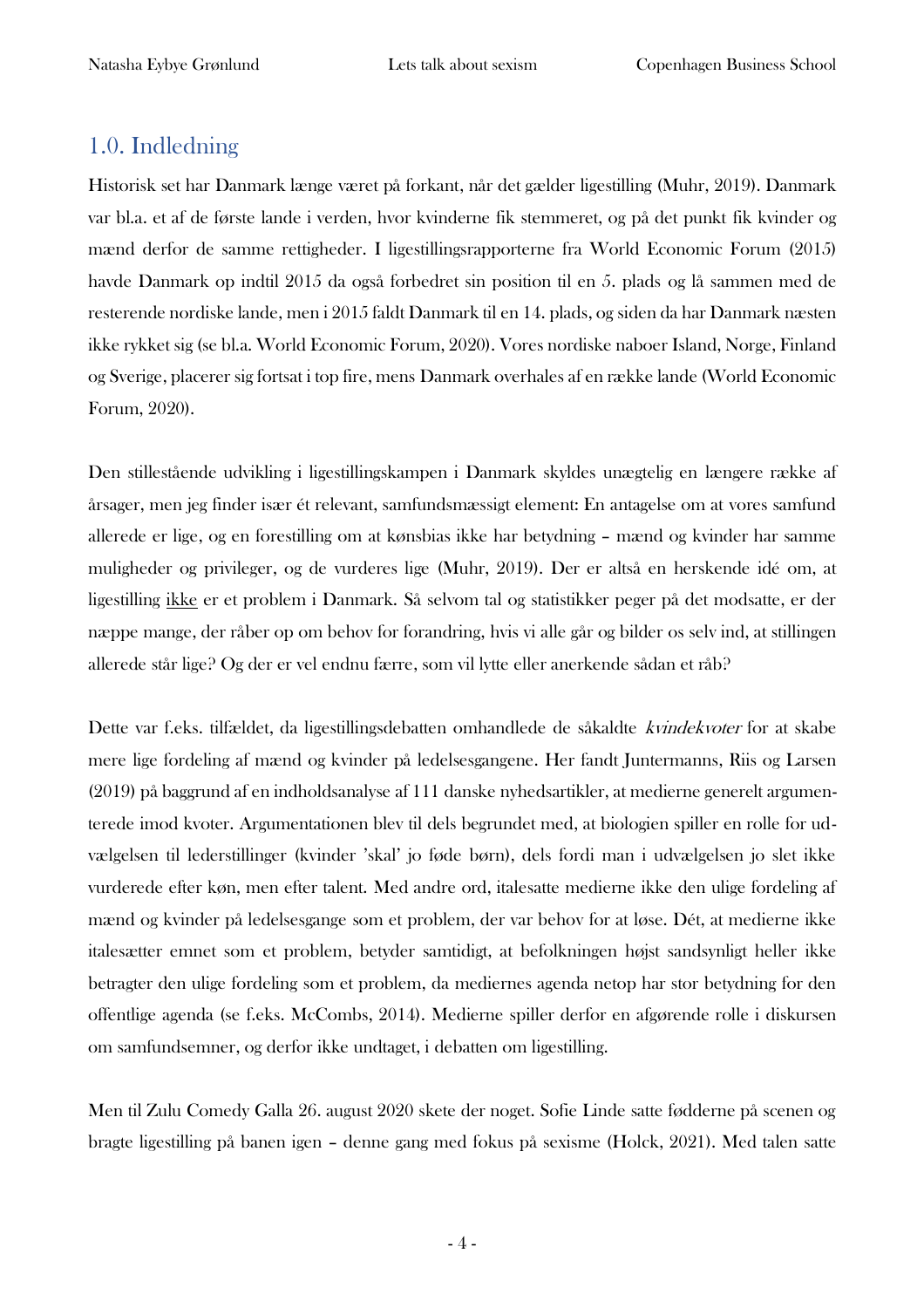## 1.0. Indledning

Historisk set har Danmark længe været på forkant, når det gælder ligestilling (Muhr, 2019). Danmark var bl.a. et af de første lande i verden, hvor kvinderne fik stemmeret, og på det punkt fik kvinder og mænd derfor de samme rettigheder. I ligestillingsrapporterne fra World Economic Forum (2015) havde Danmark op indtil 2015 da også forbedret sin position til en 5. plads og lå sammen med de resterende nordiske lande, men i 2015 faldt Danmark til en 14. plads, og siden da har Danmark næsten ikke rykket sig (se bl.a. World Economic Forum, 2020). Vores nordiske naboer Island, Norge, Finland og Sverige, placerer sig fortsat i top fire, mens Danmark overhales af en række lande (World Economic Forum, 2020).

Den stillestående udvikling i ligestillingskampen i Danmark skyldes unægtelig en længere række af årsager, men jeg finder især ét relevant, samfundsmæssigt element: En antagelse om at vores samfund allerede er lige, og en forestilling om at kønsbias ikke har betydning – mænd og kvinder har samme muligheder og privileger, og de vurderes lige (Muhr, 2019). Der er altså en herskende idé om, at ligestilling <u>ikke</u> er et problem i Danmark. Så selvom tal og statistikker peger på det modsatte, er der næppe mange, der råber op om behov for forandring, hvis vi alle går og bilder os selv ind, at stillingen allerede står lige? Og der er vel endnu færre, som vil lytte eller anerkende sådan et råb?

Dette var f.eks. tilfældet, da ligestillingsdebatten omhandlede de såkaldte *kvindekvoter* for at skabe mere lige fordeling af mænd og kvinder på ledelsesgangene. Her fandt Juntermanns, Riis og Larsen (2019) på baggrund af en indholdsanalyse af 111 danske nyhedsartikler, at medierne generelt argumenterede imod kvoter. Argumentationen blev til dels begrundet med, at biologien spiller en rolle for udvælgelsen til lederstillinger (kvinder 'skal' jo føde børn), dels fordi man i udvælgelsen jo slet ikke vurderede efter køn, men efter talent. Med andre ord, italesatte medierne ikke den ulige fordeling af mænd og kvinder på ledelsesgange som et problem, der var behov for at løse. Dét, at medierne ikke italesætter emnet som et problem, betyder samtidigt, at befolkningen højst sandsynligt heller ikke betragter den ulige fordeling som et problem, da mediernes agenda netop har stor betydning for den offentlige agenda (se f.eks. McCombs, 2014). Medierne spiller derfor en afgørende rolle i diskursen om samfundsemner, og derfor ikke undtaget, i debatten om ligestilling.

Men til Zulu Comedy Galla 26. august 2020 skete der noget. Sofie Linde satte fødderne på scenen og bragte ligestilling på banen igen – denne gang med fokus på sexisme (Holck, 2021). Med talen satte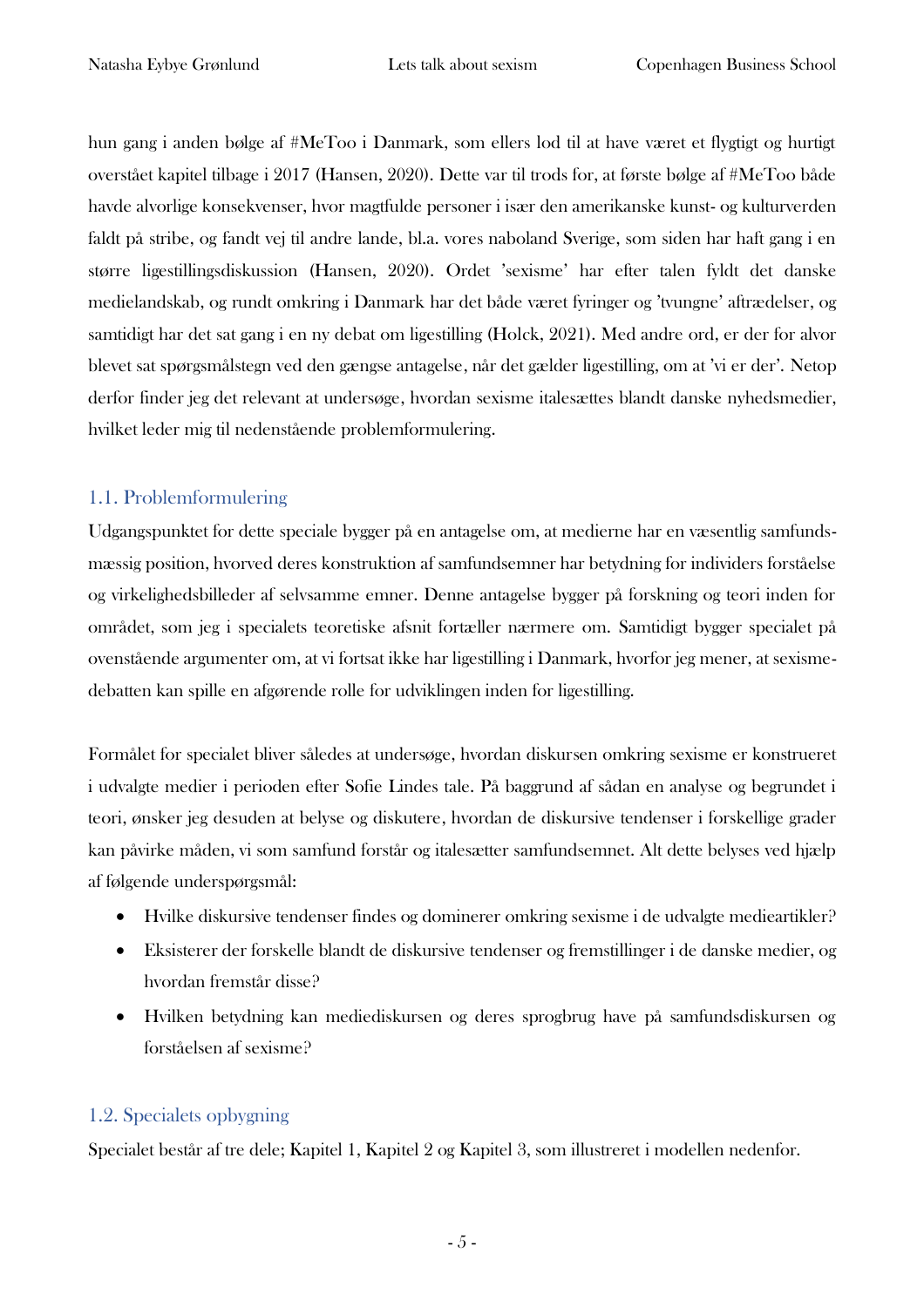hun gang i anden bølge af #MeToo i Danmark, som ellers lod til at have været et flygtigt og hurtigt overstået kapitel tilbage i 2017 (Hansen, 2020). Dette var til trods for, at første bølge af #MeToo både havde alvorlige konsekvenser, hvor magtfulde personer i især den amerikanske kunst- og kulturverden faldt på stribe, og fandt vej til andre lande, bl.a. vores naboland Sverige, som siden har haft gang i en større ligestillingsdiskussion (Hansen, 2020). Ordet 'sexisme' har efter talen fyldt det danske medielandskab, og rundt omkring i Danmark har det både været fyringer og 'tvungne' aftrædelser, og samtidigt har det sat gang i en ny debat om ligestilling (Holck, 2021). Med andre ord, er der for alvor blevet sat spørgsmålstegn ved den gængse antagelse, når det gælder ligestilling, om at 'vi er der'. Netop derfor finder jeg det relevant at undersøge, hvordan sexisme italesættes blandt danske nyhedsmedier, hvilket leder mig til nedenstående problemformulering.

## 1.1. Problemformulering

Udgangspunktet for dette speciale bygger på en antagelse om, at medierne har en væsentlig samfundsmæssig position, hvorved deres konstruktion af samfundsemner har betydning for individers forståelse og virkelighedsbilleder af selvsamme emner. Denne antagelse bygger på forskning og teori inden for området, som jeg i specialets teoretiske afsnit fortæller nærmere om. Samtidigt bygger specialet på ovenstående argumenter om, at vi fortsat ikke har ligestilling i Danmark, hvorfor jeg mener, at sexismedebatten kan spille en afgørende rolle for udviklingen inden for ligestilling.

Formålet for specialet bliver således at undersøge, hvordan diskursen omkring sexisme er konstrueret i udvalgte medier i perioden efter Sofie Lindes tale. På baggrund af sådan en analyse og begrundet i teori, ønsker jeg desuden at belyse og diskutere, hvordan de diskursive tendenser i forskellige grader kan påvirke måden, vi som samfund forstår og italesætter samfundsemnet. Alt dette belyses ved hjælp af følgende underspørgsmål:

- Hvilke diskursive tendenser findes og dominerer omkring sexisme i de udvalgte medieartikler?
- Eksisterer der forskelle blandt de diskursive tendenser og fremstillinger i de danske medier, og hvordan fremstår disse?
- Hvilken betydning kan mediediskursen og deres sprogbrug have på samfundsdiskursen og forståelsen af sexisme?

## 1.2. Specialets opbygning

Specialet består af tre dele; Kapitel 1, Kapitel 2 og Kapitel 3, som illustreret i modellen nedenfor.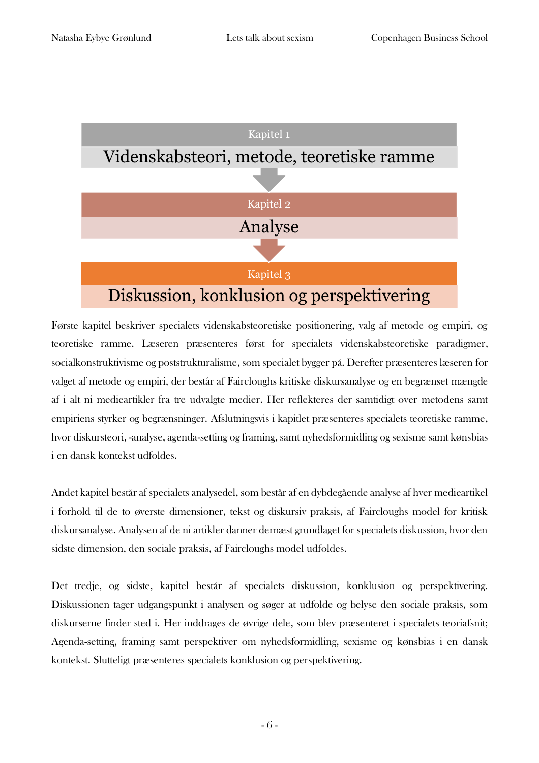Kapitel 1

Videnskabsteori, metode, teoretiske ramme

Kapitel 2

Analyse

Kapitel 3

Diskussion, konklusion og perspektivering

Første kapitel beskriver specialets videnskabsteoretiske positionering, valg af metode og empiri, og teoretiske ramme. Læseren præsenteres først for specialets videnskabsteoretiske paradigmer, socialkonstruktivisme og poststrukturalisme, som specialet bygger på. Derefter præsenteres læseren for valget af metode og empiri, der består af Faircloughs kritiske diskursanalyse og en begrænset mængde af i alt ni medieartikler fra tre udvalgte medier. Her reflekteres der samtidigt over metodens samt empiriens styrker og begrænsninger. Afslutningsvis i kapitlet præsenteres specialets teoretiske ramme, hvor diskursteori, -analyse, agenda-setting og framing, samt nyhedsformidling og sexisme samt kønsbias i en dansk kontekst udfoldes.

Andet kapitel består af specialets analysedel, som består af en dybdegående analyse af hver medieartikel i forhold til de to øverste dimensioner, tekst og diskursiv praksis, af Faircloughs model for kritisk diskursanalyse. Analysen af de ni artikler danner dernæst grundlaget for specialets diskussion, hvor den sidste dimension, den sociale praksis, af Faircloughs model udfoldes.

Det tredje, og sidste, kapitel består af specialets diskussion, konklusion og perspektivering. Diskussionen tager udgangspunkt i analysen og søger at udfolde og belyse den sociale praksis, som diskurserne finder sted i. Her inddrages de øvrige dele, som blev præsenteret i specialets teoriafsnit; Agenda-setting, framing samt perspektiver om nyhedsformidling, sexisme og kønsbias i en dansk kontekst. Slutteligt præsenteres specialets konklusion og perspektivering.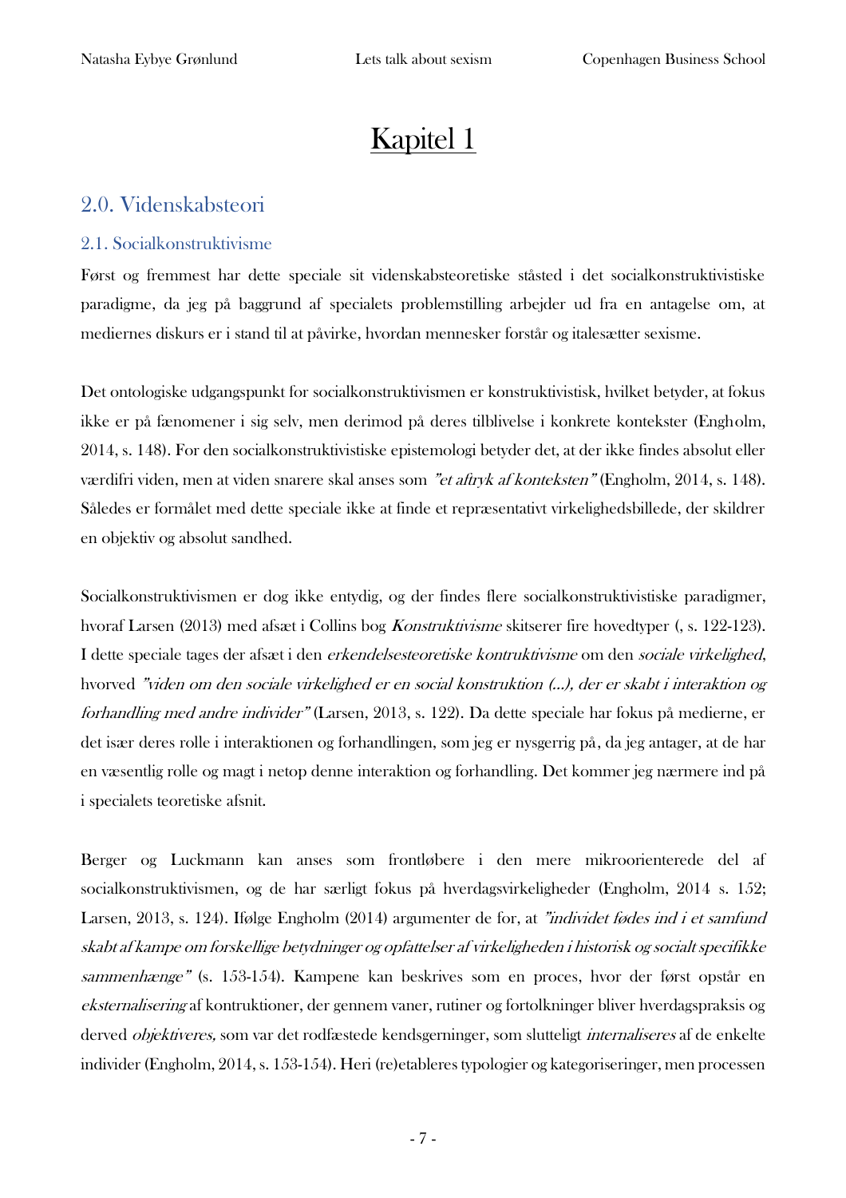# Kapitel 1

## 2.0. Videnskabsteori

### 2.1. Socialkonstruktivisme

Først og fremmest har dette speciale sit videnskabsteoretiske ståsted i det socialkonstruktivistiske paradigme, da jeg på baggrund af specialets problemstilling arbejder ud fra en antagelse om, at mediernes diskurs er i stand til at påvirke, hvordan mennesker forstår og italesætter sexisme.

Det ontologiske udgangspunkt for socialkonstruktivismen er konstruktivistisk, hvilket betyder, at fokus ikke er på fænomener i sig selv, men derimod på deres tilblivelse i konkrete kontekster (Engholm, 2014, s. 148). For den socialkonstruktivistiske epistemologi betyder det, at der ikke findes absolut eller værdifri viden, men at viden snarere skal anses som *"et aftryk af konteksten"* (Engholm, 2014, s. 148). Således er formålet med dette speciale ikke at finde et repræsentativt virkelighedsbillede, der skildrer en objektiv og absolut sandhed.

Socialkonstruktivismen er dog ikke entydig, og der findes flere socialkonstruktivistiske paradigmer, hvoraf Larsen (2013) med afsæt i Collins bog *Konstruktivisme* skitserer fire hovedtyper (, s. 122-123). I dette speciale tages der afsæt i den *erkendelsesteoretiske kontruktivisme* om den *sociale virkelighed*, hvorved *"viden om den sociale virkelighed er en social konstruktion (...), der er skabt i interaktion og forhandling med andre individer"* (Larsen, 2013, s. 122). Da dette speciale har fokus på medierne, er det især deres rolle i interaktionen og forhandlingen, som jeg er nysgerrig på, da jeg antager, at de har en væsentlig rolle og magt i netop denne interaktion og forhandling. Det kommer jeg nærmere ind på i specialets teoretiske afsnit.

Berger og Luckmann kan anses som frontløbere i den mere mikroorienterede del af socialkonstruktivismen, og de har særligt fokus på hverdagsvirkeligheder (Engholm, 2014 s. 152; Larsen, 2013, s. 124). Ifølge Engholm (2014) argumenter de for, at *"individet fødes ind i et samfund skabt af kampe om forskellige betydninger og opfattelser af virkeligheden i historisk og socialt specifikke sammenhænge"* (s. 153-154). Kampene kan beskrives som en proces, hvor der først opstår en *eksternalisering* af kontruktioner, der gennem vaner, rutiner og fortolkninger bliver hverdagspraksis og derved *objektiveres,* som var det rodfæstede kendsgerninger, som slutteligt *internaliseres* af de enkelte individer (Engholm, 2014, s. 153-154). Heri (re)etableres typologier og kategoriseringer, men processen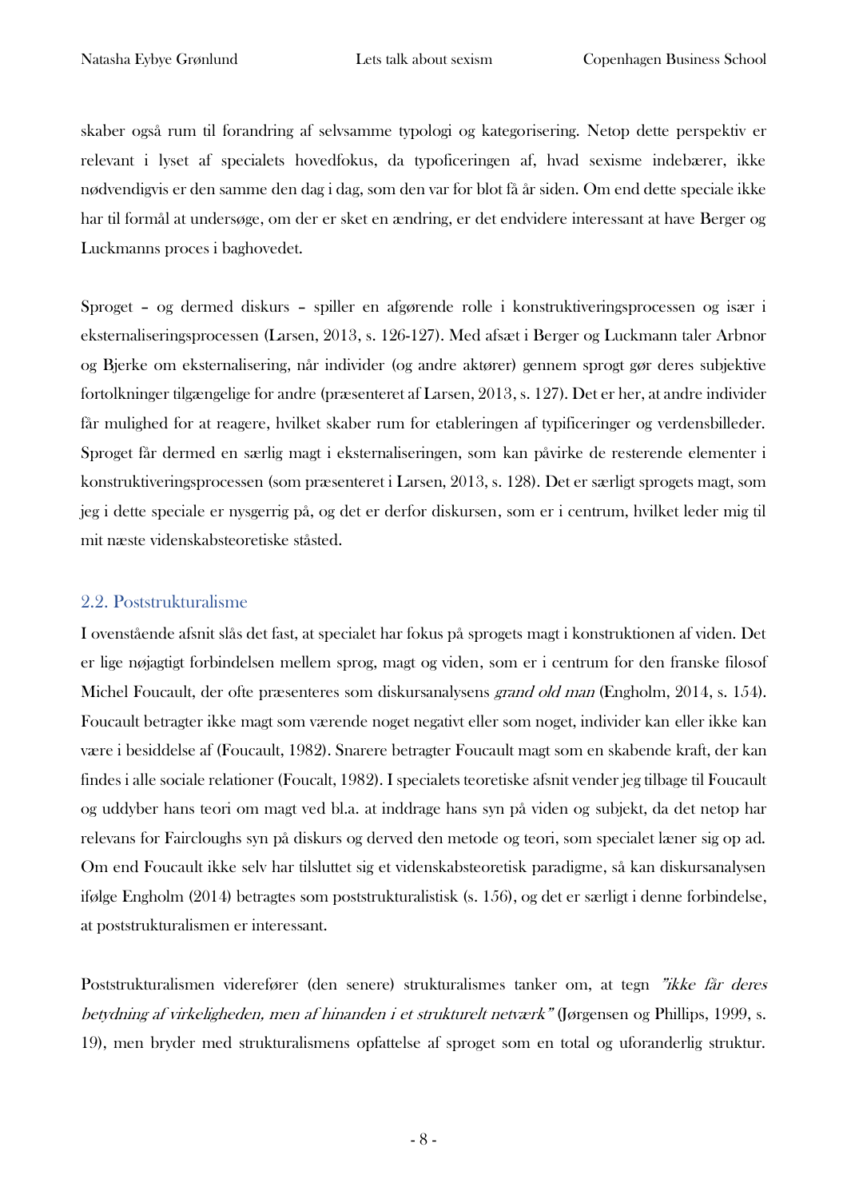skaber også rum til forandring af selvsamme typologi og kategorisering. Netop dette perspektiv er relevant i lyset af specialets hovedfokus, da typoficeringen af, hvad sexisme indebærer, ikke nødvendigvis er den samme den dag i dag, som den var for blot få år siden. Om end dette speciale ikke har til formål at undersøge, om der er sket en ændring, er det endvidere interessant at have Berger og Luckmanns proces i baghovedet.

Sproget – og dermed diskurs – spiller en afgørende rolle i konstruktiveringsprocessen og især i eksternaliseringsprocessen (Larsen, 2013, s. 126-127). Med afsæt i Berger og Luckmann taler Arbnor og Bjerke om eksternalisering, når individer (og andre aktører) gennem sprogt gør deres subjektive fortolkninger tilgængelige for andre (præsenteret af Larsen, 2013, s. 127). Det er her, at andre individer får mulighed for at reagere, hvilket skaber rum for etableringen af typificeringer og verdensbilleder. Sproget får dermed en særlig magt i eksternaliseringen, som kan påvirke de resterende elementer i konstruktiveringsprocessen (som præsenteret i Larsen, 2013, s. 128). Det er særligt sprogets magt, som jeg i dette speciale er nysgerrig på, og det er derfor diskursen, som er i centrum, hvilket leder mig til mit næste videnskabsteoretiske ståsted.

## 2.2. Poststrukturalisme

I ovenstående afsnit slås det fast, at specialet har fokus på sprogets magt i konstruktionen af viden. Det er lige nøjagtigt forbindelsen mellem sprog, magt og viden, som er i centrum for den franske filosof Michel Foucault, der ofte præsenteres som diskursanalysens *grand old man* (Engholm, 2014, s. 154). Foucault betragter ikke magt som værende noget negativt eller som noget, individer kan eller ikke kan være i besiddelse af (Foucault, 1982). Snarere betragter Foucault magt som en skabende kraft, der kan findes i alle sociale relationer (Foucalt, 1982). I specialets teoretiske afsnit vender jeg tilbage til Foucault og uddyber hans teori om magt ved bl.a. at inddrage hans syn på viden og subjekt, da det netop har relevans for Faircloughs syn på diskurs og derved den metode og teori, som specialet læner sig op ad. Om end Foucault ikke selv har tilsluttet sig et videnskabsteoretisk paradigme, så kan diskursanalysen ifølge Engholm (2014) betragtes som poststrukturalistisk (s. 156), og det er særligt i denne forbindelse, at poststrukturalismen er interessant.

Poststrukturalismen viderefører (den senere) strukturalismes tanker om, at tegn *"ikke får deres betydning af virkeligheden, men af hinanden i et strukturelt netværk"* (Jørgensen og Phillips, 1999, s. 19), men bryder med strukturalismens opfattelse af sproget som en total og uforanderlig struktur.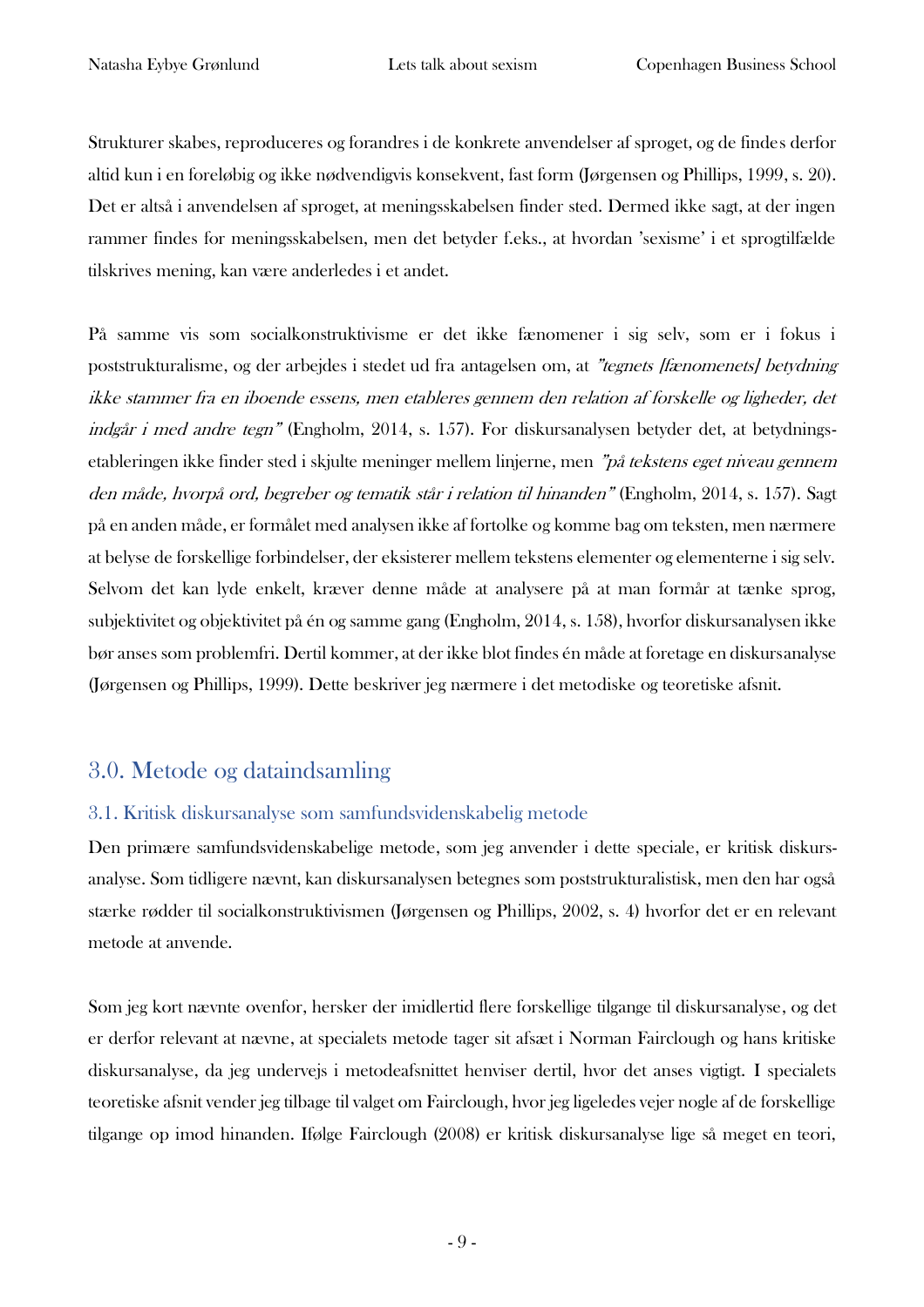Strukturer skabes, reproduceres og forandres i de konkrete anvendelser af sproget, og de findes derfor altid kun i en foreløbig og ikke nødvendigvis konsekvent, fast form (Jørgensen og Phillips, 1999, s. 20). Det er altså i anvendelsen af sproget, at meningsskabelsen finder sted. Dermed ikke sagt, at der ingen rammer findes for meningsskabelsen, men det betyder f.eks., at hvordan 'sexisme' i et sprogtilfælde tilskrives mening, kan være anderledes i et andet.

På samme vis som socialkonstruktivisme er det ikke fænomener i sig selv, som er i fokus i poststrukturalisme, og der arbejdes i stedet ud fra antagelsen om, at *"tegnets [fænomenets] betydning ikke stammer fra en iboende essens, men etableres gennem den relation af forskelle og ligheder, det indgår i med andre tegn"* (Engholm, 2014, s. 157). For diskursanalysen betyder det, at betydningsetableringen ikke finder sted i skjulte meninger mellem linjerne, men *"på tekstens eget niveau gennem den måde, hvorpå ord, begreber og tematik står i relation til hinanden"* (Engholm, 2014, s. 157). Sagt på en anden måde, er formålet med analysen ikke af fortolke og komme bag om teksten, men nærmere at belyse de forskellige forbindelser, der eksisterer mellem tekstens elementer og elementerne i sig selv. Selvom det kan lyde enkelt, kræver denne måde at analysere på at man formår at tænke sprog, subjektivitet og objektivitet på én og samme gang (Engholm, 2014, s. 158), hvorfor diskursanalysen ikke bør anses som problemfri. Dertil kommer, at der ikke blot findes én måde at foretage en diskursanalyse (Jørgensen og Phillips, 1999). Dette beskriver jeg nærmere i det metodiske og teoretiske afsnit.

# 3.0. Metode og dataindsamling

## 3.1. Kritisk diskursanalyse som samfundsvidenskabelig metode

Den primære samfundsvidenskabelige metode, som jeg anvender i dette speciale, er kritisk diskursanalyse. Som tidligere nævnt, kan diskursanalysen betegnes som poststrukturalistisk, men den har også stærke rødder til socialkonstruktivismen (Jørgensen og Phillips, 2002, s. 4) hvorfor det er en relevant metode at anvende.

Som jeg kort nævnte ovenfor, hersker der imidlertid flere forskellige tilgange til diskursanalyse, og det er derfor relevant at nævne, at specialets metode tager sit afsæt i Norman Fairclough og hans kritiske diskursanalyse, da jeg undervejs i metodeafsnittet henviser dertil, hvor det anses vigtigt. I specialets teoretiske afsnit vender jeg tilbage til valget om Fairclough, hvor jeg ligeledes vejer nogle af de forskellige tilgange op imod hinanden. Ifølge Fairclough (2008) er kritisk diskursanalyse lige så meget en teori,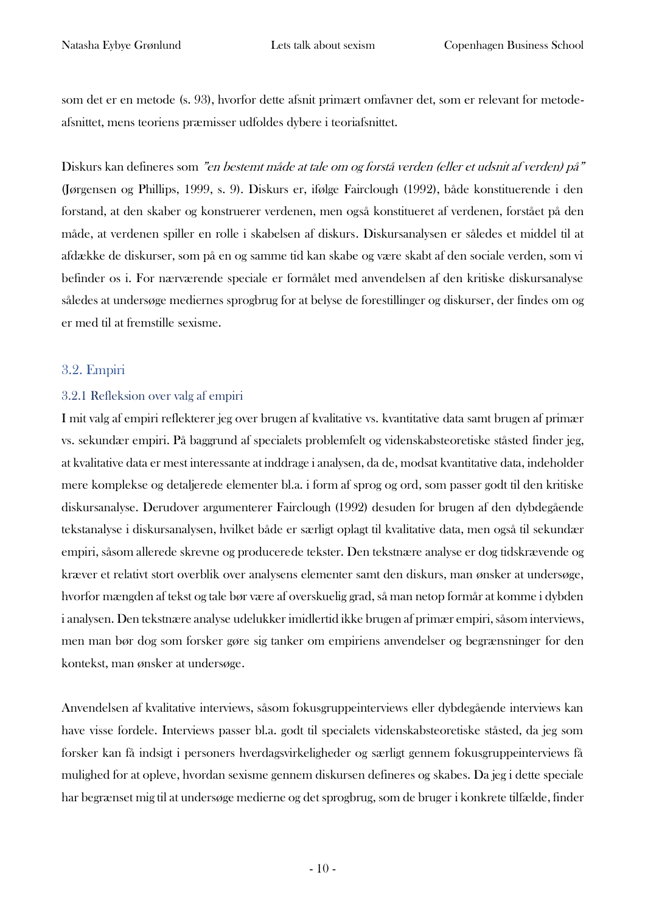som det er en metode (s. 93), hvorfor dette afsnit primært omfavner det, som er relevant for metodeafsnittet, mens teoriens præmisser udfoldes dybere i teoriafsnittet.

Diskurs kan defineres som *"en bestemt måde at tale om og forstå verden (eller et udsnit af verden) på"* (Jørgensen og Phillips, 1999, s. 9). Diskurs er, ifølge Fairclough (1992), både konstituerende i den forstand, at den skaber og konstruerer verdenen, men også konstitueret af verdenen, forstået på den måde, at verdenen spiller en rolle i skabelsen af diskurs. Diskursanalysen er således et middel til at afdække de diskurser, som på en og samme tid kan skabe og være skabt af den sociale verden, som vi befinder os i. For nærværende speciale er formålet med anvendelsen af den kritiske diskursanalyse således at undersøge mediernes sprogbrug for at belyse de forestillinger og diskurser, der findes om og er med til at fremstille sexisme.

## 3.2. Empiri

### 3.2.1 Refleksion over valg af empiri

I mit valg af empiri reflekterer jeg over brugen af kvalitative vs. kvantitative data samt brugen af primær vs. sekundær empiri. På baggrund af specialets problemfelt og videnskabsteoretiske ståsted finder jeg, at kvalitative data er mest interessante at inddrage i analysen, da de, modsat kvantitative data, indeholder mere komplekse og detaljerede elementer bl.a. i form af sprog og ord, som passer godt til den kritiske diskursanalyse. Derudover argumenterer Fairclough (1992) desuden for brugen af den dybdegående tekstanalyse i diskursanalysen, hvilket både er særligt oplagt til kvalitative data, men også til sekundær empiri, såsom allerede skrevne og producerede tekster. Den tekstnære analyse er dog tidskrævende og kræver et relativt stort overblik over analysens elementer samt den diskurs, man ønsker at undersøge, hvorfor mængden af tekst og tale bør være af overskuelig grad, så man netop formår at komme i dybden i analysen. Den tekstnære analyse udelukker imidlertid ikke brugen af primær empiri, såsom interviews, men man bør dog som forsker gøre sig tanker om empiriens anvendelser og begrænsninger for den kontekst, man ønsker at undersøge.

Anvendelsen af kvalitative interviews, såsom fokusgruppeinterviews eller dybdegående interviews kan have visse fordele. Interviews passer bl.a. godt til specialets videnskabsteoretiske ståsted, da jeg som forsker kan få indsigt i personers hverdagsvirkeligheder og særligt gennem fokusgruppeinterviews få mulighed for at opleve, hvordan sexisme gennem diskursen defineres og skabes. Da jeg i dette speciale har begrænset mig til at undersøge medierne og det sprogbrug, som de bruger i konkrete tilfælde, finder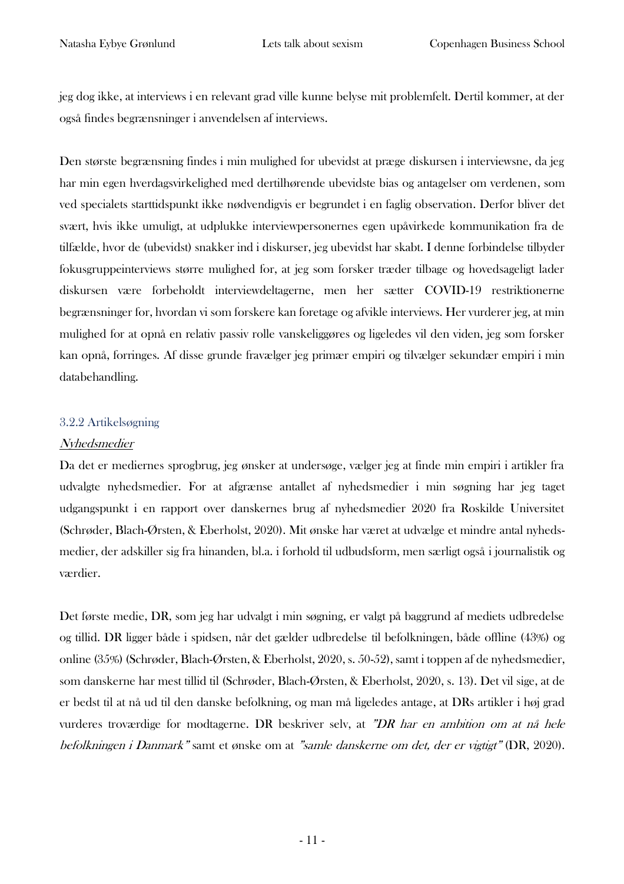jeg dog ikke, at interviews i en relevant grad ville kunne belyse mit problemfelt. Dertil kommer, at der også findes begrænsninger i anvendelsen af interviews.

Den største begrænsning findes i min mulighed for ubevidst at præge diskursen i interviewsne, da jeg har min egen hverdagsvirkelighed med dertilhørende ubevidste bias og antagelser om verdenen, som ved specialets starttidspunkt ikke nødvendigvis er begrundet i en faglig observation. Derfor bliver det svært, hvis ikke umuligt, at udplukke interviewpersonernes egen upåvirkede kommunikation fra de tilfælde, hvor de (ubevidst) snakker ind i diskurser, jeg ubevidst har skabt. I denne forbindelse tilbyder fokusgruppeinterviews større mulighed for, at jeg som forsker træder tilbage og hovedsageligt lader diskursen være forbeholdt interviewdeltagerne, men her sætter COVID-19 restriktionerne begrænsninger for, hvordan vi som forskere kan foretage og afvikle interviews. Her vurderer jeg, at min mulighed for at opnå en relativ passiv rolle vanskeliggøres og ligeledes vil den viden, jeg som forsker kan opnå, forringes. Af disse grunde fravælger jeg primær empiri og tilvælger sekundær empiri i min databehandling.

### 3.2.2 Artikelsøgning

*Nyhedsmedier*

Da det er mediernes sprogbrug, jeg ønsker at undersøge, vælger jeg at finde min empiri i artikler fra udvalgte nyhedsmedier. For at afgrænse antallet af nyhedsmedier i min søgning har jeg taget udgangspunkt i en rapport over danskernes brug af nyhedsmedier 2020 fra Roskilde Universitet (Schrøder, Blach-Ørsten, & Eberholst, 2020). Mit ønske har været at udvælge et mindre antal nyhedsmedier, der adskiller sig fra hinanden, bl.a. i forhold til udbudsform, men særligt også i journalistik og værdier.

Det første medie, DR, som jeg har udvalgt i min søgning, er valgt på baggrund af mediets udbredelse og tillid. DR ligger både i spidsen, når det gælder udbredelse til befolkningen, både offline (43%) og online (35%) (Schrøder, Blach-Ørsten, & Eberholst, 2020, s. 50-52), samt i toppen af de nyhedsmedier, som danskerne har mest tillid til (Schrøder, Blach-Ørsten, & Eberholst, 2020, s. 13). Det vil sige, at de er bedst til at nå ud til den danske befolkning, og man må ligeledes antage, at DRs artikler i høj grad vurderes troværdige for modtagerne. DR beskriver selv, at *"DR har en ambition om at nå hele befolkningen i Danmark"* samt et ønske om at *"samle danskerne om det, der er vigtigt"* (DR, 2020).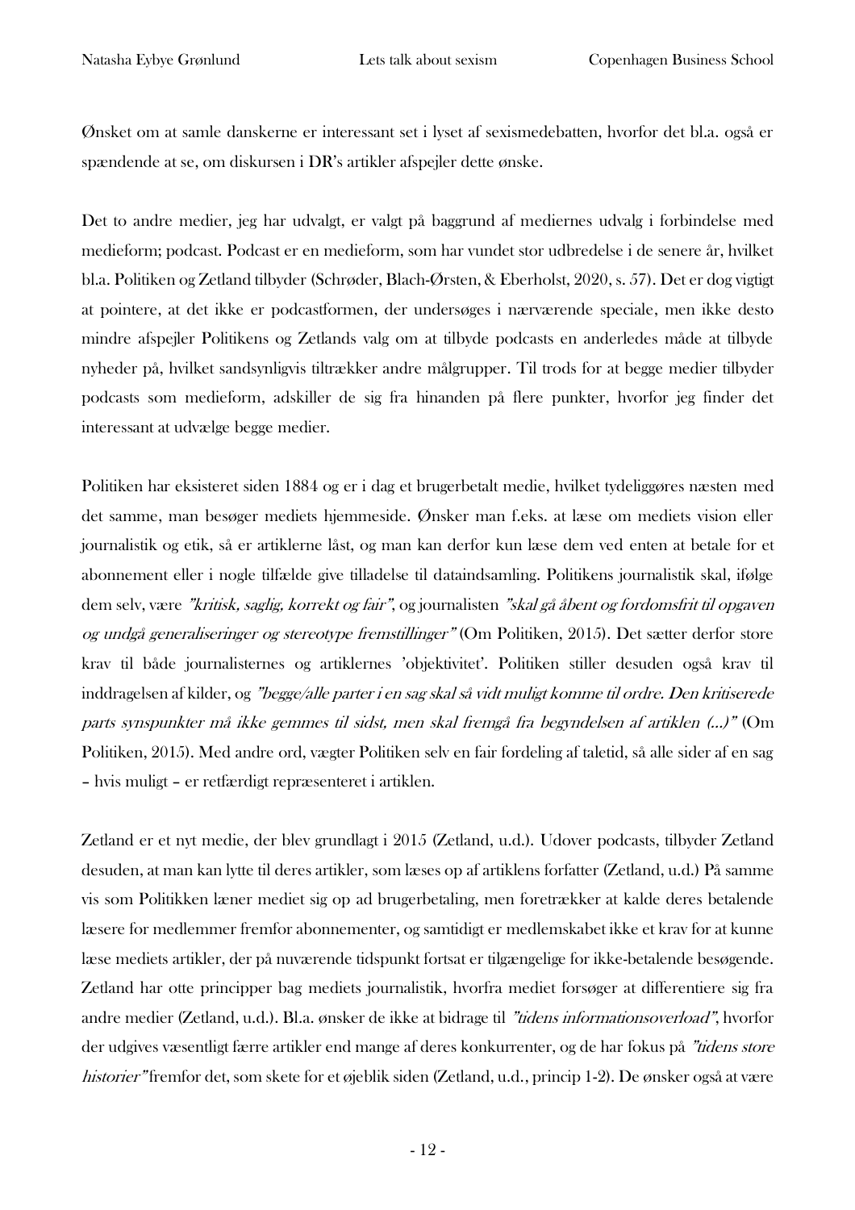Ønsket om at samle danskerne er interessant set i lyset af sexismedebatten, hvorfor det bl.a. også er spændende at se, om diskursen i DR's artikler afspejler dette ønske.

Det to andre medier, jeg har udvalgt, er valgt på baggrund af mediernes udvalg i forbindelse med medieform; podcast. Podcast er en medieform, som har vundet stor udbredelse i de senere år, hvilket bl.a. Politiken og Zetland tilbyder (Schrøder, Blach-Ørsten, & Eberholst, 2020, s. 57). Det er dog vigtigt at pointere, at det ikke er podcastformen, der undersøges i nærværende speciale, men ikke desto mindre afspejler Politikens og Zetlands valg om at tilbyde podcasts en anderledes måde at tilbyde nyheder på, hvilket sandsynligvis tiltrækker andre målgrupper. Til trods for at begge medier tilbyder podcasts som medieform, adskiller de sig fra hinanden på flere punkter, hvorfor jeg finder det interessant at udvælge begge medier.

Politiken har eksisteret siden 1884 og er i dag et brugerbetalt medie, hvilket tydeliggøres næsten med det samme, man besøger mediets hjemmeside. Ønsker man f.eks. at læse om mediets vision eller journalistik og etik, så er artiklerne låst, og man kan derfor kun læse dem ved enten at betale for et abonnement eller i nogle tilfælde give tilladelse til dataindsamling. Politikens journalistik skal, ifølge dem selv, være *"kritisk, saglig, korrekt og fair"*, og journalisten *"skal gå åbent og fordomsfrit til opgaven og undgå generaliseringer og stereotype fremstillinger"* (Om Politiken, 2015). Det sætter derfor store krav til både journalisternes og artiklernes 'objektivitet'. Politiken stiller desuden også krav til inddragelsen af kilder, og *"begge/alle parter i en sag skal så vidt muligt komme til ordre. Den kritiserede parts synspunkter må ikke gemmes til sidst, men skal fremgå fra begyndelsen af artiklen (...)"* (Om Politiken, 2015). Med andre ord, vægter Politiken selv en fair fordeling af taletid, så alle sider af en sag – hvis muligt – er retfærdigt repræsenteret i artiklen.

Zetland er et nyt medie, der blev grundlagt i 2015 (Zetland, u.d.). Udover podcasts, tilbyder Zetland desuden, at man kan lytte til deres artikler, som læses op af artiklens forfatter (Zetland, u.d.) På samme vis som Politikken læner mediet sig op ad brugerbetaling, men foretrækker at kalde deres betalende læsere for medlemmer fremfor abonnementer, og samtidigt er medlemskabet ikke et krav for at kunne læse mediets artikler, der på nuværende tidspunkt fortsat er tilgængelige for ikke-betalende besøgende. Zetland har otte principper bag mediets journalistik, hvorfra mediet forsøger at differentiere sig fra andre medier (Zetland, u.d.). Bl.a. ønsker de ikke at bidrage til *"tidens informationsoverload"*, hvorfor der udgives væsentligt færre artikler end mange af deres konkurrenter, og de har fokus på *"tidens store historier"* fremfor det, som skete for et øjeblik siden (Zetland, u.d., princip 1-2). De ønsker også at være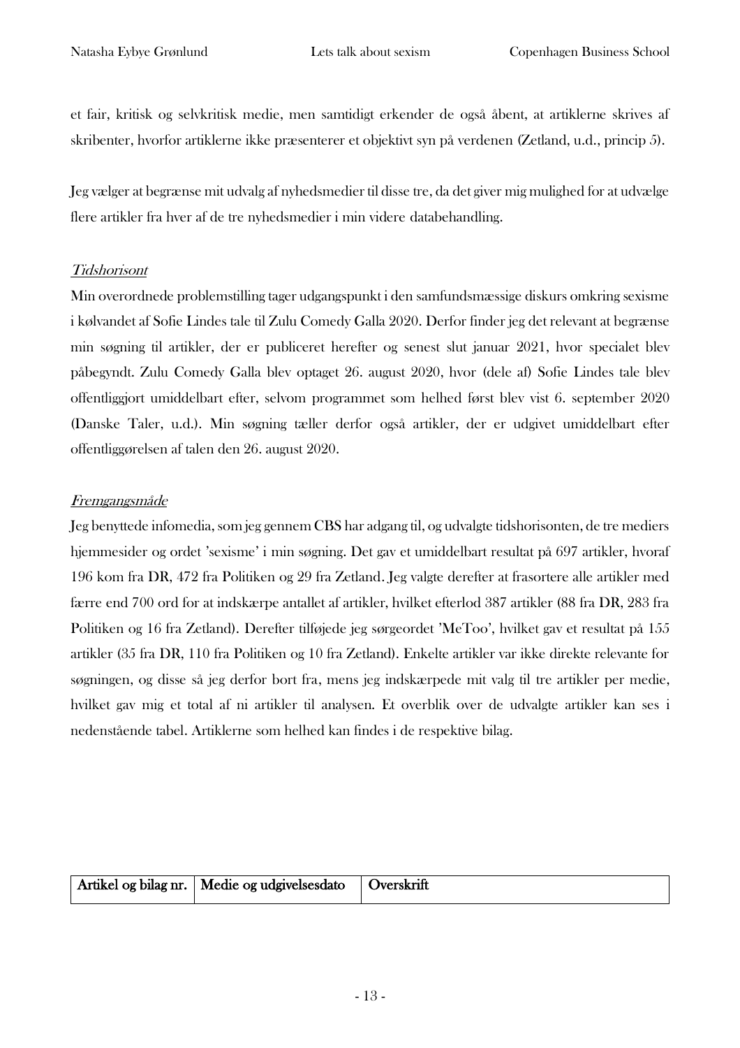et fair, kritisk og selvkritisk medie, men samtidigt erkender de også åbent, at artiklerne skrives af skribenter, hvorfor artiklerne ikke præsenterer et objektivt syn på verdenen (Zetland, u.d., princip 5).

Jeg vælger at begrænse mit udvalg af nyhedsmedier til disse tre, da det giver mig mulighed for at udvælge flere artikler fra hver af de tre nyhedsmedier i min videre databehandling.

*Tidshorisont*

Min overordnede problemstilling tager udgangspunkt i den samfundsmæssige diskurs omkring sexisme i kølvandet af Sofie Lindes tale til Zulu Comedy Galla 2020. Derfor finder jeg det relevant at begrænse min søgning til artikler, der er publiceret herefter og senest slut januar 2021, hvor specialet blev påbegyndt. Zulu Comedy Galla blev optaget 26. august 2020, hvor (dele af) Sofie Lindes tale blev offentliggjort umiddelbart efter, selvom programmet som helhed først blev vist 6. september 2020 (Danske Taler, u.d.). Min søgning tæller derfor også artikler, der er udgivet umiddelbart efter offentliggørelsen af talen den 26. august 2020.

*Fremgangsmåde*

Jeg benyttede infomedia, som jeg gennem CBS har adgang til, og udvalgte tidshorisonten, de tre mediers hjemmesider og ordet 'sexisme' i min søgning. Det gav et umiddelbart resultat på 697 artikler, hvoraf 196 kom fra DR, 472 fra Politiken og 29 fra Zetland. Jeg valgte derefter at frasortere alle artikler med færre end 700 ord for at indskærpe antallet af artikler, hvilket efterlod 387 artikler (88 fra DR, 283 fra Politiken og 16 fra Zetland). Derefter tilføjede jeg sørgeordet 'MeToo', hvilket gav et resultat på 155 artikler (35 fra DR, 110 fra Politiken og 10 fra Zetland). Enkelte artikler var ikke direkte relevante for søgningen, og disse så jeg derfor bort fra, mens jeg indskærpede mit valg til tre artikler per medie, hvilket gav mig et total af ni artikler til analysen. Et overblik over de udvalgte artikler kan ses i nedenstående tabel. Artiklerne som helhed kan findes i de respektive bilag.

| Artikel og bilag nr. | Medie og udgivelsesdato | Overskrift |
| --- | --- | --- |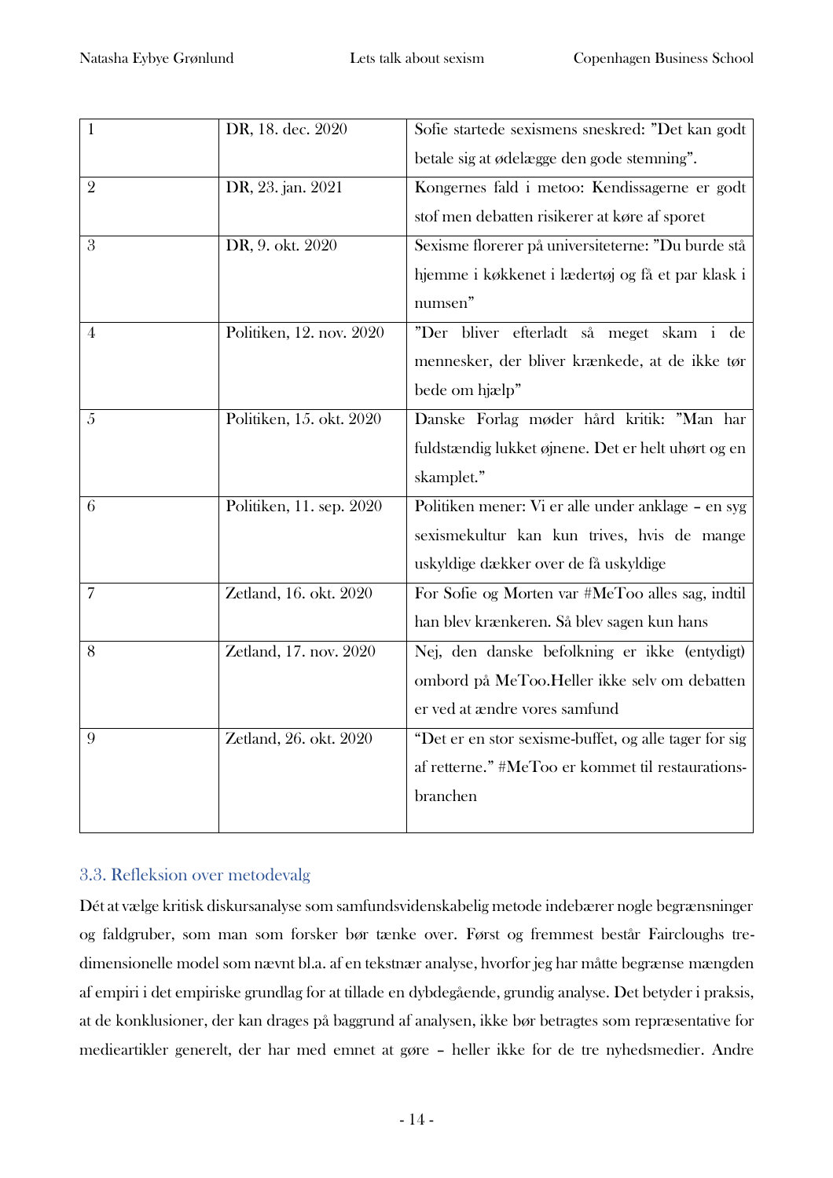| 1 | DR, 18. dec. 2020 | Sofie startede sexismens sneskred: ”Det kan godt betale sig at ødelægge den gode stemning”. |
|---|---|---|
| 2 | DR, 23. jan. 2021 | Kongernes fald i metoo: Kendissagerne er godt stof men debatten risikerer at køre af sporet |
| 3 | DR, 9. okt. 2020 | Sexisme florerer på universiteterne: ”Du burde stå hjemme i køkkenet i lædertøj og få et par klask i numsen” |
| 4 | Politiken, 12. nov. 2020 | ”Der bliver efterladt så meget skam i de mennesker, der bliver krænkede, at de ikke tør bede om hjælp” |
| 5 | Politiken, 15. okt. 2020 | Danske Forlag møder hård kritik: ”Man har fuldstændig lukket øjnene. Det er helt uhørt og en skamplet.” |
| 6 | Politiken, 11. sep. 2020 | Politiken mener: Vi er alle under anklage – en syg sexismekultur kan kun trives, hvis de mange uskyldige dækker over de få uskyldige |
| 7 | Zetland, 16. okt. 2020 | For Sofie og Morten var #MeToo alles sag, indtil han blev krænkeren. Så blev sagen kun hans |
| 8 | Zetland, 17. nov. 2020 | Nej, den danske befolkning er ikke (entydigt) ombord på MeToo.Heller ikke selv om debatten er ved at ændre vores samfund |
| 9 | Zetland, 26. okt. 2020 | “Det er en stor sexisme-buffet, og alle tager for sig af retterne.” #MeToo er kommet til restaurations-branchen |

### 3.3. Refleksion over metodevalg

Dét at vælge kritisk diskursanalyse som samfundsvidenskabelig metode indebærer nogle begrænsninger og faldgruber, som man som forsker bør tænke over. Først og fremmest består Faircloughs tre-dimensionelle model som nævnt bl.a. af en tekstnær analyse, hvorfor jeg har måtte begrænse mængden af empiri i det empiriske grundlag for at tillade en dybdegående, grundig analyse. Det betyder i praksis, at de konklusioner, der kan drages på baggrund af analysen, ikke bør betragtes som repræsentative for medieartikler generelt, der har med emnet at gøre – heller ikke for de tre nyhedsmedier. Andre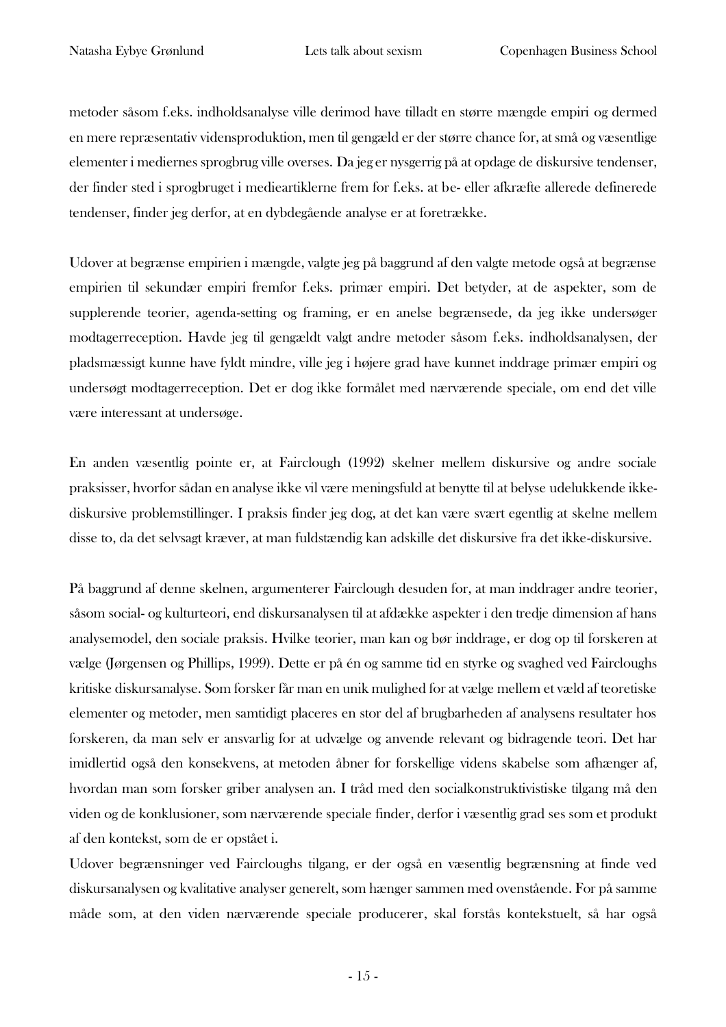metoder såsom f.eks. indholdsanalyse ville derimod have tilladt en større mængde empiri og dermed en mere repræsentativ vidensproduktion, men til gengæld er der større chance for, at små og væsentlige elementer i mediernes sprogbrug ville overses. Da jeg er nysgerrig på at opdage de diskursive tendenser, der finder sted i sprogbruget i medieartiklerne frem for f.eks. at be- eller afkræfte allerede definerede tendenser, finder jeg derfor, at en dybdegående analyse er at foretrække.

Udover at begrænse empirien i mængde, valgte jeg på baggrund af den valgte metode også at begrænse empirien til sekundær empiri fremfor f.eks. primær empiri. Det betyder, at de aspekter, som de supplerende teorier, agenda-setting og framing, er en anelse begrænsede, da jeg ikke undersøger modtagerreception. Havde jeg til gengældt valgt andre metoder såsom f.eks. indholdsanalysen, der pladsmæssigt kunne have fyldt mindre, ville jeg i højere grad have kunnet inddrage primær empiri og undersøgt modtagerreception. Det er dog ikke formålet med nærværende speciale, om end det ville være interessant at undersøge.

En anden væsentlig pointe er, at Fairclough (1992) skelner mellem diskursive og andre sociale praksisser, hvorfor sådan en analyse ikke vil være meningsfuld at benytte til at belyse udelukkende ikke-diskursive problemstillinger. I praksis finder jeg dog, at det kan være svært egentlig at skelne mellem disse to, da det selvsagt kræver, at man fuldstændig kan adskille det diskursive fra det ikke-diskursive.

På baggrund af denne skelnen, argumenterer Fairclough desuden for, at man inddrager andre teorier, såsom social- og kulturteori, end diskursanalysen til at afdække aspekter i den tredje dimension af hans analysemodel, den sociale praksis. Hvilke teorier, man kan og bør inddrage, er dog op til forskeren at vælge (Jørgensen og Phillips, 1999). Dette er på én og samme tid en styrke og svaghed ved Faircloughs kritiske diskursanalyse. Som forsker får man en unik mulighed for at vælge mellem et væld af teoretiske elementer og metoder, men samtidigt placeres en stor del af brugbarheden af analysens resultater hos forskeren, da man selv er ansvarlig for at udvælge og anvende relevant og bidragende teori. Det har imidlertid også den konsekvens, at metoden åbner for forskellige videns skabelse som afhænger af, hvordan man som forsker griber analysen an. I tråd med den socialkonstruktivistiske tilgang må den viden og de konklusioner, som nærværende speciale finder, derfor i væsentlig grad ses som et produkt af den kontekst, som de er opstået i.

Udover begrænsninger ved Faircloughs tilgang, er der også en væsentlig begrænsning at finde ved diskursanalysen og kvalitative analyser generelt, som hænger sammen med ovenstående. For på samme måde som, at den viden nærværende speciale producerer, skal forstås kontekstuelt, så har også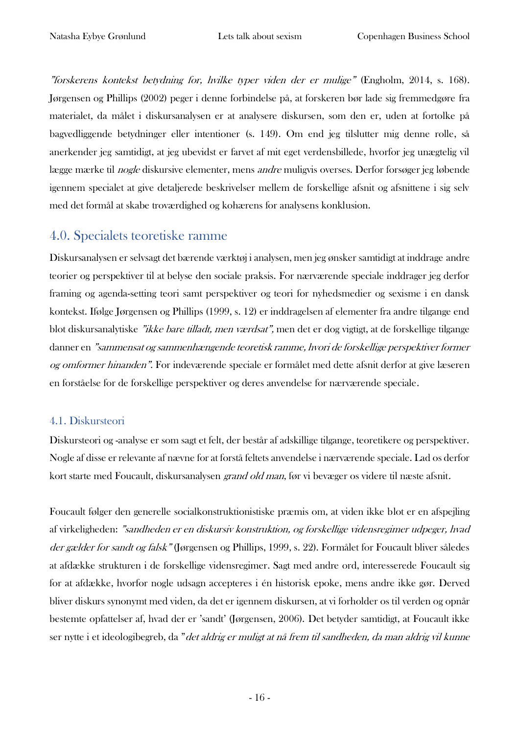*"forskerens kontekst betydning for, hvilke typer viden der er mulige"* (Engholm, 2014, s. 168). Jørgensen og Phillips (2002) peger i denne forbindelse på, at forskeren bør lade sig fremmedgøre fra materialet, da målet i diskursanalysen er at analysere diskursen, som den er, uden at fortolke på bagvedliggende betydninger eller intentioner (s. 149). Om end jeg tilslutter mig denne rolle, så anerkender jeg samtidigt, at jeg ubevidst er farvet af mit eget verdensbillede, hvorfor jeg unægtelig vil lægge mærke til *nogle* diskursive elementer, mens *andre* muligvis overses. Derfor forsøger jeg løbende igennem specialet at give detaljerede beskrivelser mellem de forskellige afsnit og afsnittene i sig selv med det formål at skabe troværdighed og kohærens for analysens konklusion.

## 4.0. Specialets teoretiske ramme

Diskursanalysen er selvsagt det bærende værktøj i analysen, men jeg ønsker samtidigt at inddrage andre teorier og perspektiver til at belyse den sociale praksis. For nærværende speciale inddrager jeg derfor framing og agenda-setting teori samt perspektiver og teori for nyhedsmedier og sexisme i en dansk kontekst. Ifølge Jørgensen og Phillips (1999, s. 12) er inddragelsen af elementer fra andre tilgange end blot diskursanalytiske *"ikke bare tilladt, men værdsat"*, men det er dog vigtigt, at de forskellige tilgange danner en *"sammensat og sammenhængende teoretisk ramme, hvori de forskellige perspektiver former og omformer hinanden"*. For indeværende speciale er formålet med dette afsnit derfor at give læseren en forståelse for de forskellige perspektiver og deres anvendelse for nærværende speciale.

### 4.1. Diskursteori

Diskursteori og -analyse er som sagt et felt, der består af adskillige tilgange, teoretikere og perspektiver. Nogle af disse er relevante af nævne for at forstå feltets anvendelse i nærværende speciale. Lad os derfor kort starte med Foucault, diskursanalysen *grand old man*, før vi bevæger os videre til næste afsnit.

Foucault følger den generelle socialkonstruktionistiske præmis om, at viden ikke blot er en afspejling af virkeligheden: *"sandheden er en diskursiv konstruktion, og forskellige vidensregimer udpeger, hvad der gælder for sandt og falsk"* (Jørgensen og Phillips, 1999, s. 22). Formålet for Foucault bliver således at afdække strukturen i de forskellige vidensregimer. Sagt med andre ord, interesserede Foucault sig for at afdække, hvorfor nogle udsagn accepteres i én historisk epoke, mens andre ikke gør. Derved bliver diskurs synonymt med viden, da det er igennem diskursen, at vi forholder os til verden og opnår bestemte opfattelser af, hvad der er 'sandt' (Jørgensen, 2006). Det betyder samtidigt, at Foucault ikke ser nytte i et ideologibegreb, da "*det aldrig er muligt at nå frem til sandheden, da man aldrig vil kunne*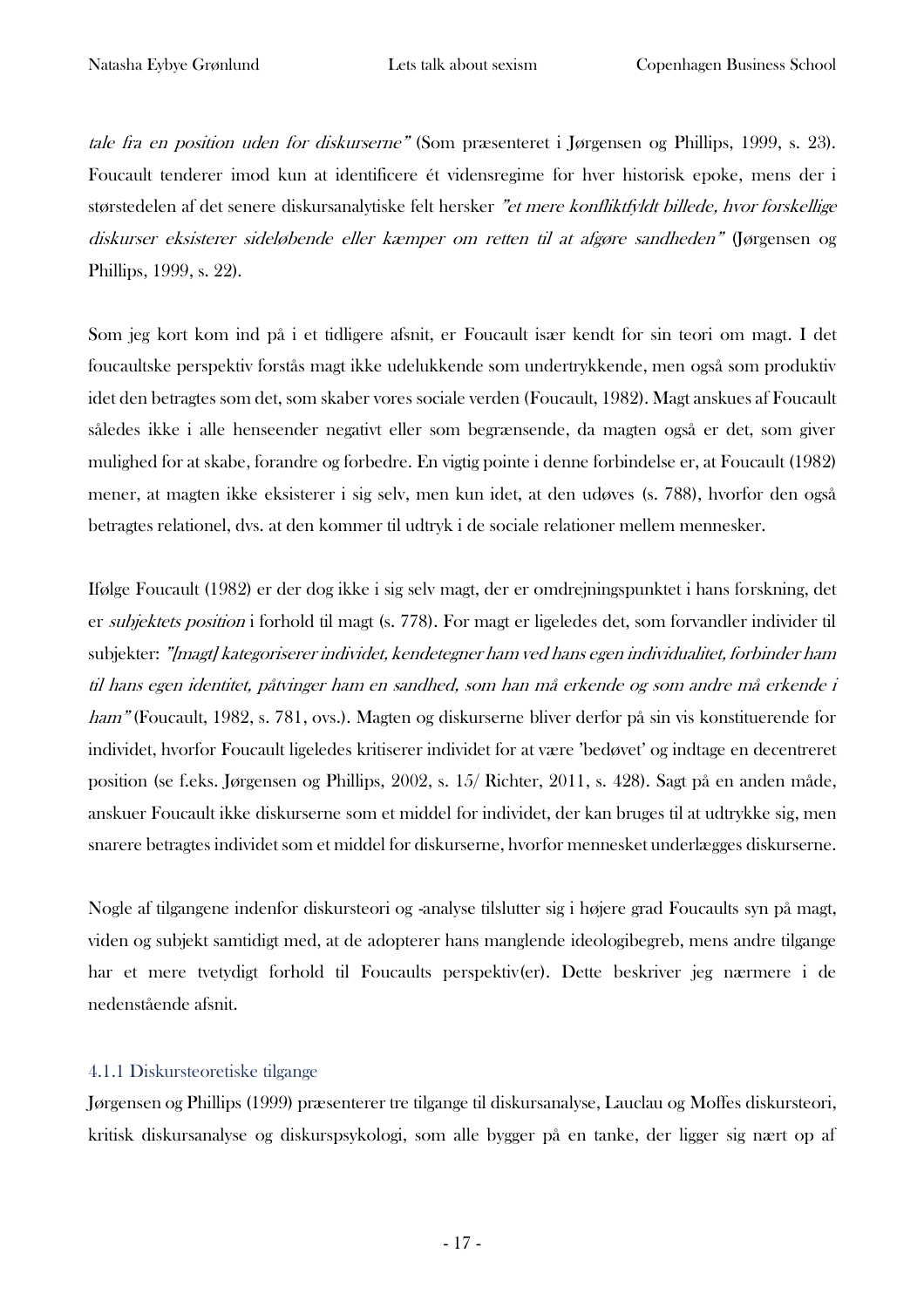*tale fra en position uden for diskurserne"* (Som præsenteret i Jørgensen og Phillips, 1999, s. 23). Foucault tenderer imod kun at identificere ét vidensregime for hver historisk epoke, mens der i størstedelen af det senere diskursanalytiske felt hersker *"et mere konfliktfyldt billede, hvor forskellige diskurser eksisterer sideløbende eller kæmper om retten til at afgøre sandheden"* (Jørgensen og Phillips, 1999, s. 22).

Som jeg kort kom ind på i et tidligere afsnit, er Foucault især kendt for sin teori om magt. I det foucaultske perspektiv forstås magt ikke udelukkende som undertrykkende, men også som produktiv idet den betragtes som det, som skaber vores sociale verden (Foucault, 1982). Magt anskues af Foucault således ikke i alle henseender negativt eller som begrænsende, da magten også er det, som giver mulighed for at skabe, forandre og forbedre. En vigtig pointe i denne forbindelse er, at Foucault (1982) mener, at magten ikke eksisterer i sig selv, men kun idet, at den udøves (s. 788), hvorfor den også betragtes relationel, dvs. at den kommer til udtryk i de sociale relationer mellem mennesker.

Ifølge Foucault (1982) er der dog ikke i sig selv magt, der er omdrejningspunktet i hans forskning, det er *subjektets position* i forhold til magt (s. 778). For magt er ligeledes det, som forvandler individer til subjekter: *"[magt] kategoriserer individet, kendetegner ham ved hans egen individualitet, forbinder ham til hans egen identitet, påtvinger ham en sandhed, som han må erkende og som andre må erkende i ham"* (Foucault, 1982, s. 781, ovs.). Magten og diskurserne bliver derfor på sin vis konstituerende for individet, hvorfor Foucault ligeledes kritiserer individet for at være 'bedøvet' og indtage en decentreret position (se f.eks. Jørgensen og Phillips, 2002, s. 15/ Richter, 2011, s. 428). Sagt på en anden måde, anskuer Foucault ikke diskurserne som et middel for individet, der kan bruges til at udtrykke sig, men snarere betragtes individet som et middel for diskurserne, hvorfor mennesket underlægges diskurserne.

Nogle af tilgangene indenfor diskursteori og -analyse tilslutter sig i højere grad Foucaults syn på magt, viden og subjekt samtidigt med, at de adopterer hans manglende ideologibegreb, mens andre tilgange har et mere tvetydigt forhold til Foucaults perspektiv(er). Dette beskriver jeg nærmere i de nedenstående afsnit.

### 4.1.1 Diskursteoretiske tilgange

Jørgensen og Phillips (1999) præsenterer tre tilgange til diskursanalyse, Lauclau og Moffes diskursteori, kritisk diskursanalyse og diskurspsykologi, som alle bygger på en tanke, der ligger sig nært op af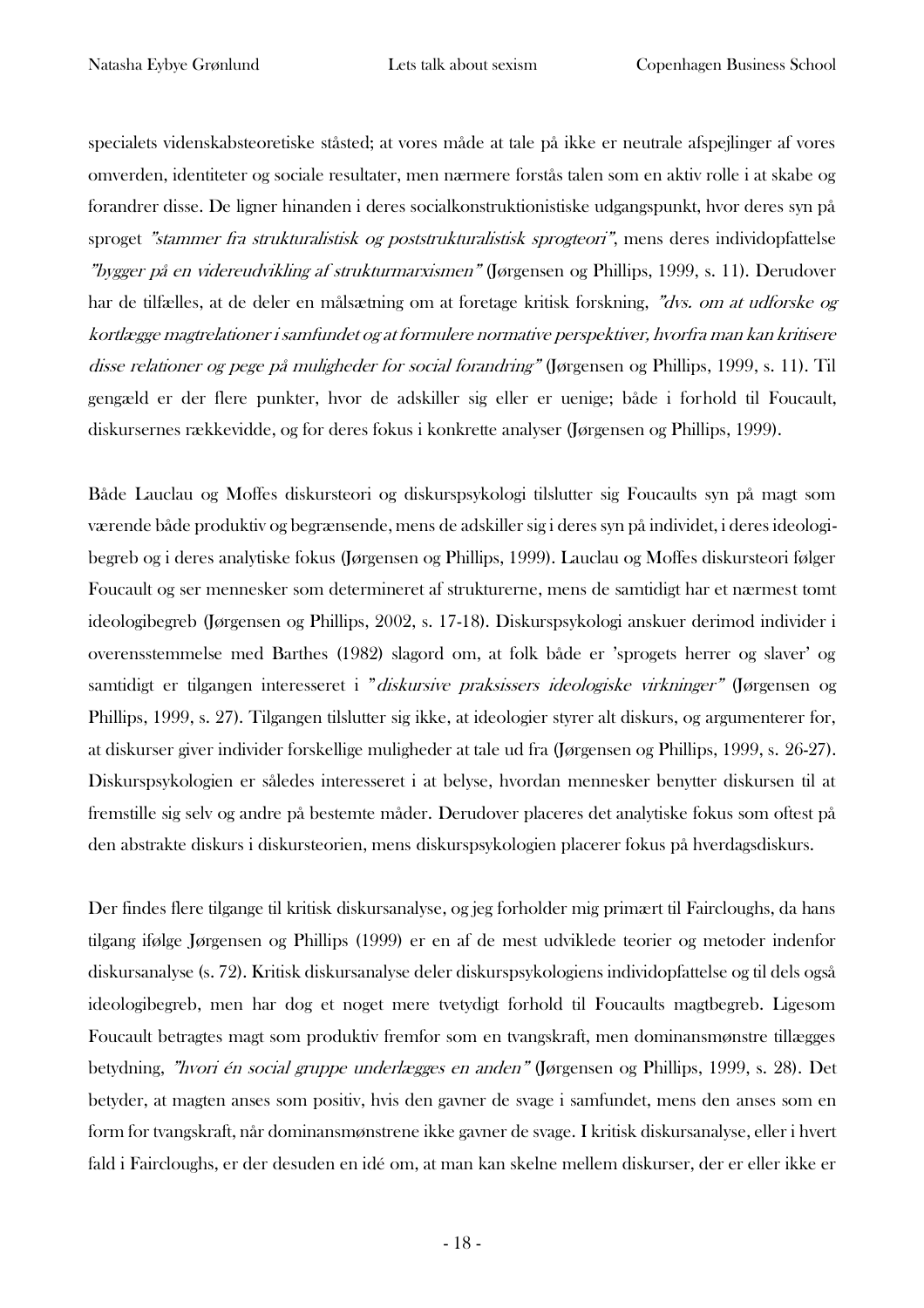specialets videnskabsteoretiske ståsted; at vores måde at tale på ikke er neutrale afspejlinger af vores omverden, identiteter og sociale resultater, men nærmere forstås talen som en aktiv rolle i at skabe og forandrer disse. De ligner hinanden i deres socialkonstruktionistiske udgangspunkt, hvor deres syn på sproget *"stammer fra strukturalistisk og poststrukturalistisk sprogteori"*, mens deres individopfattelse *"bygger på en videreudvikling af strukturmarxismen"* (Jørgensen og Phillips, 1999, s. 11). Derudover har de tilfælles, at de deler en målsætning om at foretage kritisk forskning, *"dvs. om at udforske og kortlægge magtrelationer i samfundet og at formulere normative perspektiver, hvorfra man kan kritisere disse relationer og pege på muligheder for social forandring"* (Jørgensen og Phillips, 1999, s. 11). Til gengæld er der flere punkter, hvor de adskiller sig eller er uenige; både i forhold til Foucault, diskursernes rækkevidde, og for deres fokus i konkrette analyser (Jørgensen og Phillips, 1999).

Både Lauclau og Moffes diskursteori og diskurspsykologi tilslutter sig Foucaults syn på magt som værende både produktiv og begrænsende, mens de adskiller sig i deres syn på individet, i deres ideologibegreb og i deres analytiske fokus (Jørgensen og Phillips, 1999). Lauclau og Moffes diskursteori følger Foucault og ser mennesker som determineret af strukturerne, mens de samtidigt har et nærmest tomt ideologibegreb (Jørgensen og Phillips, 2002, s. 17-18). Diskurspsykologi anskuer derimod individer i overensstemmelse med Barthes (1982) slagord om, at folk både er 'sprogets herrer og slaver' og samtidigt er tilgangen interesseret i "*diskursive praksissers ideologiske virkninger"* (Jørgensen og Phillips, 1999, s. 27). Tilgangen tilslutter sig ikke, at ideologier styrer alt diskurs, og argumenterer for, at diskurser giver individer forskellige muligheder at tale ud fra (Jørgensen og Phillips, 1999, s. 26-27). Diskurspsykologien er således interesseret i at belyse, hvordan mennesker benytter diskursen til at fremstille sig selv og andre på bestemte måder. Derudover placeres det analytiske fokus som oftest på den abstrakte diskurs i diskursteorien, mens diskurspsykologien placerer fokus på hverdagsdiskurs.

Der findes flere tilgange til kritisk diskursanalyse, og jeg forholder mig primært til Faircloughs, da hans tilgang ifølge Jørgensen og Phillips (1999) er en af de mest udviklede teorier og metoder indenfor diskursanalyse (s. 72). Kritisk diskursanalyse deler diskurspsykologiens individopfattelse og til dels også ideologibegreb, men har dog et noget mere tvetydigt forhold til Foucaults magtbegreb. Ligesom Foucault betragtes magt som produktiv fremfor som en tvangskraft, men dominansmønstre tillægges betydning, *"hvori én social gruppe underlægges en anden"* (Jørgensen og Phillips, 1999, s. 28). Det betyder, at magten anses som positiv, hvis den gavner de svage i samfundet, mens den anses som en form for tvangskraft, når dominansmønstrene ikke gavner de svage. I kritisk diskursanalyse, eller i hvert fald i Faircloughs, er der desuden en idé om, at man kan skelne mellem diskurser, der er eller ikke er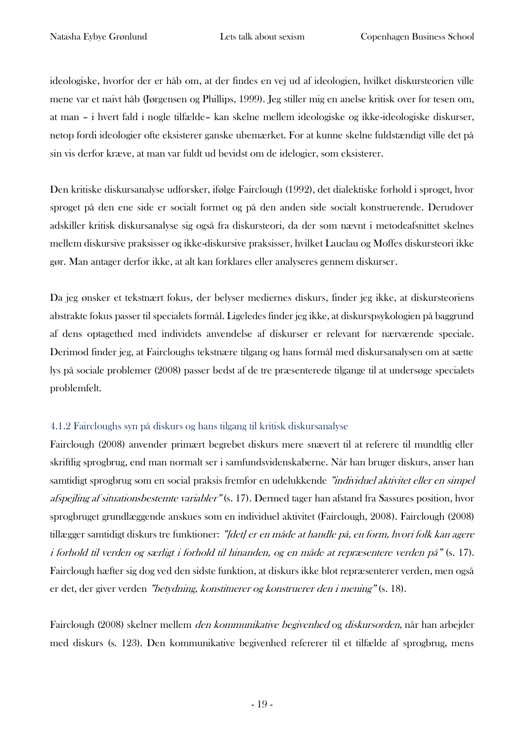ideologiske, hvorfor der er håb om, at der findes en vej ud af ideologien, hvilket diskursteorien ville mene var et naivt håb (Jørgensen og Phillips, 1999). Jeg stiller mig en anelse kritisk over for tesen om, at man – i hvert fald i nogle tilfælde– kan skelne mellem ideologiske og ikke-ideologiske diskurser, netop fordi ideologier ofte eksisterer ganske ubemærket. For at kunne skelne fuldstændigt ville det på sin vis derfor kræve, at man var fuldt ud bevidst om de idelogier, som eksisterer.

Den kritiske diskursanalyse udforsker, ifølge Fairclough (1992), det dialektiske forhold i sproget, hvor sproget på den ene side er socialt formet og på den anden side socialt konstruerende. Derudover adskiller kritisk diskursanalyse sig også fra diskursteori, da der som nævnt i metodeafsnittet skelnes mellem diskursive praksisser og ikke-diskursive praksisser, hvilket Lauclau og Moffes diskursteori ikke gør. Man antager derfor ikke, at alt kan forklares eller analyseres gennem diskurser.

Da jeg ønsker et tekstnært fokus, der belyser mediernes diskurs, finder jeg ikke, at diskursteoriens abstrakte fokus passer til specialets formål. Ligeledes finder jeg ikke, at diskurspsykologien på baggrund af dens optagethed med individets anvendelse af diskurser er relevant for nærværende speciale. Derimod finder jeg, at Faircloughs tekstnære tilgang og hans formål med diskursanalysen om at sætte lys på sociale problemer (2008) passer bedst af de tre præsenterede tilgange til at undersøge specialets problemfelt.

### 4.1.2 Faircloughs syn på diskurs og hans tilgang til kritisk diskursanalyse

Fairclough (2008) anvender primært begrebet diskurs mere snævert til at referere til mundtlig eller skriftlig sprogbrug, end man normalt ser i samfundsvidenskaberne. Når han bruger diskurs, anser han samtidigt sprogbrug som en social praksis fremfor en udelukkende *"individuel aktivitet eller en simpel afspejling af situationsbestemte variabler"* (s. 17). Dermed tager han afstand fra Sassures position, hvor sprogbruget grundlæggende anskues som en individuel aktivitet (Fairclough, 2008). Fairclough (2008) tillægger samtidigt diskurs tre funktioner: *"[det] er en måde at handle på, en form, hvori folk kan agere i forhold til verden og særligt i forhold til hinanden, og en måde at repræsentere verden på"* (s. 17). Fairclough hæfter sig dog ved den sidste funktion, at diskurs ikke blot repræsenterer verden, men også er det, der giver verden *"betydning, konstituerer og konstruerer den i mening"* (s. 18).

Fairclough (2008) skelner mellem *den kommunikative begivenhed* og *diskursorden*, når han arbejder med diskurs (s. 123). Den kommunikative begivenhed refererer til et tilfælde af sprogbrug, mens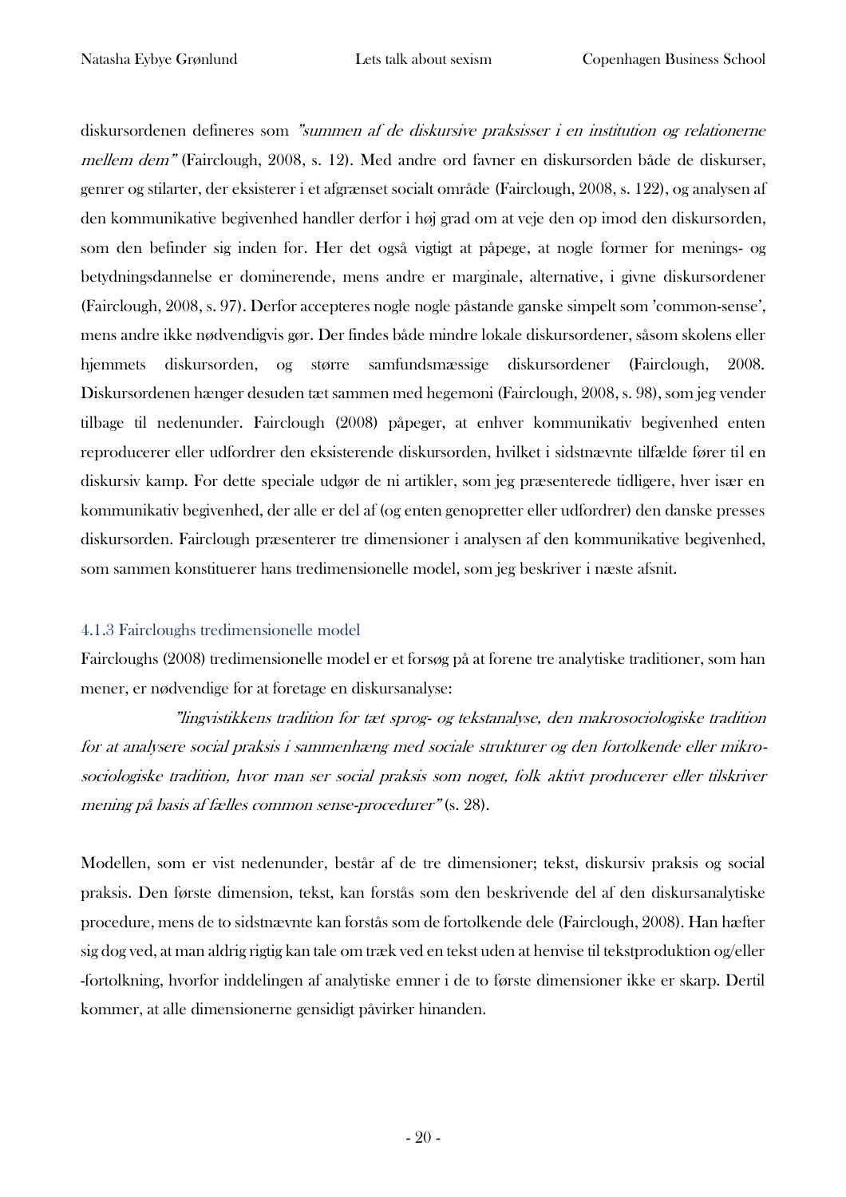diskursordenen defineres som *"summen af de diskursive praksisser i en institution og relationerne mellem dem"* (Fairclough, 2008, s. 12). Med andre ord favner en diskursorden både de diskurser, genrer og stilarter, der eksisterer i et afgrænset socialt område (Fairclough, 2008, s. 122), og analysen af den kommunikative begivenhed handler derfor i høj grad om at veje den op imod den diskursorden, som den befinder sig inden for. Her det også vigtigt at påpege, at nogle former for menings- og betydningsdannelse er dominerende, mens andre er marginale, alternative, i givne diskursordener (Fairclough, 2008, s. 97). Derfor accepteres nogle nogle påstande ganske simpelt som 'common-sense', mens andre ikke nødvendigvis gør. Der findes både mindre lokale diskursordener, såsom skolens eller hjemmets diskursorden, og større samfundsmæssige diskursordener (Fairclough, 2008. Diskursordenen hænger desuden tæt sammen med hegemoni (Fairclough, 2008, s. 98), som jeg vender tilbage til nedenunder. Fairclough (2008) påpeger, at enhver kommunikativ begivenhed enten reproducerer eller udfordrer den eksisterende diskursorden, hvilket i sidstnævnte tilfælde fører til en diskursiv kamp. For dette speciale udgør de ni artikler, som jeg præsenterede tidligere, hver især en kommunikativ begivenhed, der alle er del af (og enten genopretter eller udfordrer) den danske presses diskursorden. Fairclough præsenterer tre dimensioner i analysen af den kommunikative begivenhed, som sammen konstituerer hans tredimensionelle model, som jeg beskriver i næste afsnit.

### 4.1.3 Faircloughs tredimensionelle model

Faircloughs (2008) tredimensionelle model er et forsøg på at forene tre analytiske traditioner, som han mener, er nødvendige for at foretage en diskursanalyse:

> *"lingvistikkens tradition for tæt sprog- og tekstanalyse, den makrosociologiske tradition for at analysere social praksis i sammenhæng med sociale strukturer og den fortolkende eller mikro-sociologiske tradition, hvor man ser social praksis som noget, folk aktivt producerer eller tilskriver mening på basis af fælles common sense-procedurer"* (s. 28).

Modellen, som er vist nedenunder, består af de tre dimensioner; tekst, diskursiv praksis og social praksis. Den første dimension, tekst, kan forstås som den beskrivende del af den diskursanalytiske procedure, mens de to sidstnævnte kan forstås som de fortolkende dele (Fairclough, 2008). Han hæfter sig dog ved, at man aldrig rigtig kan tale om træk ved en tekst uden at henvise til tekstproduktion og/eller -fortolkning, hvorfor inddelingen af analytiske emner i de to første dimensioner ikke er skarp. Dertil kommer, at alle dimensionerne gensidigt påvirker hinanden.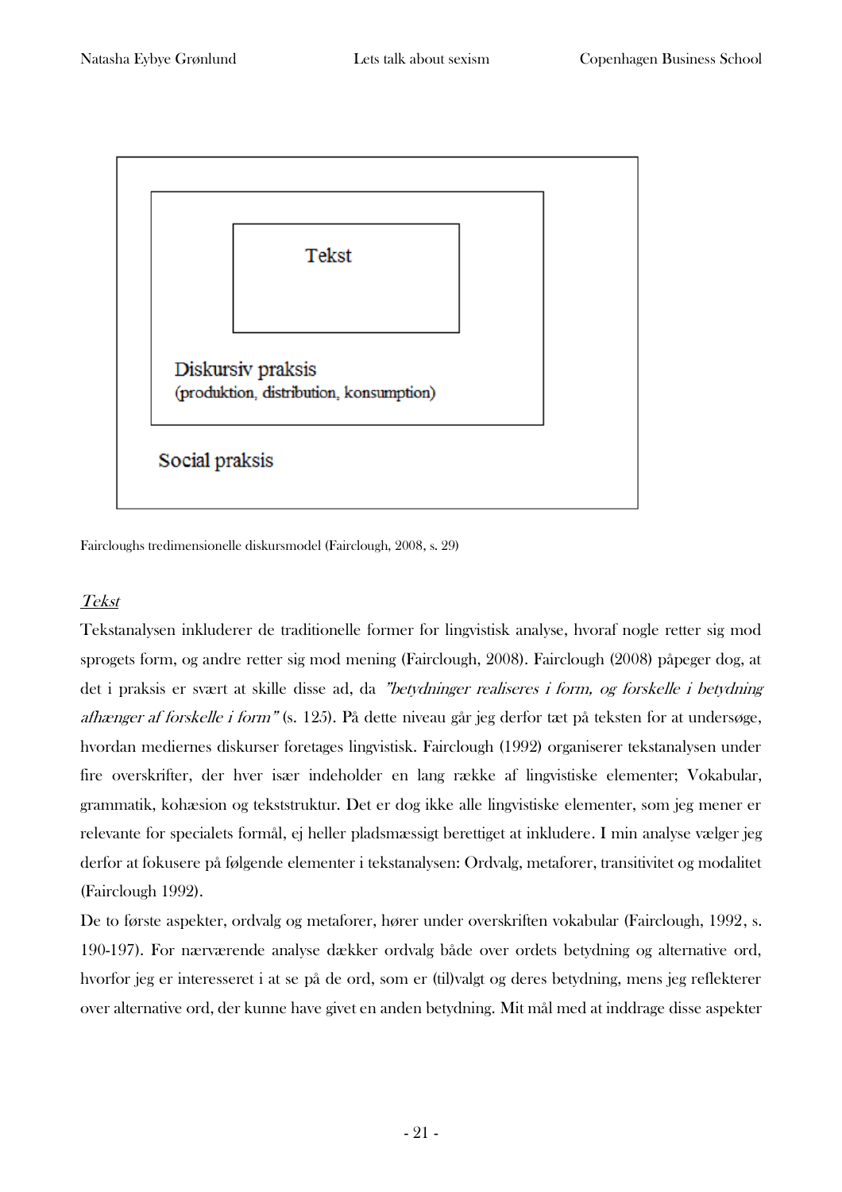Tekst

Diskursiv praksis
(produktion, distribution, konsumption)

Social praksis

Faircloughs tredimensionelle diskursmodel (Fairclough, 2008, s. 29)

*Tekst*

Tekstanalysen inkluderer de traditionelle former for lingvistisk analyse, hvoraf nogle retter sig mod sprogets form, og andre retter sig mod mening (Fairclough, 2008). Fairclough (2008) påpeger dog, at det i praksis er svært at skille disse ad, da *"betydninger realiseres i form, og forskelle i betydning afhænger af forskelle i form"* (s. 125). På dette niveau går jeg derfor tæt på teksten for at undersøge, hvordan mediernes diskurser foretages lingvistisk. Fairclough (1992) organiserer tekstanalysen under fire overskrifter, der hver især indeholder en lang række af lingvistiske elementer; Vokabular, grammatik, kohæsion og tekststruktur. Det er dog ikke alle lingvistiske elementer, som jeg mener er relevante for specialets formål, ej heller pladsmæssigt berettiget at inkludere. I min analyse vælger jeg derfor at fokusere på følgende elementer i tekstanalysen: Ordvalg, metaforer, transitivitet og modalitet (Fairclough 1992).

De to første aspekter, ordvalg og metaforer, hører under overskriften vokabular (Fairclough, 1992, s. 190-197). For nærværende analyse dækker ordvalg både over ordets betydning og alternative ord, hvorfor jeg er interesseret i at se på de ord, som er (til)valgt og deres betydning, mens jeg reflekterer over alternative ord, der kunne have givet en anden betydning. Mit mål med at inddrage disse aspekter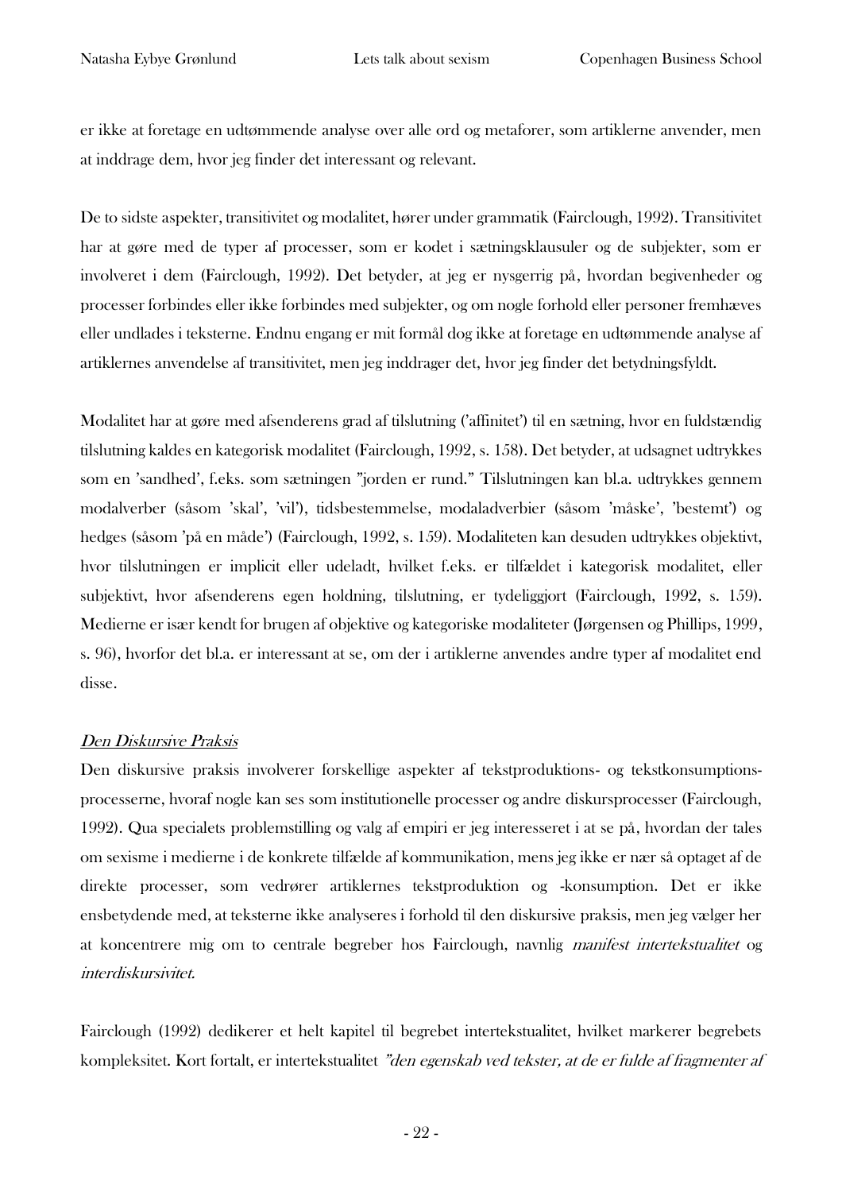er ikke at foretage en udtømmende analyse over alle ord og metaforer, som artiklerne anvender, men at inddrage dem, hvor jeg finder det interessant og relevant.

De to sidste aspekter, transitivitet og modalitet, hører under grammatik (Fairclough, 1992). Transitivitet har at gøre med de typer af processer, som er kodet i sætningsklausuler og de subjekter, som er involveret i dem (Fairclough, 1992). Det betyder, at jeg er nysgerrig på, hvordan begivenheder og processer forbindes eller ikke forbindes med subjekter, og om nogle forhold eller personer fremhæves eller undlades i teksterne. Endnu engang er mit formål dog ikke at foretage en udtømmende analyse af artiklernes anvendelse af transitivitet, men jeg inddrager det, hvor jeg finder det betydningsfyldt.

Modalitet har at gøre med afsenderens grad af tilslutning ('affinitet') til en sætning, hvor en fuldstændig tilslutning kaldes en kategorisk modalitet (Fairclough, 1992, s. 158). Det betyder, at udsagnet udtrykkes som en 'sandhed', f.eks. som sætningen "jorden er rund." Tilslutningen kan bl.a. udtrykkes gennem modalverber (såsom 'skal', 'vil'), tidsbestemmelse, modaladverbier (såsom 'måske', 'bestemt') og hedges (såsom 'på en måde') (Fairclough, 1992, s. 159). Modaliteten kan desuden udtrykkes objektivt, hvor tilslutningen er implicit eller udeladt, hvilket f.eks. er tilfældet i kategorisk modalitet, eller subjektivt, hvor afsenderens egen holdning, tilslutning, er tydeliggjort (Fairclough, 1992, s. 159). Medierne er især kendt for brugen af objektive og kategoriske modaliteter (Jørgensen og Phillips, 1999, s. 96), hvorfor det bl.a. er interessant at se, om der i artiklerne anvendes andre typer af modalitet end disse.

*Den Diskursive Praksis*

Den diskursive praksis involverer forskellige aspekter af tekstproduktions- og tekstkonsumptions-processerne, hvoraf nogle kan ses som institutionelle processer og andre diskursprocesser (Fairclough, 1992). Qua specialets problemstilling og valg af empiri er jeg interesseret i at se på, hvordan der tales om sexisme i medierne i de konkrete tilfælde af kommunikation, mens jeg ikke er nær så optaget af de direkte processer, som vedrører artiklernes tekstproduktion og -konsumption. Det er ikke ensbetydende med, at teksterne ikke analyseres i forhold til den diskursive praksis, men jeg vælger her at koncentrere mig om to centrale begreber hos Fairclough, navnlig *manifest intertekstualitet* og *interdiskursivitet.*

Fairclough (1992) dedikerer et helt kapitel til begrebet intertekstualitet, hvilket markerer begrebets kompleksitet. Kort fortalt, er intertekstualitet *"den egenskab ved tekster, at de er fulde af fragmenter af*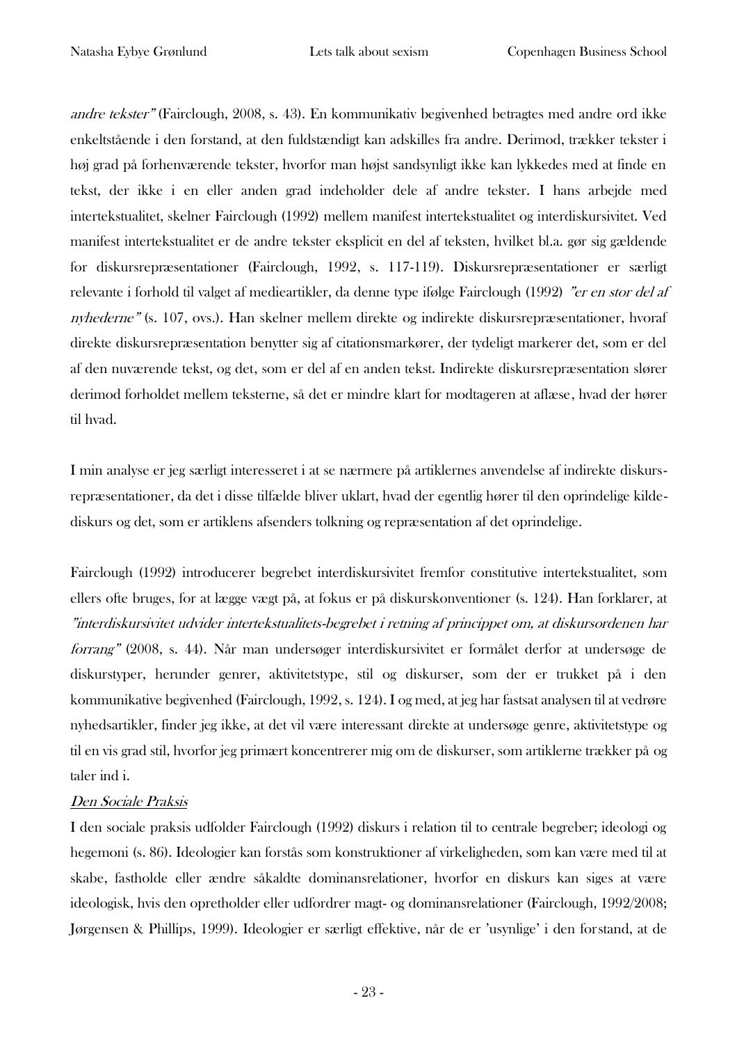*andre tekster"* (Fairclough, 2008, s. 43). En kommunikativ begivenhed betragtes med andre ord ikke enkeltstående i den forstand, at den fuldstændigt kan adskilles fra andre. Derimod, trækker tekster i høj grad på forhenværende tekster, hvorfor man højst sandsynligt ikke kan lykkedes med at finde en tekst, der ikke i en eller anden grad indeholder dele af andre tekster. I hans arbejde med intertekstualitet, skelner Fairclough (1992) mellem manifest intertekstualitet og interdiskursivitet. Ved manifest intertekstualitet er de andre tekster eksplicit en del af teksten, hvilket bl.a. gør sig gældende for diskursrepræsentationer (Fairclough, 1992, s. 117-119). Diskursrepræsentationer er særligt relevante i forhold til valget af medieartikler, da denne type ifølge Fairclough (1992) *"er en stor del af nyhederne"* (s. 107, ovs.). Han skelner mellem direkte og indirekte diskursrepræsentationer, hvoraf direkte diskursrepræsentation benytter sig af citationsmarkører, der tydeligt markerer det, som er del af den nuværende tekst, og det, som er del af en anden tekst. Indirekte diskursrepræsentation slører derimod forholdet mellem teksterne, så det er mindre klart for modtageren at aflæse, hvad der hører til hvad.

I min analyse er jeg særligt interesseret i at se nærmere på artiklernes anvendelse af indirekte diskurs-repræsentationer, da det i disse tilfælde bliver uklart, hvad der egentlig hører til den oprindelige kilde-diskurs og det, som er artiklens afsenders tolkning og repræsentation af det oprindelige.

Fairclough (1992) introducerer begrebet interdiskursivitet fremfor constitutive intertekstualitet, som ellers ofte bruges, for at lægge vægt på, at fokus er på diskurskonventioner (s. 124). Han forklarer, at *"interdiskursivitet udvider intertekstualitets-begrebet i retning af princippet om, at diskursordenen har forrang"* (2008, s. 44). Når man undersøger interdiskursivitet er formålet derfor at undersøge de diskurstyper, herunder genrer, aktivitetstype, stil og diskurser, som der er trukket på i den kommunikative begivenhed (Fairclough, 1992, s. 124). I og med, at jeg har fastsat analysen til at vedrøre nyhedsartikler, finder jeg ikke, at det vil være interessant direkte at undersøge genre, aktivitetstype og til en vis grad stil, hvorfor jeg primært koncentrerer mig om de diskurser, som artiklerne trækker på og taler ind i.

*Den Sociale Praksis*

I den sociale praksis udfolder Fairclough (1992) diskurs i relation til to centrale begreber; ideologi og hegemoni (s. 86). Ideologier kan forstås som konstruktioner af virkeligheden, som kan være med til at skabe, fastholde eller ændre såkaldte dominansrelationer, hvorfor en diskurs kan siges at være ideologisk, hvis den opretholder eller udfordrer magt- og dominansrelationer (Fairclough, 1992/2008; Jørgensen & Phillips, 1999). Ideologier er særligt effektive, når de er 'usynlige' i den forstand, at de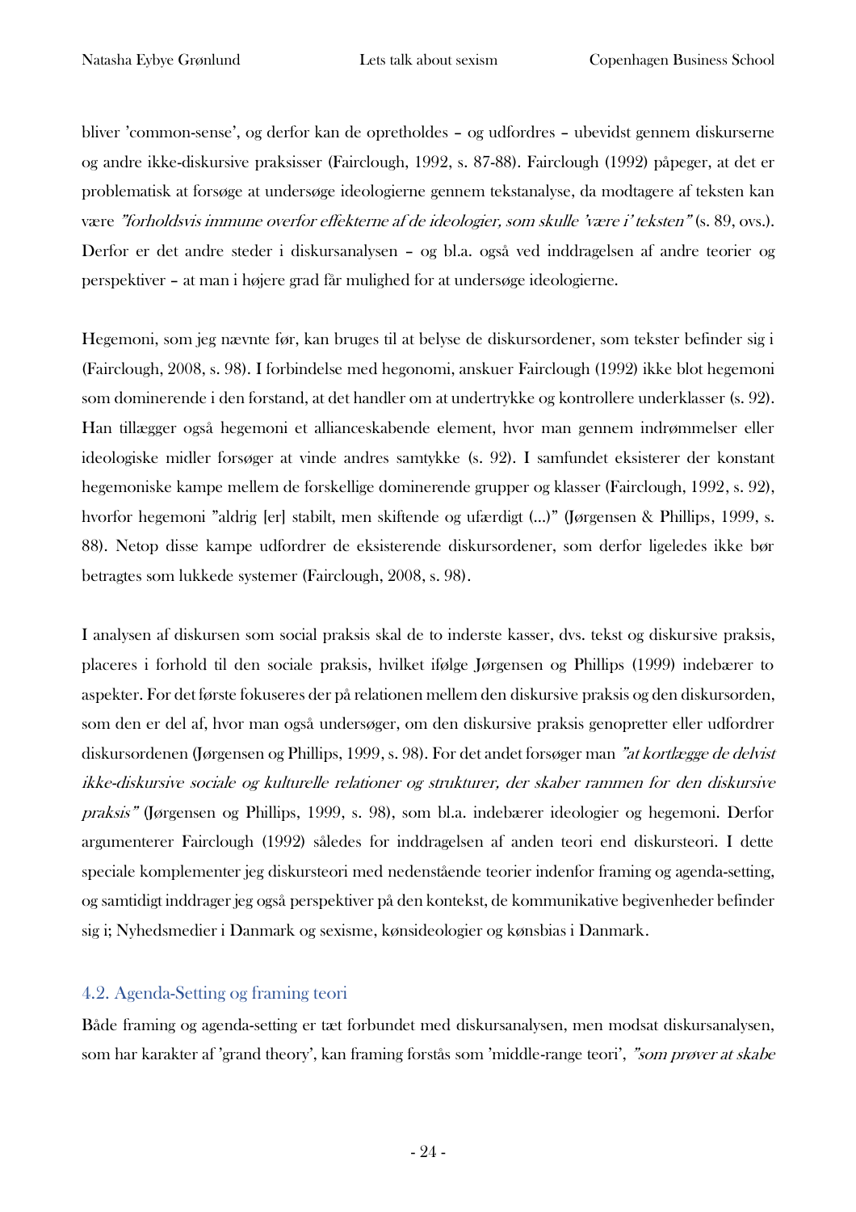bliver 'common-sense', og derfor kan de opretholdes – og udfordres – ubevidst gennem diskurserne og andre ikke-diskursive praksisser (Fairclough, 1992, s. 87-88). Fairclough (1992) påpeger, at det er problematisk at forsøge at undersøge ideologierne gennem tekstanalyse, da modtagere af teksten kan være *"forholdsvis immune overfor effekterne af de ideologier, som skulle 'være i' teksten"* (s. 89, ovs.). Derfor er det andre steder i diskursanalysen – og bl.a. også ved inddragelsen af andre teorier og perspektiver – at man i højere grad får mulighed for at undersøge ideologierne.

Hegemoni, som jeg nævnte før, kan bruges til at belyse de diskursordener, som tekster befinder sig i (Fairclough, 2008, s. 98). I forbindelse med hegonomi, anskuer Fairclough (1992) ikke blot hegemoni som dominerende i den forstand, at det handler om at undertrykke og kontrollere underklasser (s. 92). Han tillægger også hegemoni et allianceskabende element, hvor man gennem indrømmelser eller ideologiske midler forsøger at vinde andres samtykke (s. 92). I samfundet eksisterer der konstant hegemoniske kampe mellem de forskellige dominerende grupper og klasser (Fairclough, 1992, s. 92), hvorfor hegemoni "aldrig [er] stabilt, men skiftende og ufærdigt (…)" (Jørgensen & Phillips, 1999, s. 88). Netop disse kampe udfordrer de eksisterende diskursordener, som derfor ligeledes ikke bør betragtes som lukkede systemer (Fairclough, 2008, s. 98).

I analysen af diskursen som social praksis skal de to inderste kasser, dvs. tekst og diskursive praksis, placeres i forhold til den sociale praksis, hvilket ifølge Jørgensen og Phillips (1999) indebærer to aspekter. For det første fokuseres der på relationen mellem den diskursive praksis og den diskursorden, som den er del af, hvor man også undersøger, om den diskursive praksis genopretter eller udfordrer diskursordenen (Jørgensen og Phillips, 1999, s. 98). For det andet forsøger man *"at kortlægge de delvist ikke-diskursive sociale og kulturelle relationer og strukturer, der skaber rammen for den diskursive praksis"* (Jørgensen og Phillips, 1999, s. 98), som bl.a. indebærer ideologier og hegemoni. Derfor argumenterer Fairclough (1992) således for inddragelsen af anden teori end diskursteori. I dette speciale komplementer jeg diskursteori med nedenstående teorier indenfor framing og agenda-setting, og samtidigt inddrager jeg også perspektiver på den kontekst, de kommunikative begivenheder befinder sig i; Nyhedsmedier i Danmark og sexisme, kønsideologier og kønsbias i Danmark.

### 4.2. Agenda-Setting og framing teori

Både framing og agenda-setting er tæt forbundet med diskursanalysen, men modsat diskursanalysen, som har karakter af 'grand theory', kan framing forstås som 'middle-range teori', *"som prøver at skabe*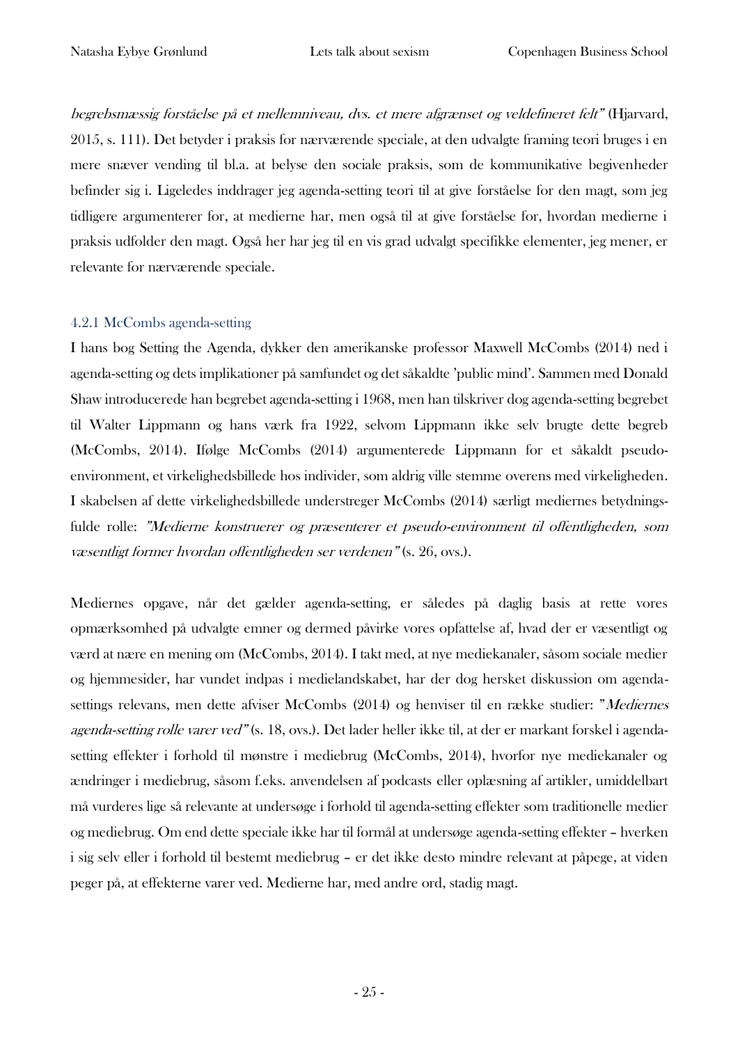*begrebsmæssig forståelse på et mellemniveau, dvs. et mere afgrænset og veldefineret felt"* (Hjarvard, 2015, s. 111). Det betyder i praksis for nærværende speciale, at den udvalgte framing teori bruges i en mere snæver vending til bl.a. at belyse den sociale praksis, som de kommunikative begivenheder befinder sig i. Ligeledes inddrager jeg agenda-setting teori til at give forståelse for den magt, som jeg tidligere argumenterer for, at medierne har, men også til at give forståelse for, hvordan medierne i praksis udfolder den magt. Også her har jeg til en vis grad udvalgt specifikke elementer, jeg mener, er relevante for nærværende speciale.

### 4.2.1 McCombs agenda-setting

I hans bog Setting the Agenda, dykker den amerikanske professor Maxwell McCombs (2014) ned i agenda-setting og dets implikationer på samfundet og det såkaldte 'public mind'. Sammen med Donald Shaw introducerede han begrebet agenda-setting i 1968, men han tilskriver dog agenda-setting begrebet til Walter Lippmann og hans værk fra 1922, selvom Lippmann ikke selv brugte dette begreb (McCombs, 2014). Ifølge McCombs (2014) argumenterede Lippmann for et såkaldt pseudo-environment, et virkelighedsbillede hos individer, som aldrig ville stemme overens med virkeligheden. I skabelsen af dette virkelighedsbillede understreger McCombs (2014) særligt mediernes betydningsfulde rolle: *"Medierne konstruerer og præsenterer et pseudo-environment til offentligheden, som væsentligt former hvordan offentligheden ser verdenen"* (s. 26, ovs.).

Mediernes opgave, når det gælder agenda-setting, er således på daglig basis at rette vores opmærksomhed på udvalgte emner og dermed påvirke vores opfattelse af, hvad der er væsentligt og værd at nære en mening om (McCombs, 2014). I takt med, at nye mediekanaler, såsom sociale medier og hjemmesider, har vundet indpas i medielandskabet, har der dog hersket diskussion om agenda-settings relevans, men dette afviser McCombs (2014) og henviser til en række studier: "*Mediernes agenda-setting rolle varer ved"* (s. 18, ovs.). Det lader heller ikke til, at der er markant forskel i agenda-setting effekter i forhold til mønstre i mediebrug (McCombs, 2014), hvorfor nye mediekanaler og ændringer i mediebrug, såsom f.eks. anvendelsen af podcasts eller oplæsning af artikler, umiddelbart må vurderes lige så relevante at undersøge i forhold til agenda-setting effekter som traditionelle medier og mediebrug. Om end dette speciale ikke har til formål at undersøge agenda-setting effekter – hverken i sig selv eller i forhold til bestemt mediebrug – er det ikke desto mindre relevant at påpege, at viden peger på, at effekterne varer ved. Medierne har, med andre ord, stadig magt.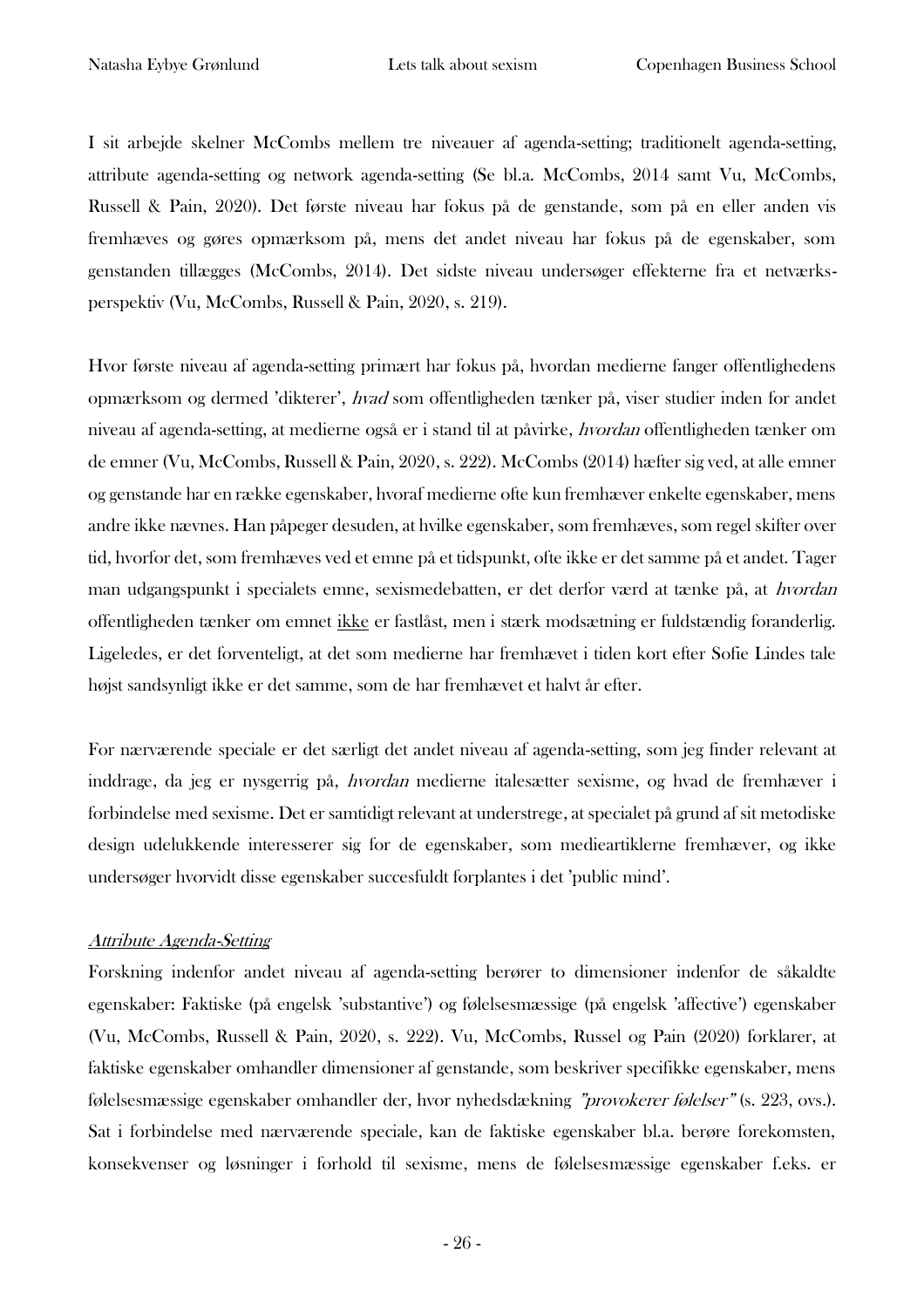I sit arbejde skelner McCombs mellem tre niveauer af agenda-setting; traditionelt agenda-setting, attribute agenda-setting og network agenda-setting (Se bl.a. McCombs, 2014 samt Vu, McCombs, Russell & Pain, 2020). Det første niveau har fokus på de genstande, som på en eller anden vis fremhæves og gøres opmærksom på, mens det andet niveau har fokus på de egenskaber, som genstanden tillægges (McCombs, 2014). Det sidste niveau undersøger effekterne fra et netværks-perspektiv (Vu, McCombs, Russell & Pain, 2020, s. 219).

Hvor første niveau af agenda-setting primært har fokus på, hvordan medierne fanger offentlighedens opmærksom og dermed 'dikterer', *hvad* som offentligheden tænker på, viser studier inden for andet niveau af agenda-setting, at medierne også er i stand til at påvirke, *hvordan* offentligheden tænker om de emner (Vu, McCombs, Russell & Pain, 2020, s. 222). McCombs (2014) hæfter sig ved, at alle emner og genstande har en række egenskaber, hvoraf medierne ofte kun fremhæver enkelte egenskaber, mens andre ikke nævnes. Han påpeger desuden, at hvilke egenskaber, som fremhæves, som regel skifter over tid, hvorfor det, som fremhæves ved et emne på et tidspunkt, ofte ikke er det samme på et andet. Tager man udgangspunkt i specialets emne, sexismedebatten, er det derfor værd at tænke på, at *hvordan* offentligheden tænker om emnet <u>ikke</u> er fastlåst, men i stærk modsætning er fuldstændig foranderlig. Ligeledes, er det forventeligt, at det som medierne har fremhævet i tiden kort efter Sofie Lindes tale højst sandsynligt ikke er det samme, som de har fremhævet et halvt år efter.

For nærværende speciale er det særligt det andet niveau af agenda-setting, som jeg finder relevant at inddrage, da jeg er nysgerrig på, *hvordan* medierne italesætter sexisme, og hvad de fremhæver i forbindelse med sexisme. Det er samtidigt relevant at understrege, at specialet på grund af sit metodiske design udelukkende interesserer sig for de egenskaber, som medieartiklerne fremhæver, og ikke undersøger hvorvidt disse egenskaber succesfuldt forplantes i det 'public mind'.

<u>*Attribute Agenda-Setting*</u>

Forskning indenfor andet niveau af agenda-setting berører to dimensioner indenfor de såkaldte egenskaber: Faktiske (på engelsk 'substantive') og følelsesmæssige (på engelsk 'affective') egenskaber (Vu, McCombs, Russell & Pain, 2020, s. 222). Vu, McCombs, Russel og Pain (2020) forklarer, at faktiske egenskaber omhandler dimensioner af genstande, som beskriver specifikke egenskaber, mens følelsesmæssige egenskaber omhandler der, hvor nyhedsdækning *"provokerer følelser"* (s. 223, ovs.). Sat i forbindelse med nærværende speciale, kan de faktiske egenskaber bl.a. berøre forekomsten, konsekvenser og løsninger i forhold til sexisme, mens de følelsesmæssige egenskaber f.eks. er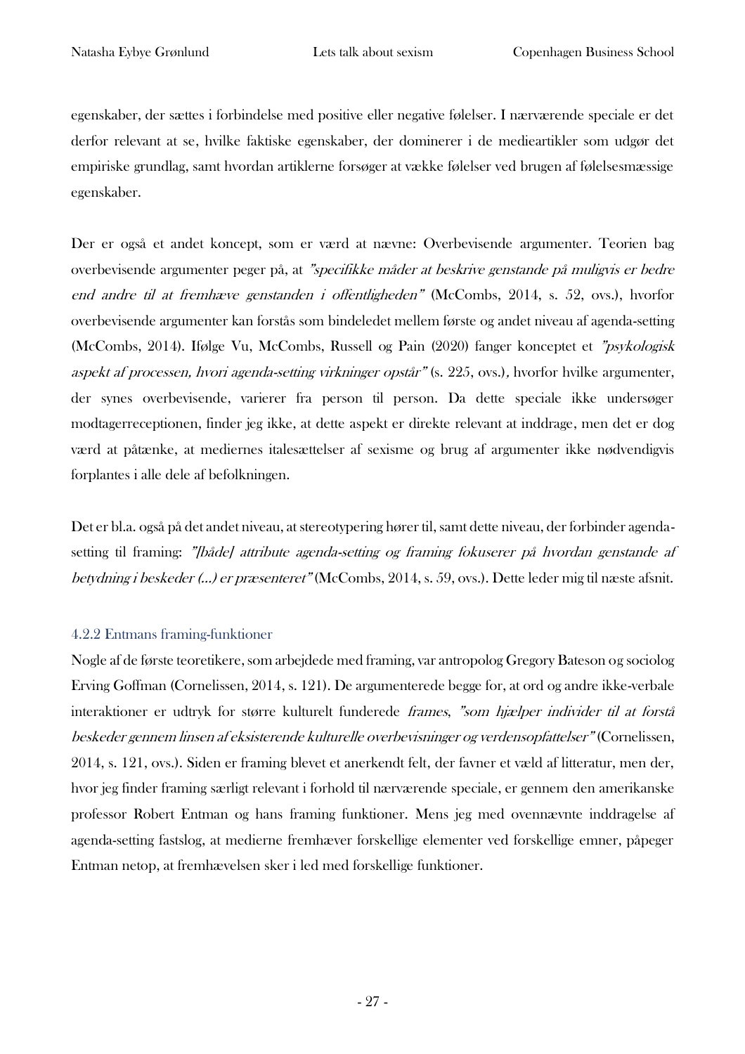egenskaber, der sættes i forbindelse med positive eller negative følelser. I nærværende speciale er det derfor relevant at se, hvilke faktiske egenskaber, der dominerer i de medieartikler som udgør det empiriske grundlag, samt hvordan artiklerne forsøger at vække følelser ved brugen af følelsesmæssige egenskaber.

Der er også et andet koncept, som er værd at nævne: Overbevisende argumenter. Teorien bag overbevisende argumenter peger på, at *"specifikke måder at beskrive genstande på muligvis er bedre end andre til at fremhæve genstanden i offentligheden"* (McCombs, 2014, s. 52, ovs.), hvorfor overbevisende argumenter kan forstås som bindeledet mellem første og andet niveau af agenda-setting (McCombs, 2014). Ifølge Vu, McCombs, Russell og Pain (2020) fanger konceptet et *"psykologisk aspekt af processen, hvori agenda-setting virkninger opstår"* (s. 225, ovs.), hvorfor hvilke argumenter, der synes overbevisende, varierer fra person til person. Da dette speciale ikke undersøger modtagerreceptionen, finder jeg ikke, at dette aspekt er direkte relevant at inddrage, men det er dog værd at påtænke, at mediernes italesættelser af sexisme og brug af argumenter ikke nødvendigvis forplantes i alle dele af befolkningen.

Det er bl.a. også på det andet niveau, at stereotypering hører til, samt dette niveau, der forbinder agenda-setting til framing: *"[både] attribute agenda-setting og framing fokuserer på hvordan genstande af betydning i beskeder (...) er præsenteret"* (McCombs, 2014, s. 59, ovs.). Dette leder mig til næste afsnit.

### 4.2.2 Entmans framing-funktioner

Nogle af de første teoretikere, som arbejdede med framing, var antropolog Gregory Bateson og sociolog Erving Goffman (Cornelissen, 2014, s. 121). De argumenterede begge for, at ord og andre ikke-verbale interaktioner er udtryk for større kulturelt funderede *frames*, *"som hjælper individer til at forstå beskeder gennem linsen af eksisterende kulturelle overbevisninger og verdensopfattelser"* (Cornelissen, 2014, s. 121, ovs.). Siden er framing blevet et anerkendt felt, der favner et væld af litteratur, men der, hvor jeg finder framing særligt relevant i forhold til nærværende speciale, er gennem den amerikanske professor Robert Entman og hans framing funktioner. Mens jeg med ovennævnte inddragelse af agenda-setting fastslog, at medierne fremhæver forskellige elementer ved forskellige emner, påpeger Entman netop, at fremhævelsen sker i led med forskellige funktioner.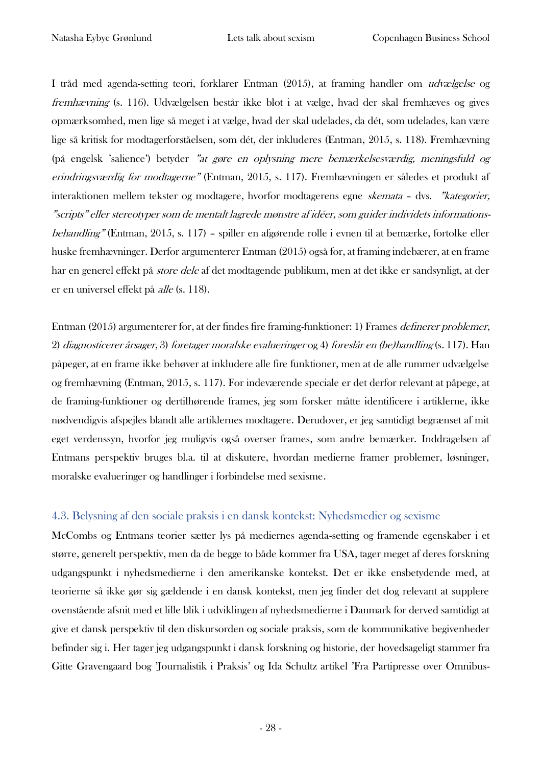I tråd med agenda-setting teori, forklarer Entman (2015), at framing handler om *udvælgelse* og *fremhævning* (s. 116). Udvælgelsen består ikke blot i at vælge, hvad der skal fremhæves og gives opmærksomhed, men lige så meget i at vælge, hvad der skal udelades, da dét, som udelades, kan være lige så kritisk for modtagerforståelsen, som dét, der inkluderes (Entman, 2015, s. 118). Fremhævning (på engelsk 'salience') betyder *"at gøre en oplysning mere bemærkelsesværdig, meningsfuld og erindringsværdig for modtagerne"* (Entman, 2015, s. 117). Fremhævningen er således et produkt af interaktionen mellem tekster og modtagere, hvorfor modtagerens egne *skemata* – dvs. *"kategorier, "scripts" eller stereotyper som de mentalt lagrede mønstre af idéer, som guider individets informations-behandling"* (Entman, 2015, s. 117) – spiller en afgørende rolle i evnen til at bemærke, fortolke eller huske fremhævninger. Derfor argumenterer Entman (2015) også for, at framing indebærer, at en frame har en generel effekt på *store dele* af det modtagende publikum, men at det ikke er sandsynligt, at der er en universel effekt på *alle* (s. 118).

Entman (2015) argumenterer for, at der findes fire framing-funktioner: 1) Frames *definerer problemer*, 2) *diagnosticerer årsager*, 3) *foretager moralske evalueringer* og 4) *foreslår en (be)handling* (s. 117). Han påpeger, at en frame ikke behøver at inkludere alle fire funktioner, men at de alle rummer udvælgelse og fremhævning (Entman, 2015, s. 117). For indeværende speciale er det derfor relevant at påpege, at de framing-funktioner og dertilhørende frames, jeg som forsker måtte identificere i artiklerne, ikke nødvendigvis afspejles blandt alle artiklernes modtagere. Derudover, er jeg samtidigt begrænset af mit eget verdenssyn, hvorfor jeg muligvis også overser frames, som andre bemærker. Inddragelsen af Entmans perspektiv bruges bl.a. til at diskutere, hvordan medierne framer problemer, løsninger, moralske evalueringer og handlinger i forbindelse med sexisme.

### 4.3. Belysning af den sociale praksis i en dansk kontekst: Nyhedsmedier og sexisme

McCombs og Entmans teorier sætter lys på mediernes agenda-setting og framende egenskaber i et større, generelt perspektiv, men da de begge to både kommer fra USA, tager meget af deres forskning udgangspunkt i nyhedsmedierne i den amerikanske kontekst. Det er ikke ensbetydende med, at teorierne så ikke gør sig gældende i en dansk kontekst, men jeg finder det dog relevant at supplere ovenstående afsnit med et lille blik i udviklingen af nyhedsmedierne i Danmark for derved samtidigt at give et dansk perspektiv til den diskursorden og sociale praksis, som de kommunikative begivenheder befinder sig i. Her tager jeg udgangspunkt i dansk forskning og historie, der hovedsageligt stammer fra Gitte Gravengaard bog 'Journalistik i Praksis' og Ida Schultz artikel 'Fra Partipresse over Omnibus-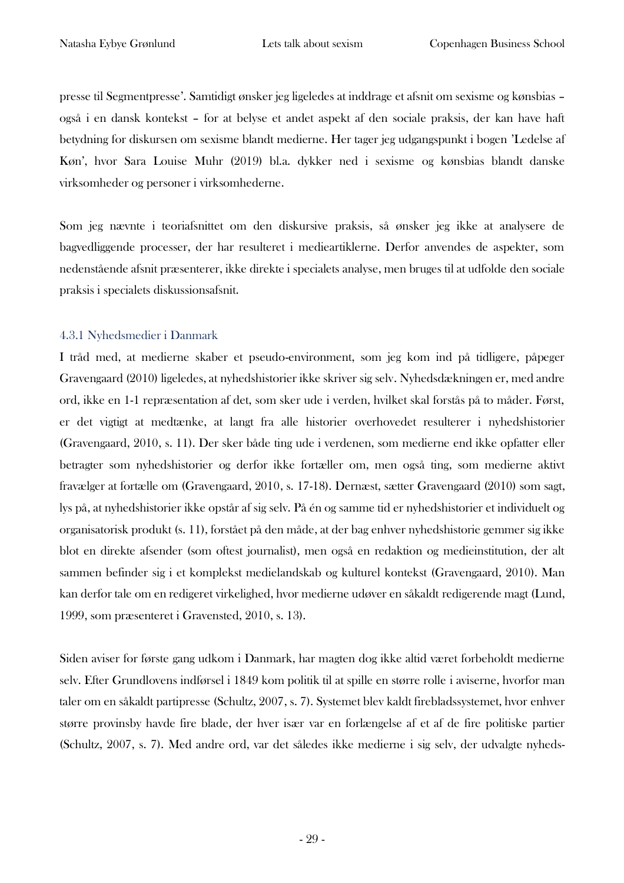presse til Segmentpresse'. Samtidigt ønsker jeg ligeledes at inddrage et afsnit om sexisme og kønsbias – også i en dansk kontekst – for at belyse et andet aspekt af den sociale praksis, der kan have haft betydning for diskursen om sexisme blandt medierne. Her tager jeg udgangspunkt i bogen 'Ledelse af Køn', hvor Sara Louise Muhr (2019) bl.a. dykker ned i sexisme og kønsbias blandt danske virksomheder og personer i virksomhederne.

Som jeg nævnte i teoriafsnittet om den diskursive praksis, så ønsker jeg ikke at analysere de bagvedliggende processer, der har resulteret i medieartiklerne. Derfor anvendes de aspekter, som nedenstående afsnit præsenterer, ikke direkte i specialets analyse, men bruges til at udfolde den sociale praksis i specialets diskussionsafsnit.

### 4.3.1 Nyhedsmedier i Danmark

I tråd med, at medierne skaber et pseudo-environment, som jeg kom ind på tidligere, påpeger Gravengaard (2010) ligeledes, at nyhedshistorier ikke skriver sig selv. Nyhedsdækningen er, med andre ord, ikke en 1-1 repræsentation af det, som sker ude i verden, hvilket skal forstås på to måder. Først, er det vigtigt at medtænke, at langt fra alle historier overhovedet resulterer i nyhedshistorier (Gravengaard, 2010, s. 11). Der sker både ting ude i verdenen, som medierne end ikke opfatter eller betragter som nyhedshistorier og derfor ikke fortæller om, men også ting, som medierne aktivt fravælger at fortælle om (Gravengaard, 2010, s. 17-18). Dernæst, sætter Gravengaard (2010) som sagt, lys på, at nyhedshistorier ikke opstår af sig selv. På én og samme tid er nyhedshistorier et individuelt og organisatorisk produkt (s. 11), forstået på den måde, at der bag enhver nyhedshistorie gemmer sig ikke blot en direkte afsender (som oftest journalist), men også en redaktion og medieinstitution, der alt sammen befinder sig i et komplekst medielandskab og kulturel kontekst (Gravengaard, 2010). Man kan derfor tale om en redigeret virkelighed, hvor medierne udøver en såkaldt redigerende magt (Lund, 1999, som præsenteret i Gravensted, 2010, s. 13).

Siden aviser for første gang udkom i Danmark, har magten dog ikke altid været forbeholdt medierne selv. Efter Grundlovens indførsel i 1849 kom politik til at spille en større rolle i aviserne, hvorfor man taler om en såkaldt partipresse (Schultz, 2007, s. 7). Systemet blev kaldt firebladssystemet, hvor enhver større provinsby havde fire blade, der hver især var en forlængelse af et af de fire politiske partier (Schultz, 2007, s. 7). Med andre ord, var det således ikke medierne i sig selv, der udvalgte nyheds-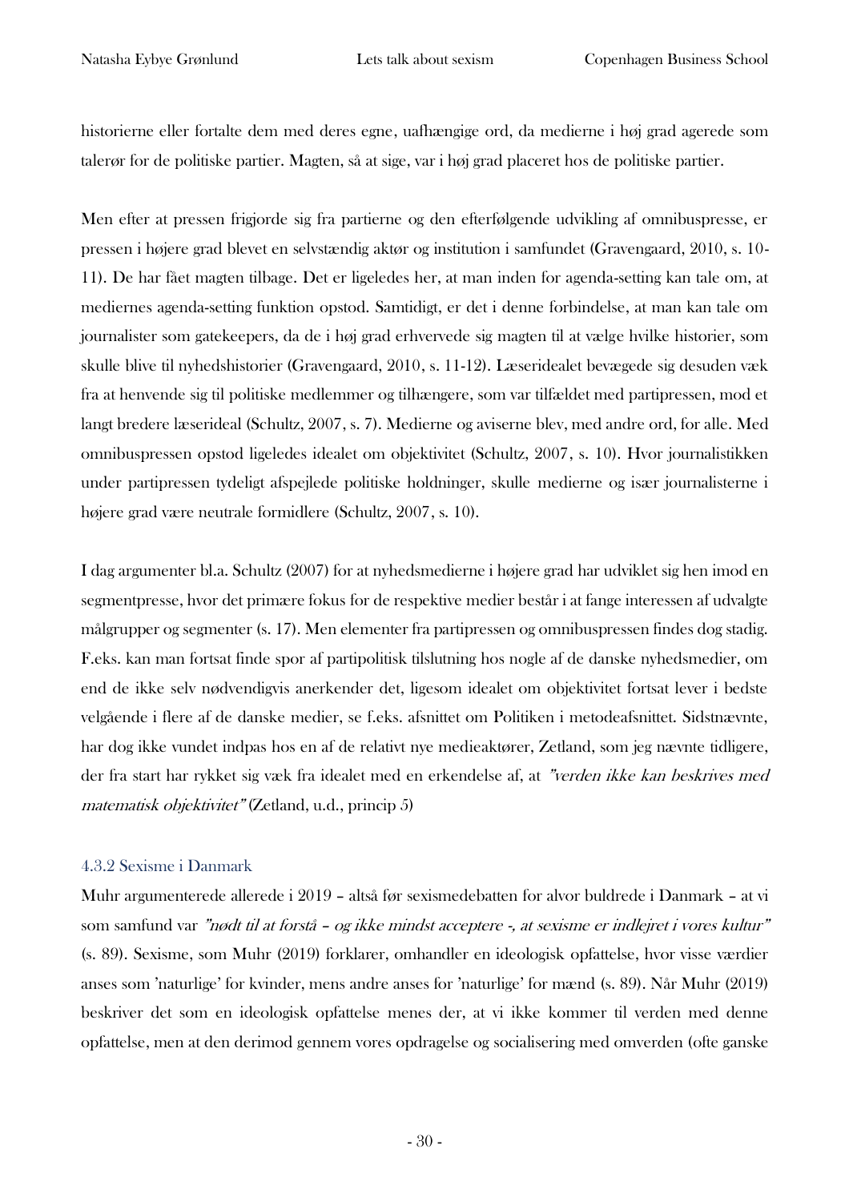historierne eller fortalte dem med deres egne, uafhængige ord, da medierne i høj grad agerede som talerør for de politiske partier. Magten, så at sige, var i høj grad placeret hos de politiske partier.

Men efter at pressen frigjorde sig fra partierne og den efterfølgende udvikling af omnibuspresse, er pressen i højere grad blevet en selvstændig aktør og institution i samfundet (Gravengaard, 2010, s. 10-11). De har fået magten tilbage. Det er ligeledes her, at man inden for agenda-setting kan tale om, at mediernes agenda-setting funktion opstod. Samtidigt, er det i denne forbindelse, at man kan tale om journalister som gatekeepers, da de i høj grad erhvervede sig magten til at vælge hvilke historier, som skulle blive til nyhedshistorier (Gravengaard, 2010, s. 11-12). Læseridealet bevægede sig desuden væk fra at henvende sig til politiske medlemmer og tilhængere, som var tilfældet med partipressen, mod et langt bredere læserideal (Schultz, 2007, s. 7). Medierne og aviserne blev, med andre ord, for alle. Med omnibuspressen opstod ligeledes idealet om objektivitet (Schultz, 2007, s. 10). Hvor journalistikken under partipressen tydeligt afspejlede politiske holdninger, skulle medierne og især journalisterne i højere grad være neutrale formidlere (Schultz, 2007, s. 10).

I dag argumenter bl.a. Schultz (2007) for at nyhedsmedierne i højere grad har udviklet sig hen imod en segmentpresse, hvor det primære fokus for de respektive medier består i at fange interessen af udvalgte målgrupper og segmenter (s. 17). Men elementer fra partipressen og omnibuspressen findes dog stadig. F.eks. kan man fortsat finde spor af partipolitisk tilslutning hos nogle af de danske nyhedsmedier, om end de ikke selv nødvendigvis anerkender det, ligesom idealet om objektivitet fortsat lever i bedste velgående i flere af de danske medier, se f.eks. afsnittet om Politiken i metodeafsnittet. Sidstnævnte, har dog ikke vundet indpas hos en af de relativt nye medieaktører, Zetland, som jeg nævnte tidligere, der fra start har rykket sig væk fra idealet med en erkendelse af, at *"verden ikke kan beskrives med matematisk objektivitet"* (Zetland, u.d., princip 5)

### 4.3.2 Sexisme i Danmark

Muhr argumenterede allerede i 2019 – altså før sexismedebatten for alvor buldrede i Danmark – at vi som samfund var *"nødt til at forstå – og ikke mindst acceptere -, at sexisme er indlejret i vores kultur"* (s. 89). Sexisme, som Muhr (2019) forklarer, omhandler en ideologisk opfattelse, hvor visse værdier anses som 'naturlige' for kvinder, mens andre anses for 'naturlige' for mænd (s. 89). Når Muhr (2019) beskriver det som en ideologisk opfattelse menes der, at vi ikke kommer til verden med denne opfattelse, men at den derimod gennem vores opdragelse og socialisering med omverden (ofte ganske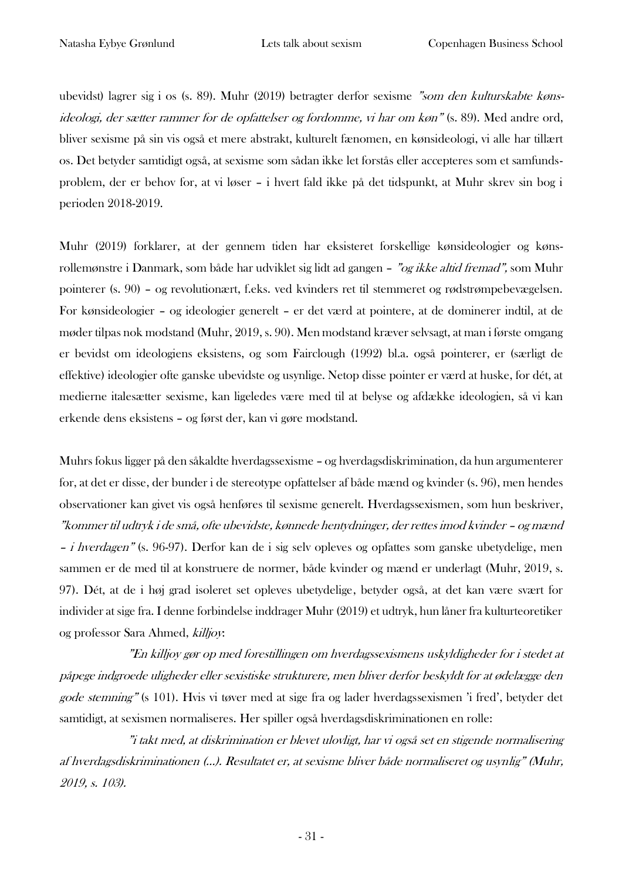ubevidst) lagrer sig i os (s. 89). Muhr (2019) betragter derfor sexisme *"som den kulturskabte kønsideologi, der sætter rammer for de opfattelser og fordomme, vi har om køn"* (s. 89). Med andre ord, bliver sexisme på sin vis også et mere abstrakt, kulturelt fænomen, en kønsideologi, vi alle har tillært os. Det betyder samtidigt også, at sexisme som sådan ikke let forstås eller accepteres som et samfundsproblem, der er behov for, at vi løser – i hvert fald ikke på det tidspunkt, at Muhr skrev sin bog i perioden 2018-2019.

Muhr (2019) forklarer, at der gennem tiden har eksisteret forskellige kønsideologier og kønsrollemønstre i Danmark, som både har udviklet sig lidt ad gangen – *"og ikke altid fremad"*, som Muhr pointerer (s. 90) – og revolutionært, f.eks. ved kvinders ret til stemmeret og rødstrømpebevægelsen. For kønsideologier – og ideologier generelt – er det værd at pointere, at de dominerer indtil, at de møder tilpas nok modstand (Muhr, 2019, s. 90). Men modstand kræver selvsagt, at man i første omgang er bevidst om ideologiens eksistens, og som Fairclough (1992) bl.a. også pointerer, er (særligt de effektive) ideologier ofte ganske ubevidste og usynlige. Netop disse pointer er værd at huske, for dét, at medierne italesætter sexisme, kan ligeledes være med til at belyse og afdække ideologien, så vi kan erkende dens eksistens – og først der, kan vi gøre modstand.

Muhrs fokus ligger på den såkaldte hverdagssexisme – og hverdagsdiskrimination, da hun argumenterer for, at det er disse, der bunder i de stereotype opfattelser af både mænd og kvinder (s. 96), men hendes observationer kan givet vis også henføres til sexisme generelt. Hverdagssexismen, som hun beskriver, *"kommer til udtryk i de små, ofte ubevidste, kønnede hentydninger, der rettes imod kvinder – og mænd – i hverdagen"* (s. 96-97). Derfor kan de i sig selv opleves og opfattes som ganske ubetydelige, men sammen er de med til at konstruere de normer, både kvinder og mænd er underlagt (Muhr, 2019, s. 97). Dét, at de i høj grad isoleret set opleves ubetydelige, betyder også, at det kan være svært for individer at sige fra. I denne forbindelse inddrager Muhr (2019) et udtryk, hun låner fra kulturteoretiker og professor Sara Ahmed, *killjoy*:

*"En killjoy gør op med forestillingen om hverdagssexismens uskyldigheder for i stedet at påpege indgroede uligheder eller sexistiske strukturere, men bliver derfor beskyldt for at ødelægge den gode stemning"* (s 101). Hvis vi tøver med at sige fra og lader hverdagssexismen 'i fred', betyder det samtidigt, at sexismen normaliseres. Her spiller også hverdagsdiskriminationen en rolle:

*"i takt med, at diskrimination er blevet ulovligt, har vi også set en stigende normalisering af hverdagsdiskriminationen (...). Resultatet er, at sexisme bliver både normaliseret og usynlig" (Muhr, 2019, s. 103).*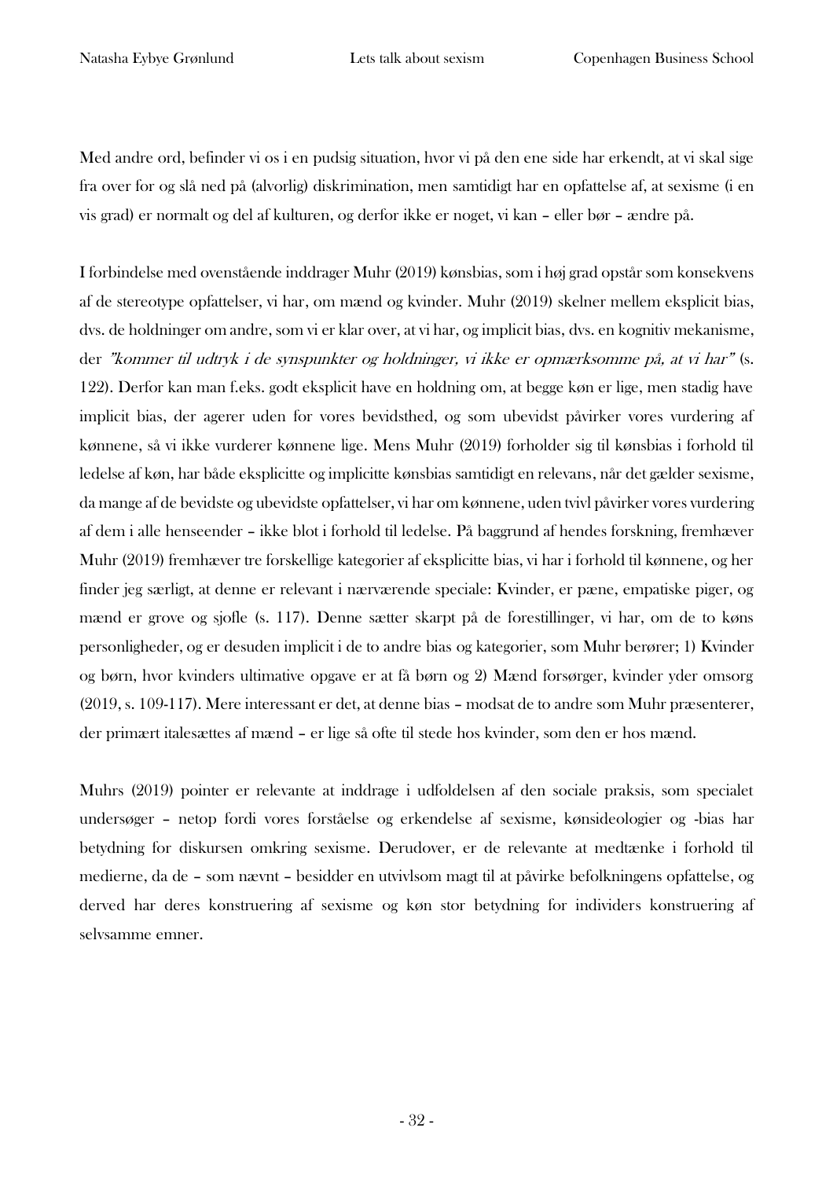Med andre ord, befinder vi os i en pudsig situation, hvor vi på den ene side har erkendt, at vi skal sige fra over for og slå ned på (alvorlig) diskrimination, men samtidigt har en opfattelse af, at sexisme (i en vis grad) er normalt og del af kulturen, og derfor ikke er noget, vi kan – eller bør – ændre på.

I forbindelse med ovenstående inddrager Muhr (2019) kønsbias, som i høj grad opstår som konsekvens af de stereotype opfattelser, vi har, om mænd og kvinder. Muhr (2019) skelner mellem eksplicit bias, dvs. de holdninger om andre, som vi er klar over, at vi har, og implicit bias, dvs. en kognitiv mekanisme, der *"kommer til udtryk i de synspunkter og holdninger, vi ikke er opmærksomme på, at vi har"* (s. 122). Derfor kan man f.eks. godt eksplicit have en holdning om, at begge køn er lige, men stadig have implicit bias, der agerer uden for vores bevidsthed, og som ubevidst påvirker vores vurdering af kønnene, så vi ikke vurderer kønnene lige. Mens Muhr (2019) forholder sig til kønsbias i forhold til ledelse af køn, har både eksplicitte og implicitte kønsbias samtidigt en relevans, når det gælder sexisme, da mange af de bevidste og ubevidste opfattelser, vi har om kønnene, uden tvivl påvirker vores vurdering af dem i alle henseender – ikke blot i forhold til ledelse. På baggrund af hendes forskning, fremhæver Muhr (2019) fremhæver tre forskellige kategorier af eksplicitte bias, vi har i forhold til kønnene, og her finder jeg særligt, at denne er relevant i nærværende speciale: Kvinder, er pæne, empatiske piger, og mænd er grove og sjofle (s. 117). Denne sætter skarpt på de forestillinger, vi har, om de to køns personligheder, og er desuden implicit i de to andre bias og kategorier, som Muhr berører; 1) Kvinder og børn, hvor kvinders ultimative opgave er at få børn og 2) Mænd forsørger, kvinder yder omsorg (2019, s. 109-117). Mere interessant er det, at denne bias – modsat de to andre som Muhr præsenterer, der primært italesættes af mænd – er lige så ofte til stede hos kvinder, som den er hos mænd.

Muhrs (2019) pointer er relevante at inddrage i udfoldelsen af den sociale praksis, som specialet undersøger – netop fordi vores forståelse og erkendelse af sexisme, kønsideologier og -bias har betydning for diskursen omkring sexisme. Derudover, er de relevante at medtænke i forhold til medierne, da de – som nævnt – besidder en utvivlsom magt til at påvirke befolkningens opfattelse, og derved har deres konstruering af sexisme og køn stor betydning for individers konstruering af selvsamme emner.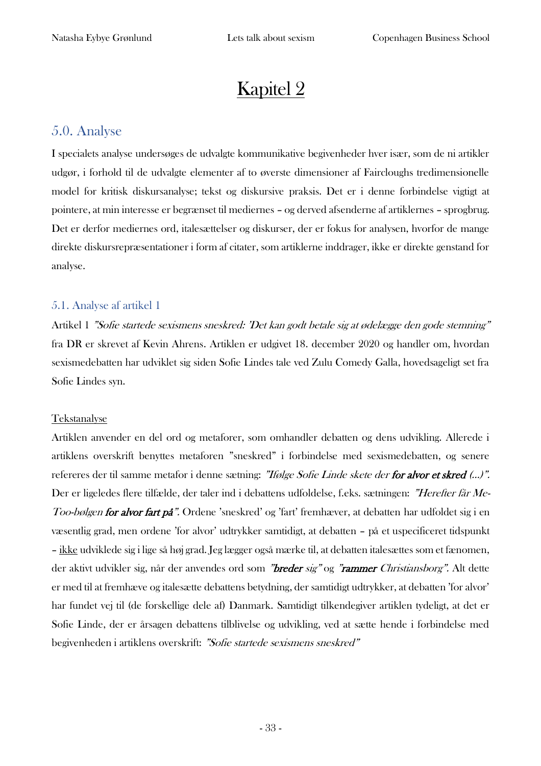# Kapitel 2

## 5.0. Analyse

I specialets analyse undersøges de udvalgte kommunikative begivenheder hver især, som de ni artikler udgør, i forhold til de udvalgte elementer af to øverste dimensioner af Faircloughs tredimensionelle model for kritisk diskursanalyse; tekst og diskursive praksis. Det er i denne forbindelse vigtigt at pointere, at min interesse er begrænset til mediernes – og derved afsenderne af artiklernes – sprogbrug. Det er derfor mediernes ord, italesættelser og diskurser, der er fokus for analysen, hvorfor de mange direkte diskursrepræsentationer i form af citater, som artiklerne inddrager, ikke er direkte genstand for analyse.

### 5.1. Analyse af artikel 1

Artikel 1 *"Sofie startede sexismens sneskred: 'Det kan godt betale sig at ødelægge den gode stemning"* fra DR er skrevet af Kevin Ahrens. Artiklen er udgivet 18. december 2020 og handler om, hvordan sexismedebatten har udviklet sig siden Sofie Lindes tale ved Zulu Comedy Galla, hovedsageligt set fra Sofie Lindes syn.

<u>Tekstanalyse</u>

Artiklen anvender en del ord og metaforer, som omhandler debatten og dens udvikling. Allerede i artiklens overskrift benyttes metaforen "sneskred" i forbindelse med sexismedebatten, og senere refereres der til samme metafor i denne sætning: *"Ifølge Sofie Linde skete der **for alvor et skred** (…)".* Der er ligeledes flere tilfælde, der taler ind i debattens udfoldelse, f.eks. sætningen: *"Herefter får Me-Too-bølgen **for alvor fart på**".* Ordene 'sneskred' og 'fart' fremhæver, at debatten har udfoldet sig i en væsentlig grad, men ordene 'for alvor' udtrykker samtidigt, at debatten – på et uspecificeret tidspunkt – <u>ikke</u> udviklede sig i lige så høj grad. Jeg lægger også mærke til, at debatten italesættes som et fænomen, der aktivt udvikler sig, når der anvendes ord som *"**breder** sig"* og *"**rammer** Christiansborg".* Alt dette er med til at fremhæve og italesætte debattens betydning, der samtidigt udtrykker, at debatten 'for alvor' har fundet vej til (de forskellige dele af) Danmark. Samtidigt tilkendegiver artiklen tydeligt, at det er Sofie Linde, der er årsagen debattens tilblivelse og udvikling, ved at sætte hende i forbindelse med begivenheden i artiklens overskrift: *"Sofie startede sexismens sneskred"*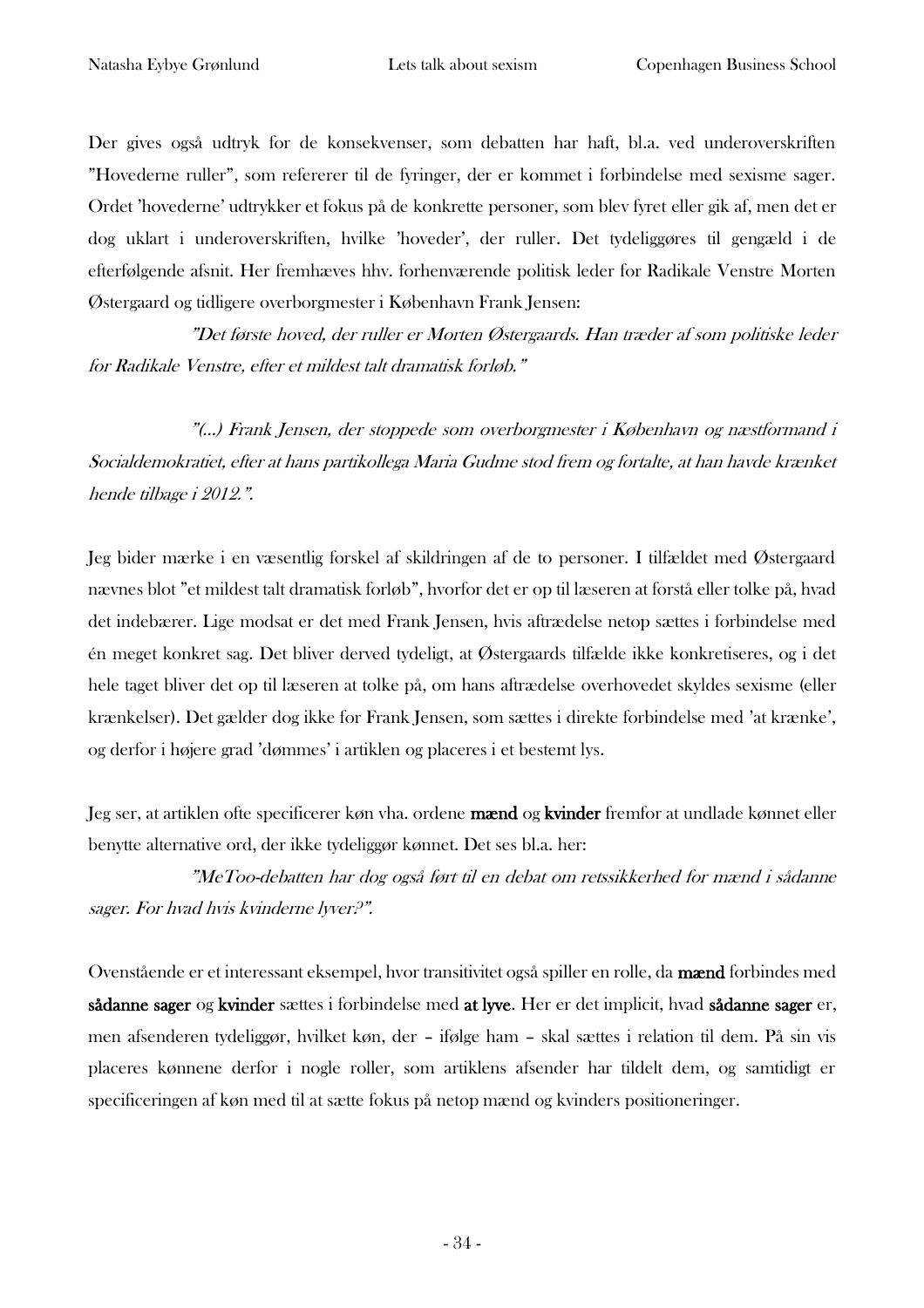Der gives også udtryk for de konsekvenser, som debatten har haft, bl.a. ved underoverskriften "Hovederne ruller", som refererer til de fyringer, der er kommet i forbindelse med sexisme sager. Ordet 'hovederne' udtrykker et fokus på de konkrette personer, som blev fyret eller gik af, men det er dog uklart i underoverskriften, hvilke 'hoveder', der ruller. Det tydeliggøres til gengæld i de efterfølgende afsnit. Her fremhæves hhv. forhenværende politisk leder for Radikale Venstre Morten Østergaard og tidligere overborgmester i København Frank Jensen:

> *"Det første hoved, der ruller er Morten Østergaards. Han træder af som politiske leder for Radikale Venstre, efter et mildest talt dramatisk forløb."*

> *"(…) Frank Jensen, der stoppede som overborgmester i København og næstformand i Socialdemokratiet, efter at hans partikollega Maria Gudme stod frem og fortalte, at han havde krænket hende tilbage i 2012.".*

Jeg bider mærke i en væsentlig forskel af skildringen af de to personer. I tilfældet med Østergaard nævnes blot "et mildest talt dramatisk forløb", hvorfor det er op til læseren at forstå eller tolke på, hvad det indebærer. Lige modsat er det med Frank Jensen, hvis aftrædelse netop sættes i forbindelse med én meget konkret sag. Det bliver derved tydeligt, at Østergaards tilfælde ikke konkretiseres, og i det hele taget bliver det op til læseren at tolke på, om hans aftrædelse overhovedet skyldes sexisme (eller krænkelser). Det gælder dog ikke for Frank Jensen, som sættes i direkte forbindelse med 'at krænke', og derfor i højere grad 'dømmes' i artiklen og placeres i et bestemt lys.

Jeg ser, at artiklen ofte specificerer køn vha. ordene **mænd** og **kvinder** fremfor at undlade kønnet eller benytte alternative ord, der ikke tydeliggør kønnet. Det ses bl.a. her:

> *"MeToo-debatten har dog også ført til en debat om retssikkerhed for mænd i sådanne sager. For hvad hvis kvinderne lyver?".*

Ovenstående er et interessant eksempel, hvor transitivitet også spiller en rolle, da **mænd** forbindes med **sådanne sager** og **kvinder** sættes i forbindelse med **at lyve**. Her er det implicit, hvad **sådanne sager** er, men afsenderen tydeliggør, hvilket køn, der – ifølge ham – skal sættes i relation til dem. På sin vis placeres kønnene derfor i nogle roller, som artiklens afsender har tildelt dem, og samtidigt er specificeringen af køn med til at sætte fokus på netop mænd og kvinders positioneringer.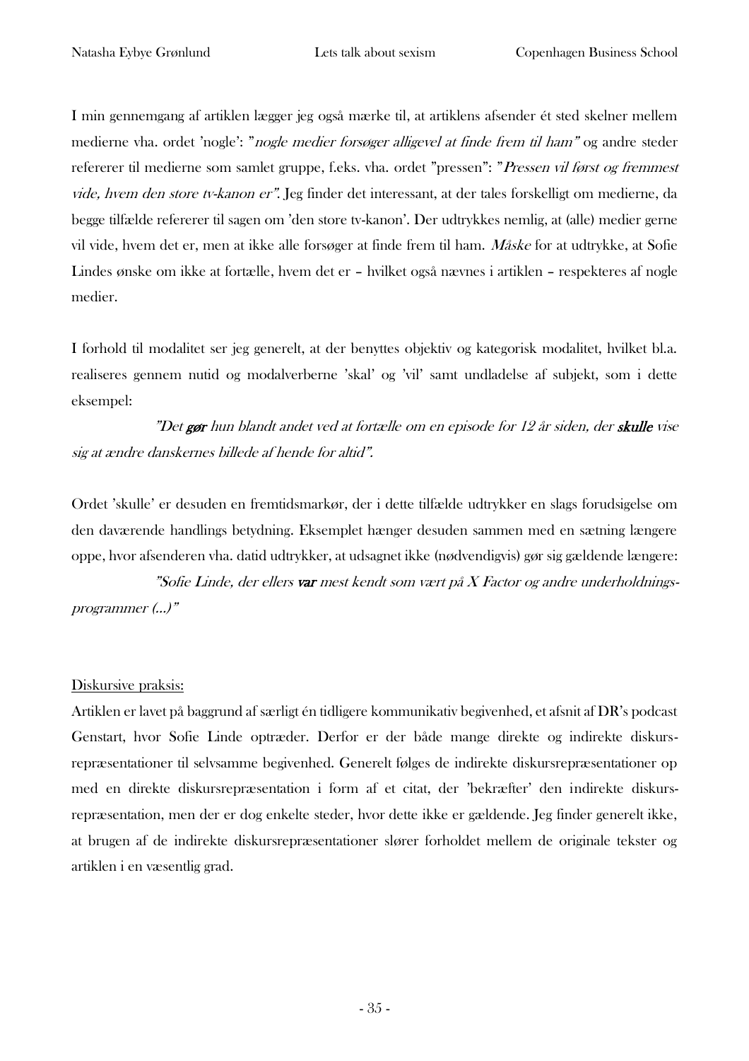I min gennemgang af artiklen lægger jeg også mærke til, at artiklens afsender ét sted skelner mellem medierne vha. ordet 'nogle': "*nogle medier forsøger alligevel at finde frem til ham*" og andre steder refererer til medierne som samlet gruppe, f.eks. vha. ordet "pressen": "*Pressen vil først og fremmest vide, hvem den store tv-kanon er*". Jeg finder det interessant, at der tales forskelligt om medierne, da begge tilfælde refererer til sagen om 'den store tv-kanon'. Der udtrykkes nemlig, at (alle) medier gerne vil vide, hvem det er, men at ikke alle forsøger at finde frem til ham. *Måske* for at udtrykke, at Sofie Lindes ønske om ikke at fortælle, hvem det er – hvilket også nævnes i artiklen – respekteres af nogle medier.

I forhold til modalitet ser jeg generelt, at der benyttes objektiv og kategorisk modalitet, hvilket bl.a. realiseres gennem nutid og modalverberne 'skal' og 'vil' samt undladelse af subjekt, som i dette eksempel:

> *"Det **gør** hun blandt andet ved at fortælle om en episode for 12 år siden, der **skulle** vise sig at ændre danskernes billede af hende for altid".*

Ordet 'skulle' er desuden en fremtidsmarkør, der i dette tilfælde udtrykker en slags forudsigelse om den daværende handlings betydning. Eksemplet hænger desuden sammen med en sætning længere oppe, hvor afsenderen vha. datid udtrykker, at udsagnet ikke (nødvendigvis) gør sig gældende længere:

> *"Sofie Linde, der ellers **var** mest kendt som vært på X Factor og andre underholdnings-programmer (...)"*

Diskursive praksis:

Artiklen er lavet på baggrund af særligt én tidligere kommunikativ begivenhed, et afsnit af DR's podcast Genstart, hvor Sofie Linde optræder. Derfor er der både mange direkte og indirekte diskurs-repræsentationer til selvsamme begivenhed. Generelt følges de indirekte diskursrepræsentationer op med en direkte diskursrepræsentation i form af et citat, der 'bekræfter' den indirekte diskurs-repræsentation, men der er dog enkelte steder, hvor dette ikke er gældende. Jeg finder generelt ikke, at brugen af de indirekte diskursrepræsentationer slører forholdet mellem de originale tekster og artiklen i en væsentlig grad.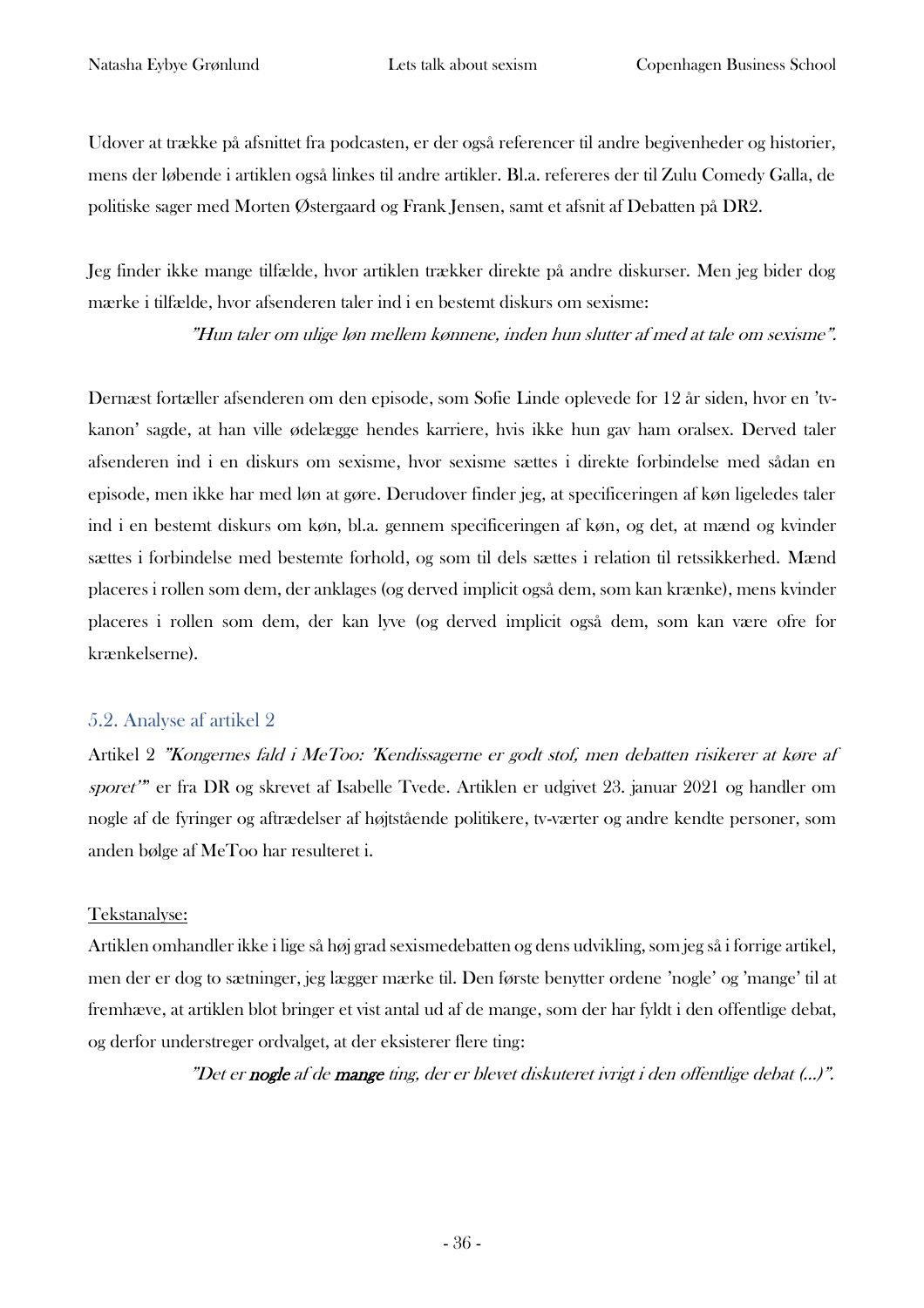Udover at trække på afsnittet fra podcasten, er der også referencer til andre begivenheder og historier, mens der løbende i artiklen også linkes til andre artikler. Bl.a. refereres der til Zulu Comedy Galla, de politiske sager med Morten Østergaard og Frank Jensen, samt et afsnit af Debatten på DR2.

Jeg finder ikke mange tilfælde, hvor artiklen trækker direkte på andre diskurser. Men jeg bider dog mærke i tilfælde, hvor afsenderen taler ind i en bestemt diskurs om sexisme:

> *"Hun taler om ulige løn mellem kønnene, inden hun slutter af med at tale om sexisme".*

Dernæst fortæller afsenderen om den episode, som Sofie Linde oplevede for 12 år siden, hvor en 'tv-kanon' sagde, at han ville ødelægge hendes karriere, hvis ikke hun gav ham oralsex. Derved taler afsenderen ind i en diskurs om sexisme, hvor sexisme sættes i direkte forbindelse med sådan en episode, men ikke har med løn at gøre. Derudover finder jeg, at specificeringen af køn ligeledes taler ind i en bestemt diskurs om køn, bl.a. gennem specificeringen af køn, og det, at mænd og kvinder sættes i forbindelse med bestemte forhold, og som til dels sættes i relation til retssikkerhed. Mænd placeres i rollen som dem, der anklages (og derved implicit også dem, som kan krænke), mens kvinder placeres i rollen som dem, der kan lyve (og derved implicit også dem, som kan være ofre for krænkelserne).

## 5.2. Analyse af artikel 2

Artikel 2 *"Kongernes fald i MeToo: 'Kendissagerne er godt stof, men debatten risikerer at køre af sporet'"* er fra DR og skrevet af Isabelle Tvede. Artiklen er udgivet 23. januar 2021 og handler om nogle af de fyringer og aftrædelser af højtstående politikere, tv-værter og andre kendte personer, som anden bølge af MeToo har resulteret i.

<u>Tekstanalyse:</u>

Artiklen omhandler ikke i lige så høj grad sexismedebatten og dens udvikling, som jeg så i forrige artikel, men der dog to sætninger, jeg lægger mærke til. Den første benytter ordene 'nogle' og 'mange' til at fremhæve, at artiklen blot bringer et vist antal ud af de mange, som der har fyldt i den offentlige debat, og derfor understreger ordvalget, at der eksisterer flere ting:

> *"Det er **nogle** af de **mange** ting, der er blevet diskuteret ivrigt i den offentlige debat (...)".*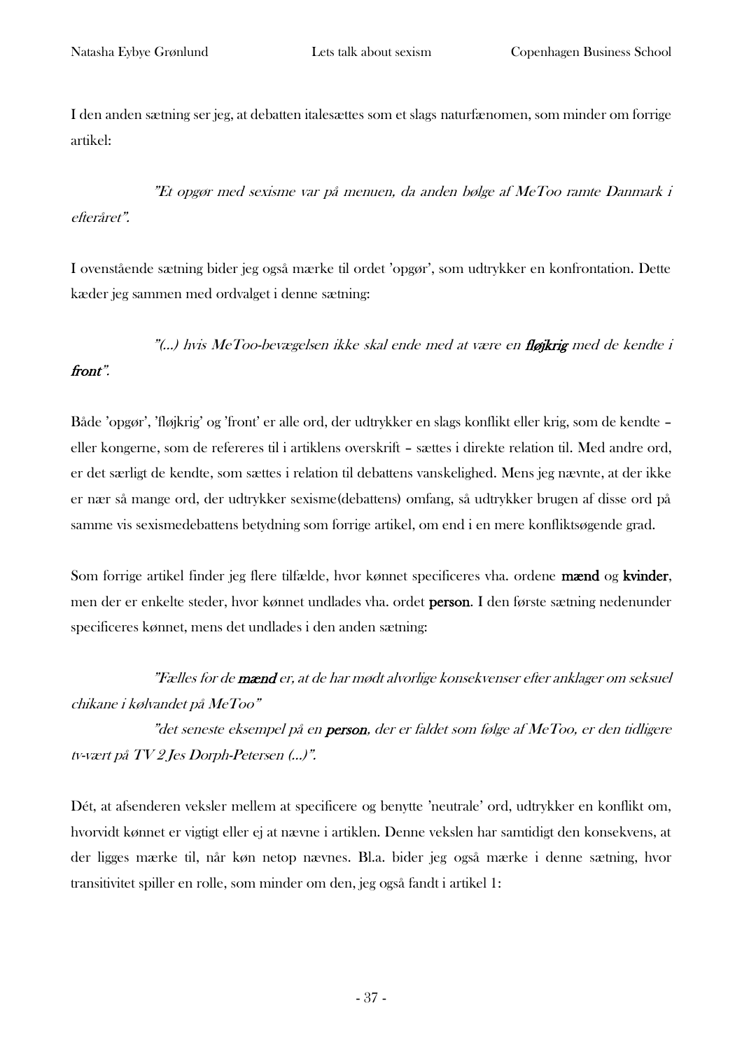I den anden sætning ser jeg, at debatten italesættes som et slags naturfænomen, som minder om forrige artikel:

> *"Et opgør med sexisme var på menuen, da anden bølge af MeToo ramte Danmark i efteråret".*

I ovenstående sætning bider jeg også mærke til ordet 'opgør', som udtrykker en konfrontation. Dette kæder jeg sammen med ordvalget i denne sætning:

> *"(...) hvis MeToo-bevægelsen ikke skal ende med at være en* ***fløjkrig*** *med de kendte i* ***front****".*

Både 'opgør', 'fløjkrig' og 'front' er alle ord, der udtrykker en slags konflikt eller krig, som de kendte – eller kongerne, som de refereres til i artiklens overskrift – sættes i direkte relation til. Med andre ord, er det særligt de kendte, som sættes i relation til debattens vanskelighed. Mens jeg nævnte, at der ikke er nær så mange ord, der udtrykker sexisme(debattens) omfang, så udtrykker brugen af disse ord på samme vis sexismedebattens betydning som forrige artikel, om end i en mere konfliktsøgende grad.

Som forrige artikel finder jeg flere tilfælde, hvor kønnet specificeres vha. ordene **mænd** og **kvinder**, men der er enkelte steder, hvor kønnet undlades vha. ordet **person**. I den første sætning nedenunder specificeres kønnet, mens det undlades i den anden sætning:

> *"Fælles for de* ***mænd*** *er, at de har mødt alvorlige konsekvenser efter anklager om seksuel chikane i kølvandet på MeToo"*
>
> *"det seneste eksempel på en* ***person****, der er faldet som følge af MeToo, er den tidligere tv-vært på TV 2 Jes Dorph-Petersen (...)".*

Dét, at afsenderen veksler mellem at specificere og benytte 'neutrale' ord, udtrykker en konflikt om, hvorvidt kønnet er vigtigt eller ej at nævne i artiklen. Denne vekslen har samtidigt den konsekvens, at der ligges mærke til, når køn netop nævnes. Bl.a. bider jeg også mærke i denne sætning, hvor transitivitet spiller en rolle, som minder om den, jeg også fandt i artikel 1: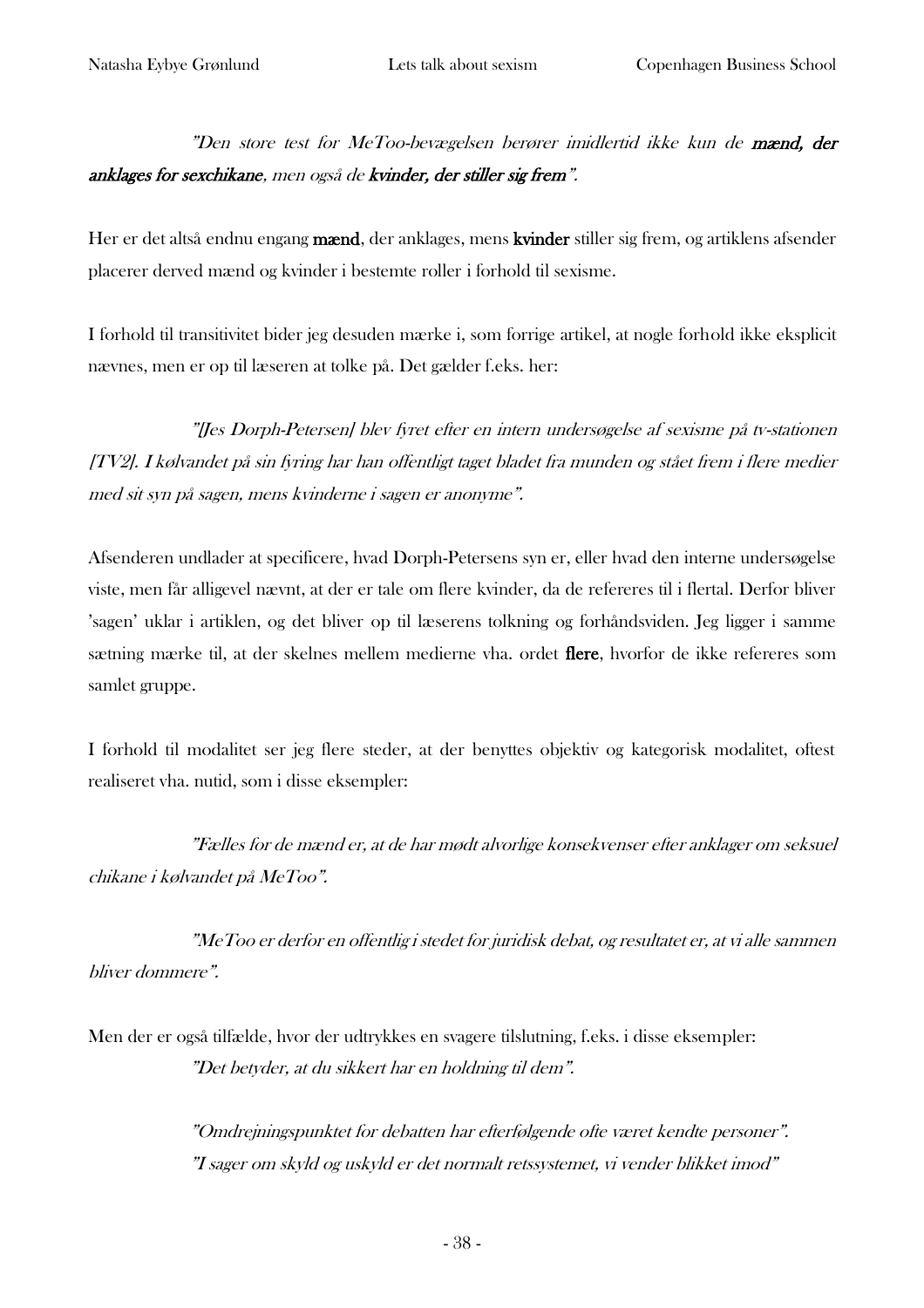*"Den store test for MeToo-bevægelsen berører imidlertid ikke kun de **mænd, der anklages for sexchikane**, men også de **kvinder, der stiller sig frem**".*

Her er det altså endnu engang **mænd**, der anklages, mens **kvinder** stiller sig frem, og artiklens afsender placerer derved mænd og kvinder i bestemte roller i forhold til sexisme.

I forhold til transitivitet bider jeg desuden mærke i, som forrige artikel, at nogle forhold ikke eksplicit nævnes, men er op til læseren at tolke på. Det gælder f.eks. her:

*"[Jes Dorph-Petersen] blev fyret efter en intern undersøgelse af sexisme på tv-stationen [TV2]. I kølvandet på sin fyring har han offentligt taget bladet fra munden og stået frem i flere medier med sit syn på sagen, mens kvinderne i sagen er anonyme".*

Afsenderen undlader at specificere, hvad Dorph-Petersens syn er, eller hvad den interne undersøgelse viste, men får alligevel nævnt, at der er tale om flere kvinder, da de refereres til i flertal. Derfor bliver 'sagen' uklar i artiklen, og det bliver op til læserens tolkning og forhåndsviden. Jeg ligger i samme sætning mærke til, at der skelnes mellem medierne vha. ordet **flere**, hvorfor de ikke refereres som samlet gruppe.

I forhold til modalitet ser jeg flere steder, at der benyttes objektiv og kategorisk modalitet, oftest realiseret vha. nutid, som i disse eksempler:

*"Fælles for de mænd er, at de har mødt alvorlige konsekvenser efter anklager om seksuel chikane i kølvandet på MeToo".*

*"MeToo er derfor en offentlig i stedet for juridisk debat, og resultatet er, at vi alle sammen bliver dommere".*

Men der er også tilfælde, hvor der udtrykkes en svagere tilslutning, f.eks. i disse eksempler:

*"Det betyder, at du sikkert har en holdning til dem".*

*"Omdrejningspunktet for debatten har efterfølgende ofte været kendte personer".*
*"I sager om skyld og uskyld er det normalt retssystemet, vi vender blikket imod"*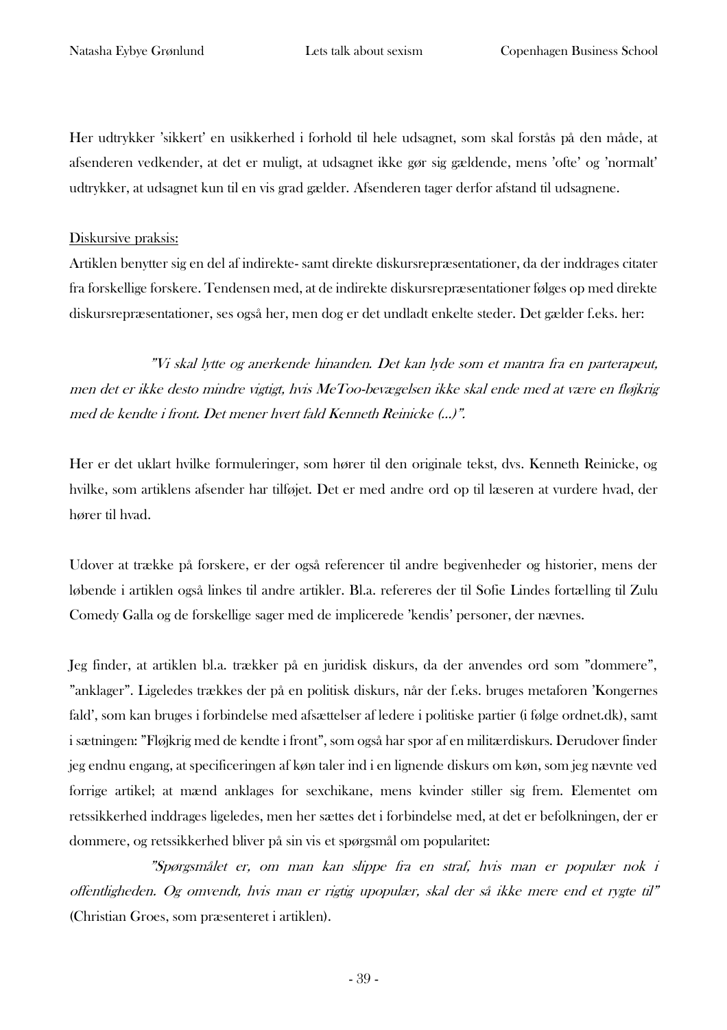Her udtrykker 'sikkert' en usikkerhed i forhold til hele udsagnet, som skal forstås på den måde, at afsenderen vedkender, at det er muligt, at udsagnet ikke gør sig gældende, mens 'ofte' og 'normalt' udtrykker, at udsagnet kun til en vis grad gælder. Afsenderen tager derfor afstand til udsagnene.

<u>Diskursive praksis:</u>

Artiklen benytter sig en del af indirekte- samt direkte diskursrepræsentationer, da der inddrages citater fra forskellige forskere. Tendensen med, at de indirekte diskursrepræsentationer følges op med direkte diskursrepræsentationer, ses også her, men dog er det undladt enkelte steder. Det gælder f.eks. her:

> *"Vi skal lytte og anerkende hinanden. Det kan lyde som et mantra fra en parterapeut, men det er ikke desto mindre vigtigt, hvis MeToo-bevægelsen ikke skal ende med at være en fløjkrig med de kendte i front. Det mener hvert fald Kenneth Reinicke (...)".*

Her er det uklart hvilke formuleringer, som hører til den originale tekst, dvs. Kenneth Reinicke, og hvilke, som artiklens afsender har tilføjet. Det er med andre ord op til læseren at vurdere hvad, der hører til hvad.

Udover at trække på forskere, er der også referencer til andre begivenheder og historier, mens der løbende i artiklen også linkes til andre artikler. Bl.a. refereres der til Sofie Lindes fortælling til Zulu Comedy Galla og de forskellige sager med de implicerede 'kendis' personer, der nævnes.

Jeg finder, at artiklen bl.a. trækker på en juridisk diskurs, da der anvendes ord som "dommere", "anklager". Ligeledes trækkes der på en politisk diskurs, når der f.eks. bruges metaforen 'Kongernes fald', som kan bruges i forbindelse med afsættelser af ledere i politiske partier (i følge ordnet.dk), samt i sætningen: "Fløjkrig med de kendte i front", som også har spor af en militærdiskurs. Derudover finder jeg endnu engang, at specificeringen af køn taler ind i en lignende diskurs om køn, som jeg nævnte ved forrige artikel; at mænd anklages for sexchikane, mens kvinder stiller sig frem. Elementet om retssikkerhed inddrages ligeledes, men her sættes det i forbindelse med, at det er befolkningen, der er dommere, og retssikkerhed bliver på sin vis et spørgsmål om popularitet:

> *"Spørgsmålet er, om man kan slippe fra en straf, hvis man er populær nok i offentligheden. Og omvendt, hvis man er rigtig upopulær, skal der så ikke mere end et rygte til"* (Christian Groes, som præsenteret i artiklen).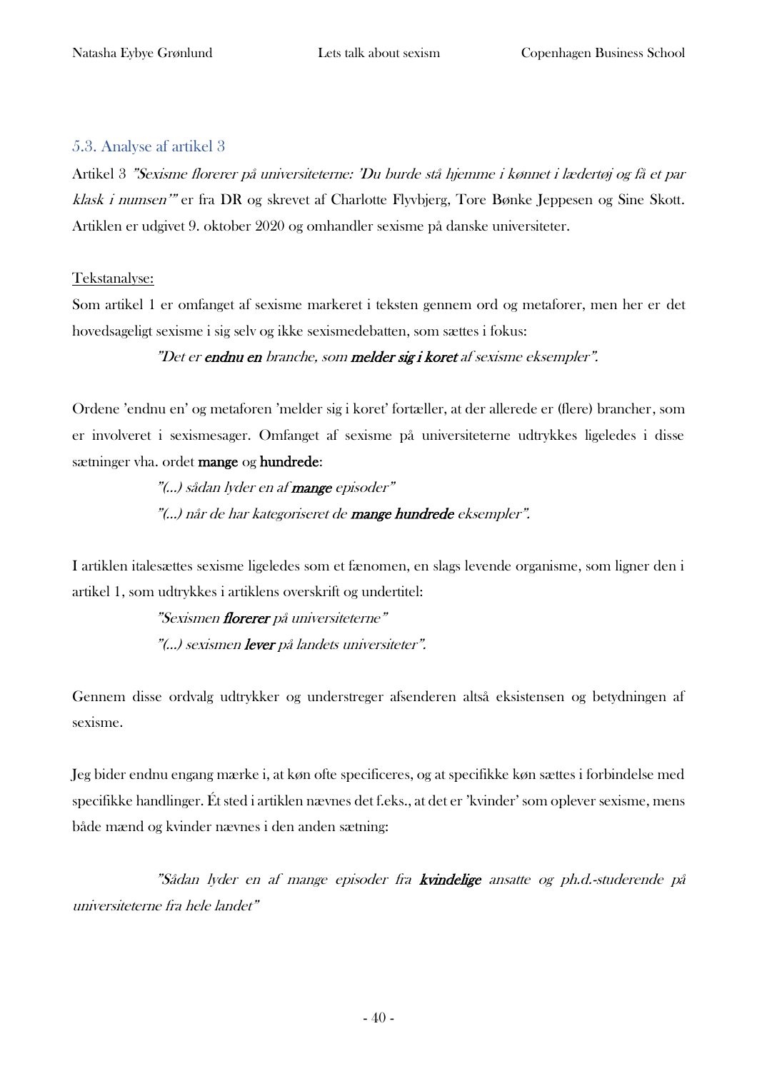## 5.3. Analyse af artikel 3

Artikel 3 *"Sexisme florerer på universiteterne: 'Du burde stå hjemme i kønnet i lædertøj og få et par klask i numsen'"* er fra DR og skrevet af Charlotte Flyvbjerg, Tore Bønke Jeppesen og Sine Skott. Artiklen er udgivet 9. oktober 2020 og omhandler sexisme på danske universiteter.

Tekstanalyse:

Som artikel 1 er omfanget af sexisme markeret i teksten gennem ord og metaforer, men her er det hovedsageligt sexisme i sig selv og ikke sexismedebatten, som sættes i fokus:

> *"Det er* ***endnu en*** *branche, som* ***melder sig i koret*** *af sexisme eksempler".*

Ordene 'endnu en' og metaforen 'melder sig i koret' fortæller, at der allerede er (flere) brancher, som er involveret i sexismesager. Omfanget af sexisme på universiteterne udtrykkes ligeledes i disse sætninger vha. ordet **mange** og **hundrede**:

> *"(...) sådan lyder en af* ***mange*** *episoder"*
>
> *"(...) når de har kategoriseret de* ***mange hundrede*** *eksempler".*

I artiklen italesættes sexisme ligeledes som et fænomen, en slags levende organisme, som ligner den i artikel 1, som udtrykkes i artiklens overskrift og undertitel:

> *"Sexismen* ***florerer*** *på universiteterne"*
>
> *"(...) sexismen* ***lever*** *på landets universiteter".*

Gennem disse ordvalg udtrykker og understreger afsenderen altså eksistensen og betydningen af sexisme.

Jeg bider endnu engang mærke i, at køn ofte specificeres, og at specifikke køn sættes i forbindelse med specifikke handlinger. Ét sted i artiklen nævnes det f.eks., at det er 'kvinder' som oplever sexisme, mens både mænd og kvinder nævnes i den anden sætning:

> *"Sådan lyder en af mange episoder fra* ***kvindelige*** *ansatte og ph.d.-studerende på universiteterne fra hele landet"*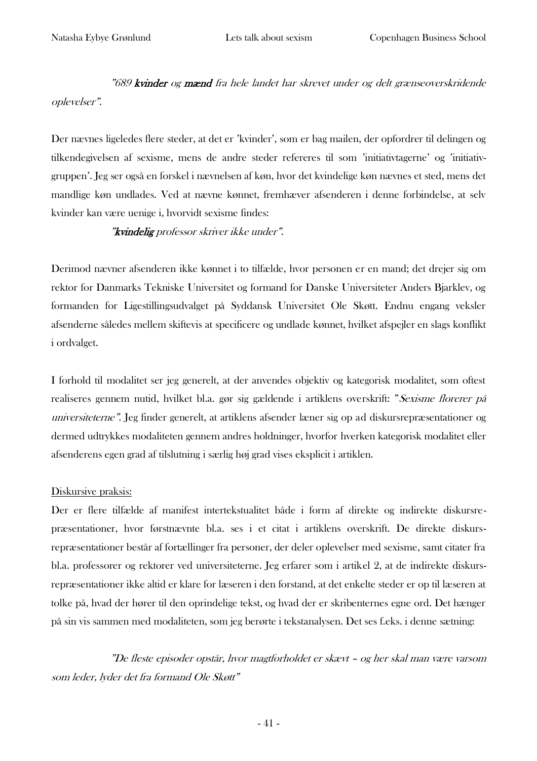*"689* ***kvinder*** *og* ***mænd*** *fra hele landet har skrevet under og delt grænseoverskridende oplevelser".*

Der nævnes ligeledes flere steder, at det er 'kvinder', som er bag mailen, der opfordrer til delingen og tilkendegivelsen af sexisme, mens de andre steder refereres til som 'initiativtagerne' og 'initiativgruppen'. Jeg ser også en forskel i nævnelsen af køn, hvor det kvindelige køn nævnes et sted, mens det mandlige køn undlades. Ved at nævne kønnet, fremhæver afsenderen i denne forbindelse, at selv kvinder kan være uenige i, hvorvidt sexisme findes:

***"kvindelig*** *professor skriver ikke under".*

Derimod nævner afsenderen ikke kønnet i to tilfælde, hvor personen er en mand; det drejer sig om rektor for Danmarks Tekniske Universitet og formand for Danske Universiteter Anders Bjarklev, og formanden for Ligestillingsudvalget på Syddansk Universitet Ole Skøtt. Endnu engang veksler afsenderne således mellem skiftevis at specificere og undlade kønnet, hvilket afspejler en slags konflikt i ordvalget.

I forhold til modalitet ser jeg generelt, at der anvendes objektiv og kategorisk modalitet, som oftest realiseres gennem nutid, hvilket bl.a. gør sig gældende i artiklens overskrift: "*Sexisme florerer på universiteterne".* Jeg finder generelt, at artiklens afsender læner sig op ad diskursrepræsentationer og dermed udtrykkes modaliteten gennem andres holdninger, hvorfor hverken kategorisk modalitet eller afsenderens egen grad af tilslutning i særlig høj grad vises eksplicit i artiklen.

Diskursive praksis:

Der er flere tilfælde af manifest intertekstualitet både i form af direkte og indirekte diskursrepræsentationer, hvor førstnævnte bl.a. ses i et citat i artiklens overskrift. De direkte diskursrepræsentationer består af fortællinger fra personer, der deler oplevelser med sexisme, samt citater fra bl.a. professorer og rektorer ved universiteterne. Jeg erfarer som i artikel 2, at de indirekte diskursrepræsentationer ikke altid er klare for læseren i den forstand, at det enkelte steder er op til læseren at tolke på, hvad der hører til den oprindelige tekst, og hvad der er skribenternes egne ord. Det hænger på sin vis sammen med modaliteten, som jeg berørte i tekstanalysen. Det ses f.eks. i denne sætning:

*"De fleste episoder opstår, hvor magtforholdet er skævt – og her skal man være varsom som leder, lyder det fra formand Ole Skøtt"*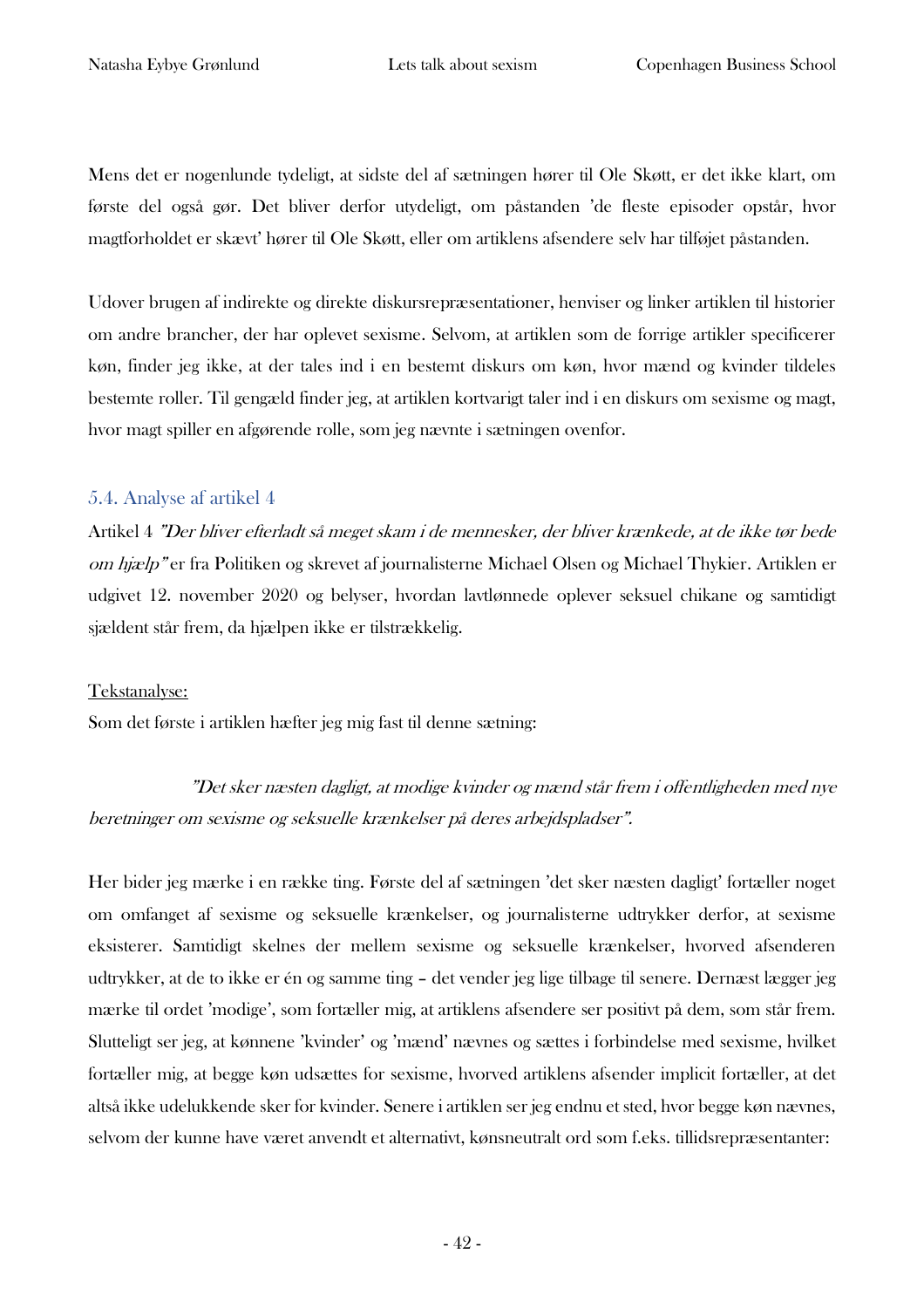Mens det er nogenlunde tydeligt, at sidste del af sætningen hører til Ole Skøtt, er det ikke klart, om første del også gør. Det bliver derfor utydeligt, om påstanden 'de fleste episoder opstår, hvor magtforholdet er skævt' hører til Ole Skøtt, eller om artiklens afsendere selv har tilføjet påstanden.

Udover brugen af indirekte og direkte diskursrepræsentationer, henviser og linker artiklen til historier om andre brancher, der har oplevet sexisme. Selvom, at artiklen som de forrige artikler specificerer køn, finder jeg ikke, at der tales ind i en bestemt diskurs om køn, hvor mænd og kvinder tildeles bestemte roller. Til gengæld finder jeg, at artiklen kortvarigt taler ind i en diskurs om sexisme og magt, hvor magt spiller en afgørende rolle, som jeg nævnte i sætningen ovenfor.

## 5.4. Analyse af artikel 4

Artikel 4 *"Der bliver efterladt så meget skam i de mennesker, der bliver krænkede, at de ikke tør bede om hjælp"* er fra Politiken og skrevet af journalisterne Michael Olsen og Michael Thykier. Artiklen er udgivet 12. november 2020 og belyser, hvordan lavtlønnede oplever seksuel chikane og samtidigt sjældent står frem, da hjælpen ikke er tilstrækkelig.

Tekstanalyse:

Som det første i artiklen hæfter jeg mig fast til denne sætning:

> *"Det sker næsten dagligt, at modige kvinder og mænd står frem i offentligheden med nye beretninger om sexisme og seksuelle krænkelser på deres arbejdspladser".*

Her bider jeg mærke i en række ting. Første del af sætningen 'det sker næsten dagligt' fortæller noget om omfanget af sexisme og seksuelle krænkelser, og journalisterne udtrykker derfor, at sexisme eksisterer. Samtidigt skelnes der mellem sexisme og seksuelle krænkelser, hvorved afsenderen udtrykker, at de to ikke er én og samme ting – det vender jeg lige tilbage til senere. Dernæst lægger jeg mærke til ordet 'modige', som fortæller mig, at artiklens afsendere ser positivt på dem, som står frem. Slutteligt ser jeg, at kønnene 'kvinder' og 'mænd' nævnes og sættes i forbindelse med sexisme, hvilket fortæller mig, at begge køn udsættes for sexisme, hvorved artiklens afsender implicit fortæller, at det altså ikke udelukkende sker for kvinder. Senere i artiklen ser jeg endnu et sted, hvor begge køn nævnes, selvom der kunne have været anvendt et alternativt, kønsneutralt ord som f.eks. tillidsrepræsentanter: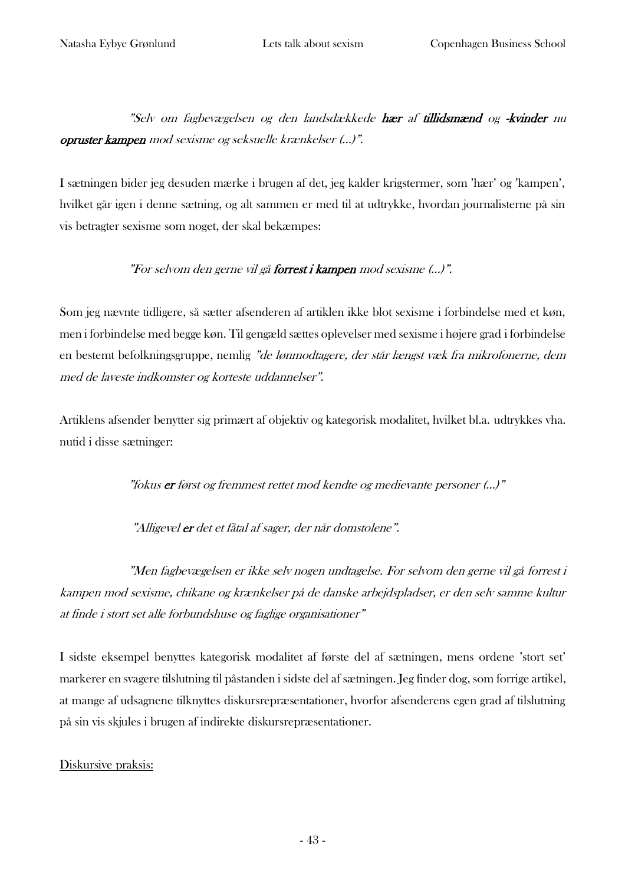*"Selv om fagbevægelsen og den landsdækkede **hær** af **tillidsmænd** og **-kvinder** nu **opruster kampen** mod sexisme og seksuelle krænkelser (…)".*

I sætningen bider jeg desuden mærke i brugen af det, jeg kalder krigstermer, som 'hær' og 'kampen', hvilket går igen i denne sætning, og alt sammen er med til at udtrykke, hvordan journalisterne på sin vis betragter sexisme som noget, der skal bekæmpes:

*"For selvom den gerne vil gå **forrest i kampen** mod sexisme (…)".*

Som jeg nævnte tidligere, så sætter afsenderen af artiklen ikke blot sexisme i forbindelse med et køn, men i forbindelse med begge køn. Til gengæld sættes oplevelser med sexisme i højere grad i forbindelse en bestemt befolkningsgruppe, nemlig *"de lønmodtagere, der står længst væk fra mikrofonerne, dem med de laveste indkomster og korteste uddannelser".*

Artiklens afsender benytter sig primært af objektiv og kategorisk modalitet, hvilket bl.a. udtrykkes vha. nutid i disse sætninger:

*"fokus **er** først og fremmest rettet mod kendte og medievante personer (…)"*

*"Alligevel **er** det et fåtal af sager, der når domstolene".*

*"Men fagbevægelsen er ikke selv nogen undtagelse. For selvom den gerne vil gå forrest i kampen mod sexisme, chikane og krænkelser på de danske arbejdspladser, er den selv samme kultur at finde i stort set alle forbundshuse og faglige organisationer"*

I sidste eksempel benyttes kategorisk modalitet af første del af sætningen, mens ordene 'stort set' markerer en svagere tilslutning til påstanden i sidste del af sætningen. Jeg finder dog, som forrige artikel, at mange af udsagnene tilknyttes diskursrepræsentationer, hvorfor afsenderens egen grad af tilslutning på sin vis skjules i brugen af indirekte diskursrepræsentationer.

<u>Diskursive praksis:</u>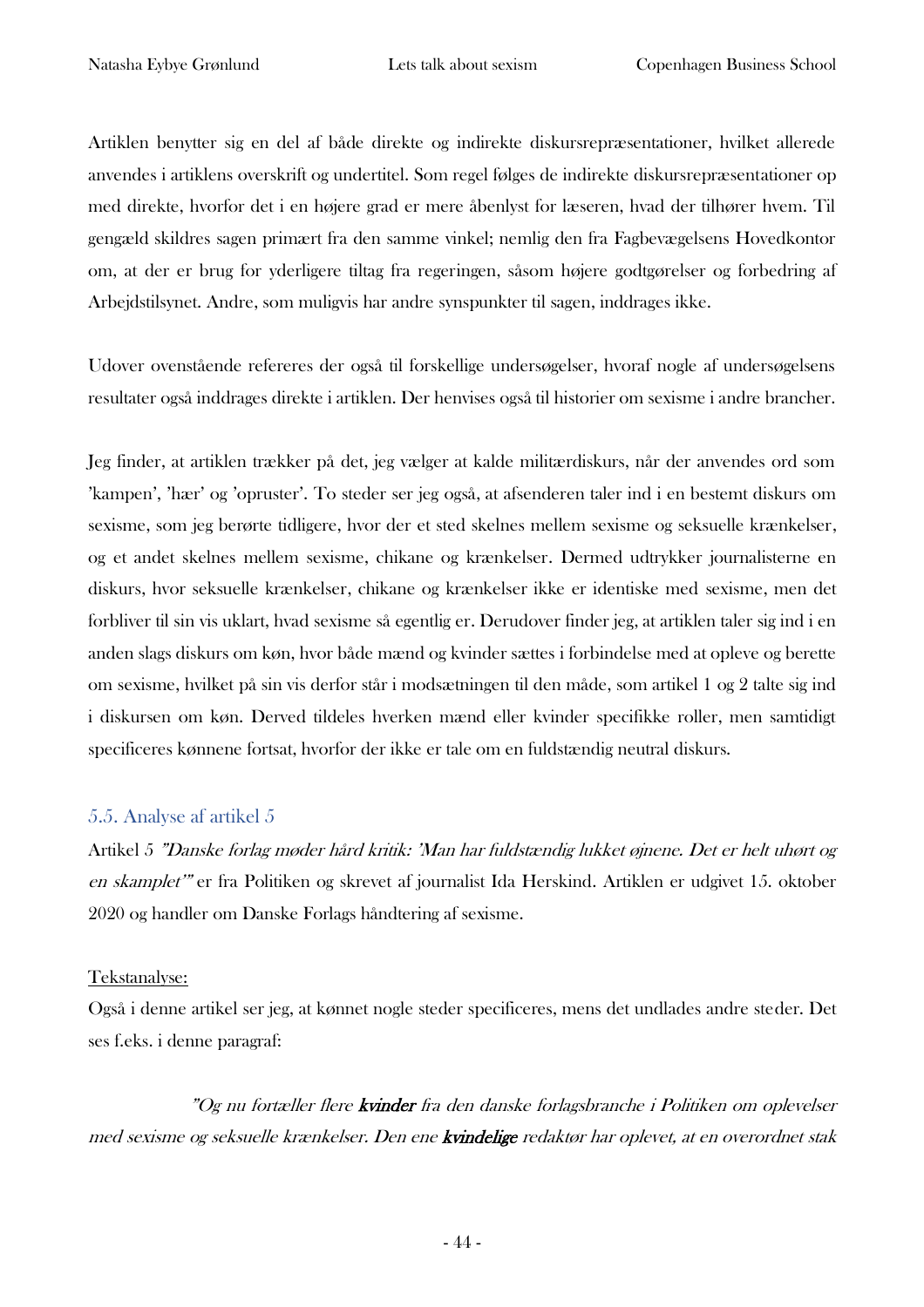Artiklen benytter sig en del af både direkte og indirekte diskursrepræsentationer, hvilket allerede anvendes i artiklens overskrift og undertitel. Som regel følges de indirekte diskursrepræsentationer op med direkte, hvorfor det i en højere grad er mere åbenlyst for læseren, hvad der tilhører hvem. Til gengæld skildres sagen primært fra den samme vinkel; nemlig den fra Fagbevægelsens Hovedkontor om, at der er brug for yderligere tiltag fra regeringen, såsom højere godtgørelser og forbedring af Arbejdstilsynet. Andre, som muligvis har andre synspunkter til sagen, inddrages ikke.

Udover ovenstående refereres der også til forskellige undersøgelser, hvoraf nogle af undersøgelsens resultater også inddrages direkte i artiklen. Der henvises også til historier om sexisme i andre brancher.

Jeg finder, at artiklen trækker på det, jeg vælger at kalde militærdiskurs, når der anvendes ord som 'kampen', 'hær' og 'opruster'. To steder ser jeg også, at afsenderen taler ind i en bestemt diskurs om sexisme, som jeg berørte tidligere, hvor der et sted skelnes mellem sexisme og seksuelle krænkelser, og et andet skelnes mellem sexisme, chikane og krænkelser. Dermed udtrykker journalisterne en diskurs, hvor seksuelle krænkelser, chikane og krænkelser ikke er identiske med sexisme, men det forbliver til sin vis uklart, hvad sexisme så egentlig er. Derudover finder jeg, at artiklen taler sig ind i en anden slags diskurs om køn, hvor både mænd og kvinder sættes i forbindelse med at opleve og berette om sexisme, hvilket på sin vis derfor står i modsætningen til den måde, som artikel 1 og 2 talte sig ind i diskursen om køn. Derved tildeles hverken mænd eller kvinder specifikke roller, men samtidigt specificeres kønnene fortsat, hvorfor der ikke er tale om en fuldstændig neutral diskurs.

## 5.5. Analyse af artikel 5

Artikel 5 *"Danske forlag møder hård kritik: 'Man har fuldstændig lukket øjnene. Det er helt uhørt og en skamplet'"* er fra Politiken og skrevet af journalist Ida Herskind. Artiklen er udgivet 15. oktober 2020 og handler om Danske Forlags håndtering af sexisme.

<u>Tekstanalyse:</u>

Også i denne artikel ser jeg, at kønnet nogle steder specificeres, mens det undlades andre steder. Det ses f.eks. i denne paragraf:

> *"Og nu fortæller flere* ***kvinder*** *fra den danske forlagsbranche i Politiken om oplevelser med sexisme og seksuelle krænkelser. Den ene* ***kvindelige*** *redaktør har oplevet, at en overordnet stak*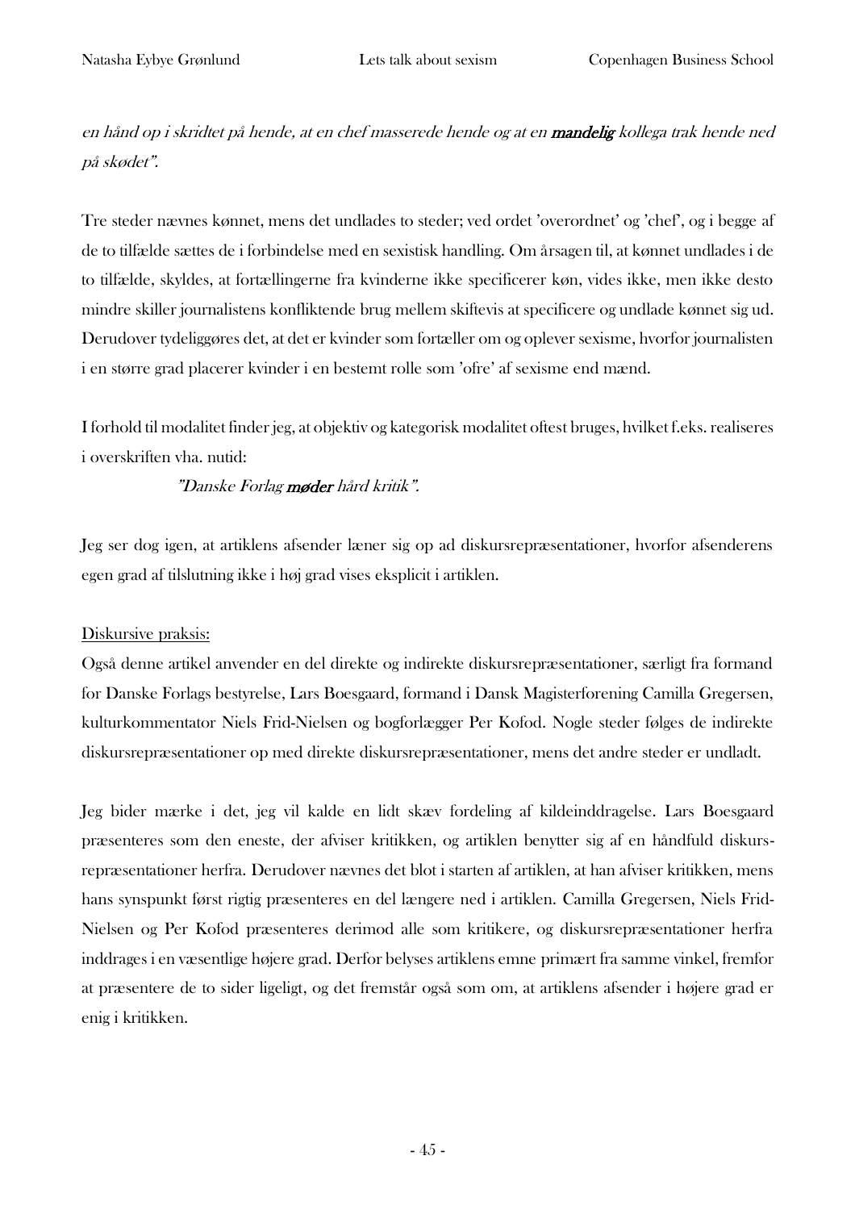*en hånd op i skridtet på hende, at en chef masserede hende og at en **mandelig** kollega trak hende ned på skødet".*

Tre steder nævnes kønnet, mens det undlades to steder; ved ordet 'overordnet' og 'chef', og i begge af de to tilfælde sættes de i forbindelse med en sexistisk handling. Om årsagen til, at kønnet undlades i de to tilfælde, skyldes, at fortællingerne fra kvinderne ikke specificerer køn, vides ikke, men ikke desto mindre skiller journalistens konfliktende brug mellem skiftevis at specificere og undlade kønnet sig ud. Derudover tydeliggøres det, at det er kvinder som fortæller om og oplever sexisme, hvorfor journalisten i en større grad placerer kvinder i en bestemt rolle som 'ofre' af sexisme end mænd.

I forhold til modalitet finder jeg, at objektiv og kategorisk modalitet oftest bruges, hvilket f.eks. realiseres i overskriften vha. nutid:

> *"Danske Forlag **møder** hård kritik".*

Jeg ser dog igen, at artiklens afsender læner sig op ad diskursrepræsentationer, hvorfor afsenderens egen grad af tilslutning ikke i høj grad vises eksplicit i artiklen.

<u>Diskursive praksis:</u>

Også denne artikel anvender en del direkte og indirekte diskursrepræsentationer, særligt fra formand for Danske Forlags bestyrelse, Lars Boesgaard, formand i Dansk Magisterforening Camilla Gregersen, kulturkommentator Niels Frid-Nielsen og bogforlægger Per Kofod. Nogle steder følges de indirekte diskursrepræsentationer op med direkte diskursrepræsentationer, mens det andre steder er undladt.

Jeg bider mærke i det, jeg vil kalde en lidt skæv fordeling af kildeinddragelse. Lars Boesgaard præsenteres som den eneste, der afviser kritikken, og artiklen benytter sig af en håndfuld diskursrepræsentationer herfra. Derudover nævnes det blot i starten af artiklen, at han afviser kritikken, mens hans synspunkt først rigtig præsenteres en del længere ned i artiklen. Camilla Gregersen, Niels Frid-Nielsen og Per Kofod præsenteres derimod alle som kritikere, og diskursrepræsentationer herfra inddrages i en væsentlige højere grad. Derfor belyses artiklens emne primært fra samme vinkel, fremfor at præsentere de to sider ligeligt, og det fremstår også som om, at artiklens afsender i højere grad er enig i kritikken.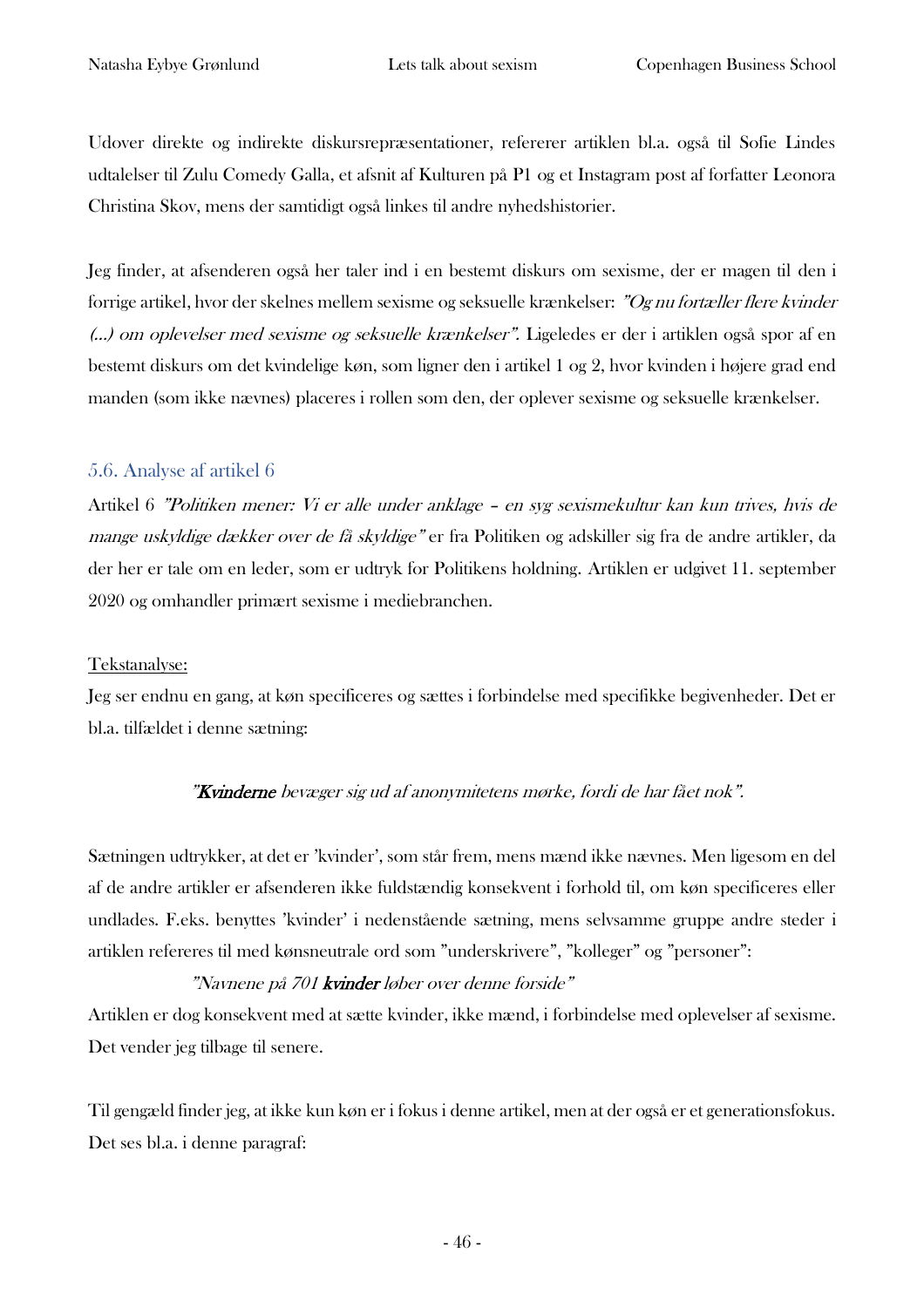Udover direkte og indirekte diskursrepræsentationer, refererer artiklen bl.a. også til Sofie Lindes udtalelser til Zulu Comedy Galla, et afsnit af Kulturen på P1 og et Instagram post af forfatter Leonora Christina Skov, mens der samtidigt også linkes til andre nyhedshistorier.

Jeg finder, at afsenderen også her taler ind i en bestemt diskurs om sexisme, der er magen til den i forrige artikel, hvor der skelnes mellem sexisme og seksuelle krænkelser: *"Og nu fortæller flere kvinder (...) om oplevelser med sexisme og seksuelle krænkelser".* Ligeledes er der i artiklen også spor af en bestemt diskurs om det kvindelige køn, som ligner den i artikel 1 og 2, hvor kvinden i højere grad end manden (som ikke nævnes) placeres i rollen som den, der oplever sexisme og seksuelle krænkelser.

### 5.6. Analyse af artikel 6

Artikel 6 *"Politiken mener: Vi er alle under anklage – en syg sexismekultur kan kun trives, hvis de mange uskyldige dækker over de få skyldige"* er fra Politiken og adskiller sig fra de andre artikler, da der her er tale om en leder, som er udtryk for Politikens holdning. Artiklen er udgivet 11. september 2020 og omhandler primært sexisme i mediebranchen.

Tekstanalyse:

Jeg ser endnu en gang, at køn specificeres og sættes i forbindelse med specifikke begivenheder. Det er bl.a. tilfældet i denne sætning:

> *"**Kvinderne** bevæger sig ud af anonymitetens mørke, fordi de har fået nok".*

Sætningen udtrykker, at det er 'kvinder', som står frem, mens mænd ikke nævnes. Men ligesom en del af de andre artikler er afsenderen ikke fuldstændig konsekvent i forhold til, om køn specificeres eller undlades. F.eks. benyttes 'kvinder' i nedenstående sætning, mens selvsamme gruppe andre steder i artiklen refereres til med kønsneutrale ord som "underskrivere", "kolleger" og "personer":

> *"Navnene på 701 **kvinder** løber over denne forside"*

Artiklen er dog konsekvent med at sætte kvinder, ikke mænd, i forbindelse med oplevelser af sexisme. Det vender jeg tilbage til senere.

Til gengæld finder jeg, at ikke kun køn er i fokus i denne artikel, men at der også er et generationsfokus. Det ses bl.a. i denne paragraf: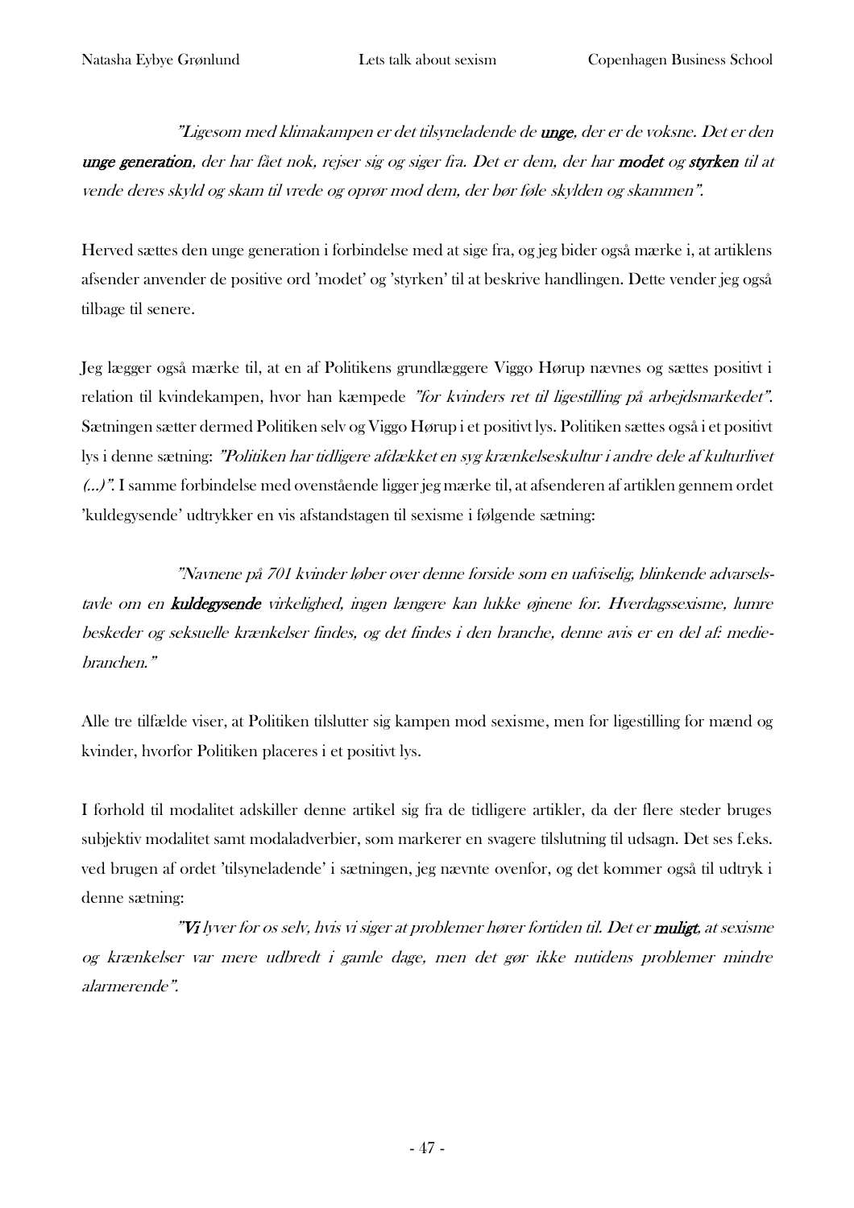*"Ligesom med klimakampen er det tilsyneladende de **unge**, der er de voksne. Det er den **unge generation**, der har fået nok, rejser sig og siger fra. Det er dem, der har **modet** og **styrken** til at vende deres skyld og skam til vrede og oprør mod dem, der bør føle skylden og skammen".*

Herved sættes den unge generation i forbindelse med at sige fra, og jeg bider også mærke i, at artiklens afsender anvender de positive ord 'modet' og 'styrken' til at beskrive handlingen. Dette vender jeg også tilbage til senere.

Jeg lægger også mærke til, at en af Politikens grundlæggere Viggo Hørup nævnes og sættes positivt i relation til kvindekampen, hvor han kæmpede *"for kvinders ret til ligestilling på arbejdsmarkedet"*. Sætningen sætter dermed Politiken selv og Viggo Hørup i et positivt lys. Politiken sættes også i et positivt lys i denne sætning: *"Politiken har tidligere afdækket en syg krænkelseskultur i andre dele af kulturlivet (...)"*. I samme forbindelse med ovenstående ligger jeg mærke til, at afsenderen af artiklen gennem ordet 'kuldegysende' udtrykker en vis afstandstagen til sexisme i følgende sætning:

*"Navnene på 701 kvinder løber over denne forside som en uafviselig, blinkende advarselstavle om en **kuldegysende** virkelighed, ingen længere kan lukke øjnene for. Hverdagssexisme, lumre beskeder og seksuelle krænkelser findes, og det findes i den branche, denne avis er en del af: mediebranchen."*

Alle tre tilfælde viser, at Politiken tilslutter sig kampen mod sexisme, men for ligestilling for mænd og kvinder, hvorfor Politiken placeres i et positivt lys.

I forhold til modalitet adskiller denne artikel sig fra de tidligere artikler, da der flere steder bruges subjektiv modalitet samt modaladverbier, som markerer en svagere tilslutning til udsagn. Det ses f.eks. ved brugen af ordet 'tilsyneladende' i sætningen, jeg nævnte ovenfor, og det kommer også til udtryk i denne sætning:

*"**Vi** lyver for os selv, hvis vi siger at problemer hører fortiden til. Det er **muligt**, at sexisme og krænkelser var mere udbredt i gamle dage, men det gør ikke nutidens problemer mindre alarmerende".*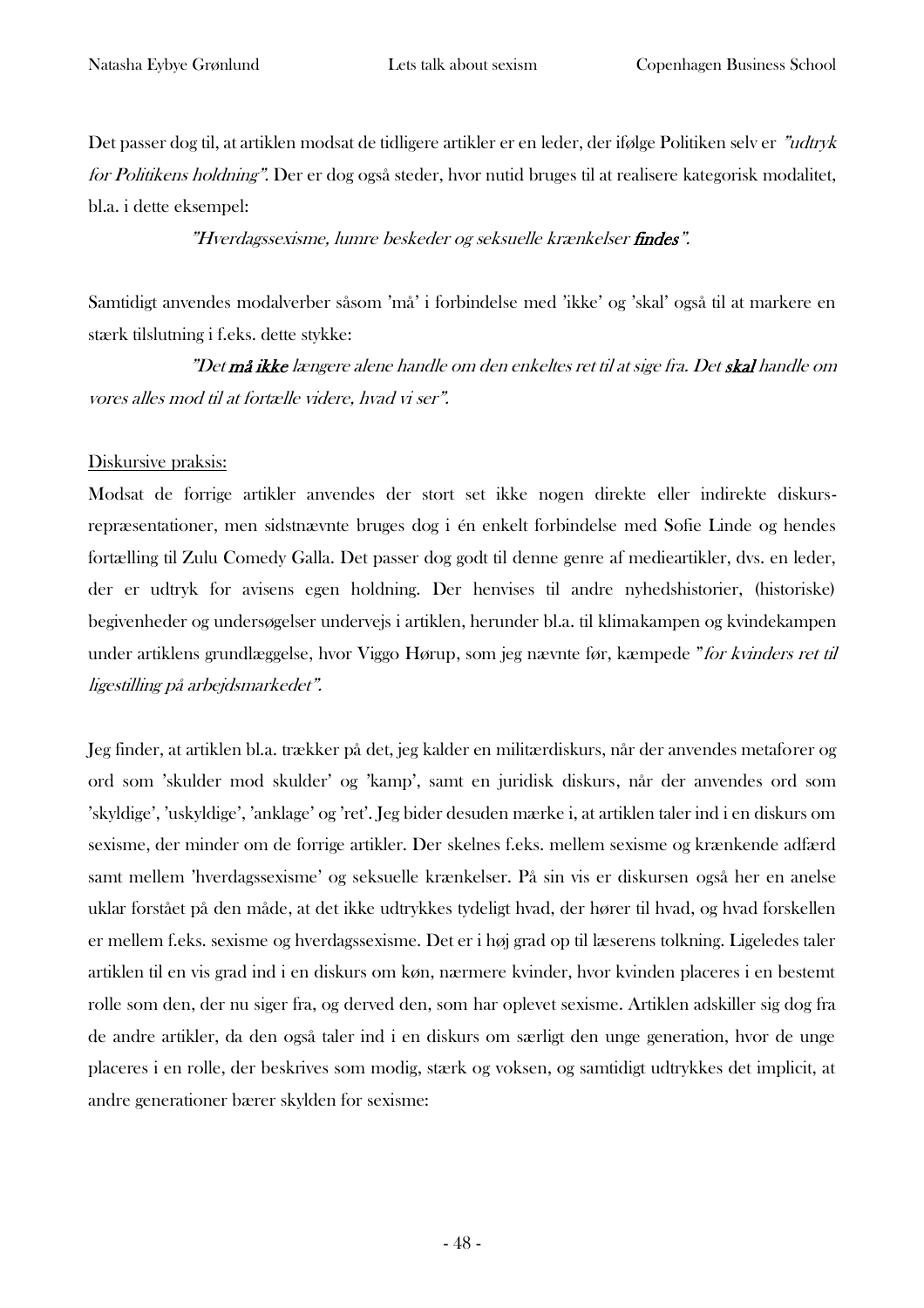Det passer dog til, at artiklen modsat de tidligere artikler er en leder, der ifølge Politiken selv er *"udtryk for Politikens holdning"*. Der er dog også steder, hvor nutid bruges til at realisere kategorisk modalitet, bl.a. i dette eksempel:

> *"Hverdagssexisme, lumre beskeder og seksuelle krænkelser* ***findes****"*.

Samtidigt anvendes modalverber såsom 'må' i forbindelse med 'ikke' og 'skal' også til at markere en stærk tilslutning i f.eks. dette stykke:

> *"Det* ***må ikke*** *længere alene handle om den enkeltes ret til at sige fra. Det* ***skal*** *handle om vores alles mod til at fortælle videre, hvad vi ser"*.

Diskursive praksis:

Modsat de forrige artikler anvendes der stort set ikke nogen direkte eller indirekte diskurs-repræsentationer, men sidstnævnte bruges dog i én enkelt forbindelse med Sofie Linde og hendes fortælling til Zulu Comedy Galla. Det passer dog godt til denne genre af medieartikler, dvs. en leder, der er udtryk for avisens egen holdning. Der henvises til andre nyhedshistorier, (historiske) begivenheder og undersøgelser undervejs i artiklen, herunder bl.a. til klimakampen og kvindekampen under artiklens grundlæggelse, hvor Viggo Hørup, som jeg nævnte før, kæmpede *"for kvinders ret til ligestilling på arbejdsmarkedet"*.

Jeg finder, at artiklen bl.a. trækker på det, jeg kalder en militærdiskurs, når der anvendes metaforer og ord som 'skulder mod skulder' og 'kamp', samt en juridisk diskurs, når der anvendes ord som 'skyldige', 'uskyldige', 'anklage' og 'ret'. Jeg bider desuden mærke i, at artiklen taler ind i en diskurs om sexisme, der minder om de forrige artikler. Der skelnes f.eks. mellem sexisme og krænkende adfærd samt mellem 'hverdagssexisme' og seksuelle krænkelser. På sin vis er diskursen også her en anelse uklar forstået på den måde, at det ikke udtrykkes tydeligt hvad, der hører til hvad, og hvad forskellen er mellem f.eks. sexisme og hverdagssexisme. Det er i høj grad op til læserens tolkning. Ligeledes taler artiklen til en vis grad ind i en diskurs om køn, nærmere kvinder, hvor kvinden placeres i en bestemt rolle som den, der nu siger fra, og derved den, som har oplevet sexisme. Artiklen adskiller sig dog fra de andre artikler, da den også taler ind i en diskurs om særligt den unge generation, hvor de unge placeres i en rolle, der beskrives som modig, stærk og voksen, og samtidigt udtrykkes det implicit, at andre generationer bærer skylden for sexisme: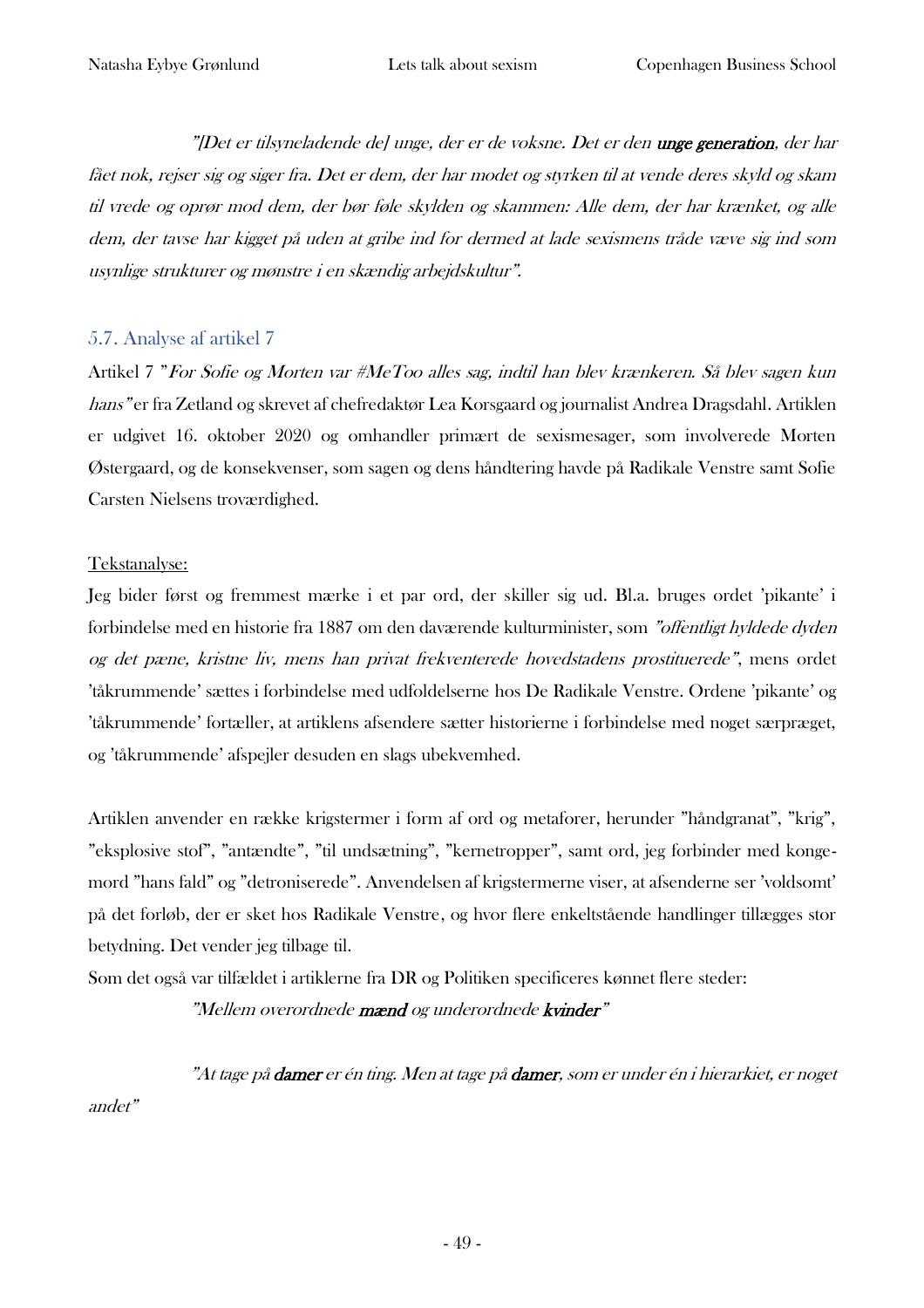*"[Det er tilsyneladende de] unge, der er de voksne. Det er den* ***unge generation****, der har fået nok, rejser sig og siger fra. Det er dem, der har modet og styrken til at vende deres skyld og skam til vrede og oprør mod dem, der bør føle skylden og skammen: Alle dem, der har krænket, og alle dem, der tavse har kigget på uden at gribe ind for dermed at lade sexismens tråde væve sig ind som usynlige strukturer og mønstre i en skændig arbejdskultur".*

## 5.7. Analyse af artikel 7

Artikel 7 "*For Sofie og Morten var #MeToo alles sag, indtil han blev krænkeren. Så blev sagen kun hans*" er fra Zetland og skrevet af chefredaktør Lea Korsgaard og journalist Andrea Dragsdahl. Artiklen er udgivet 16. oktober 2020 og omhandler primært de sexismesager, som involverede Morten Østergaard, og de konsekvenser, som sagen og dens håndtering havde på Radikale Venstre samt Sofie Carsten Nielsens troværdighed.

<u>Tekstanalyse:</u>

Jeg bider først og fremmest mærke i et par ord, der skiller sig ud. Bl.a. bruges ordet 'pikante' i forbindelse med en historie fra 1887 om den daværende kulturminister, som *"offentligt hyldede dyden og det pæne, kristne liv, mens han privat frekventerede hovedstadens prostituerede"*, mens ordet 'tåkrummende' sættes i forbindelse med udfoldelserne hos De Radikale Venstre. Ordene 'pikante' og 'tåkrummende' fortæller, at artiklens afsendere sætter historierne i forbindelse med noget særpræget, og 'tåkrummende' afspejler desuden en slags ubekvemhed.

Artiklen anvender en række krigstermer i form af ord og metaforer, herunder "håndgranat", "krig", "eksplosive stof", "antændte", "til undsætning", "kernetropper", samt ord, jeg forbinder med kongemord "hans fald" og "detroniserede". Anvendelsen af krigstermerne viser, at afsenderne ser 'voldsomt' på det forløb, der er sket hos Radikale Venstre, og hvor flere enkeltstående handlinger tillægges stor betydning. Det vender jeg tilbage til.

Som det også var tilfældet i artiklerne fra DR og Politiken specificeres kønnet flere steder:

*"Mellem overordnede* ***mænd*** *og underordnede* ***kvinder****"*

*"At tage på* ***damer*** *er én ting. Men at tage på* ***damer****, som er under én i hierarkiet, er noget andet"*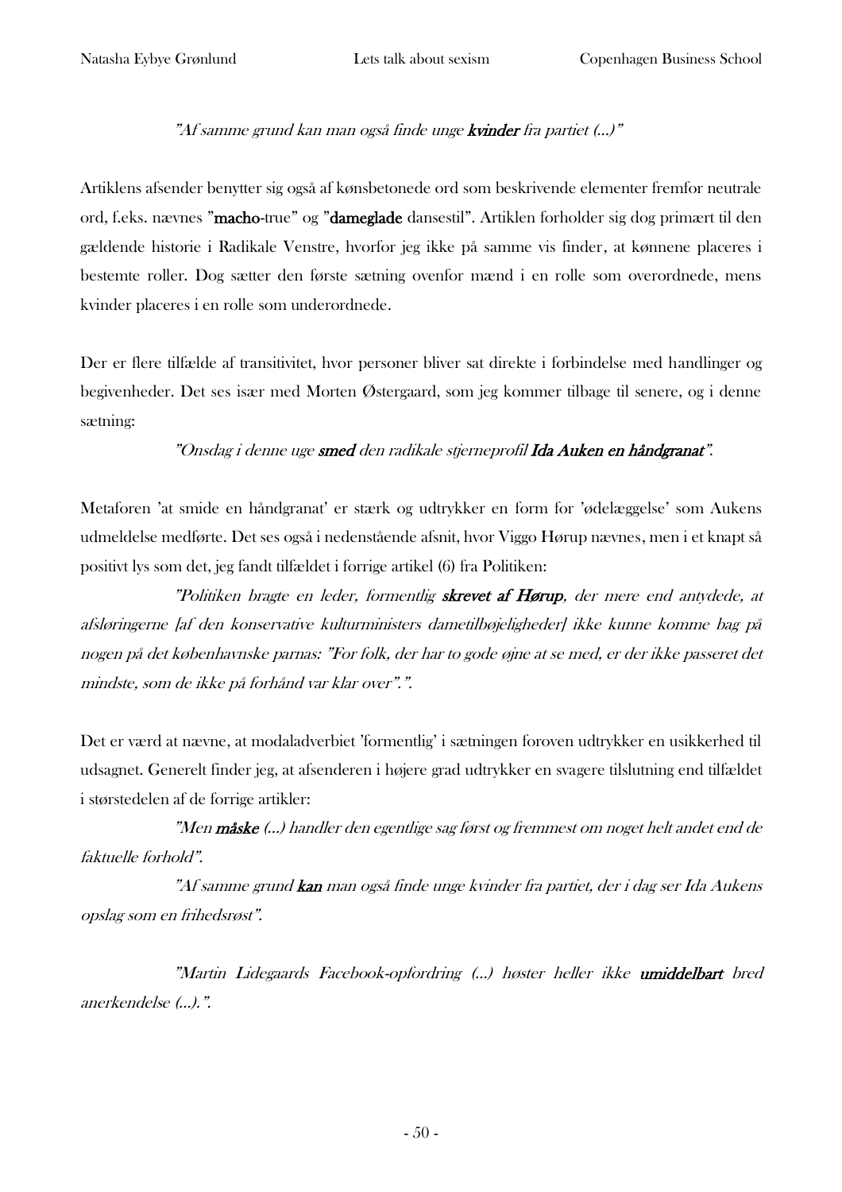*"Af samme grund kan man også finde unge* ***kvinder*** *fra partiet (...)"*

Artiklens afsender benytter sig også af kønsbetonede ord som beskrivende elementer fremfor neutrale ord, f.eks. nævnes "**macho**-true" og "**dameglade** dansestil". Artiklen forholder sig dog primært til den gældende historie i Radikale Venstre, hvorfor jeg ikke på samme vis finder, at kønnene placeres i bestemte roller. Dog sætter den første sætning ovenfor mænd i en rolle som overordnede, mens kvinder placeres i en rolle som underordnede.

Der er flere tilfælde af transitivitet, hvor personer bliver sat direkte i forbindelse med handlinger og begivenheder. Det ses især med Morten Østergaard, som jeg kommer tilbage til senere, og i denne sætning:

*"Onsdag i denne uge* ***smed*** *den radikale stjerneprofil* ***Ida Auken en håndgranat****".*

Metaforen 'at smide en håndgranat' er stærk og udtrykker en form for 'ødelæggelse' som Aukens udmeldelse medførte. Det ses også i nedenstående afsnit, hvor Viggo Hørup nævnes, men i et knapt så positivt lys som det, jeg fandt tilfældet i forrige artikel (6) fra Politiken:

*"Politiken bragte en leder, formentlig* ***skrevet af Hørup****, der mere end antydede, at afsløringerne [af den konservative kulturministers dametilbøjeligheder] ikke kunne komme bag på nogen på det københavnske parnas: "For folk, der har to gode øjne at se med, er der ikke passeret det mindste, som de ikke på forhånd var klar over".".*

Det er værd at nævne, at modaladverbiet 'formentlig' i sætningen foroven udtrykker en usikkerhed til udsagnet. Generelt finder jeg, at afsenderen i højere grad udtrykker en svagere tilslutning end tilfældet i størstedelen af de forrige artikler:

*"Men* ***måske*** *(...) handler den egentlige sag først og fremmest om noget helt andet end de faktuelle forhold".*

*"Af samme grund* ***kan*** *man også finde unge kvinder fra partiet, der i dag ser Ida Aukens opslag som en frihedsrøst".*

*"Martin Lidegaards Facebook-opfordring (...) høster heller ikke* ***umiddelbart*** *bred anerkendelse (...).".*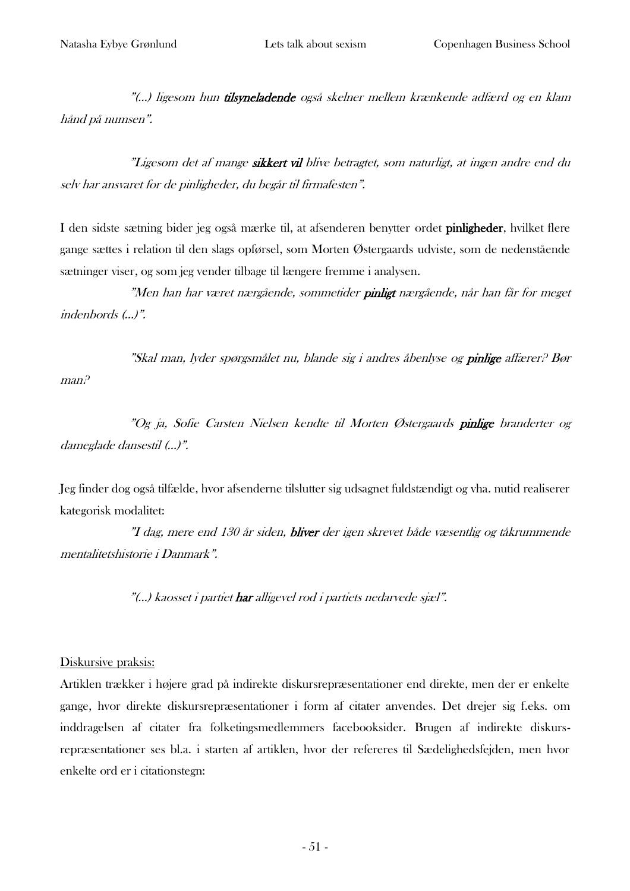*"(…) ligesom hun* ***tilsyneladende*** *også skelner mellem krænkende adfærd og en klam hånd på numsen".*

*"Ligesom det af mange* ***sikkert vil*** *blive betragtet, som naturligt, at ingen andre end du selv har ansvaret for de pinligheder, du begår til firmafesten".*

I den sidste sætning bider jeg også mærke til, at afsenderen benytter ordet **pinligheder**, hvilket flere gange sættes i relation til den slags opførsel, som Morten Østergaards udviste, som de nedenstående sætninger viser, og som jeg vender tilbage til længere fremme i analysen.

*"Men han har været nærgående, sommetider* ***pinligt*** *nærgående, når han får for meget indenbords (…)".*

*"Skal man, lyder spørgsmålet nu, blande sig i andres åbenlyse og* ***pinlige*** *affærer? Bør man?*

*"Og ja, Sofie Carsten Nielsen kendte til Morten Østergaards* ***pinlige*** *branderter og dameglade dansestil (…)".*

Jeg finder dog også tilfælde, hvor afsenderne tilslutter sig udsagnet fuldstændigt og vha. nutid realiserer kategorisk modalitet:

*"I dag, mere end 130 år siden,* ***bliver*** *der igen skrevet både væsentlig og tåkrummende mentalitetshistorie i Danmark".*

*"(…) kaosset i partiet* ***har*** *alligevel rod i partiets nedarvede sjæl".*

<u>Diskursive praksis:</u>

Artiklen trækker i højere grad på indirekte diskursrepræsentationer end direkte, men der er enkelte gange, hvor direkte diskursrepræsentationer i form af citater anvendes. Det drejer sig f.eks. om inddragelsen af citater fra folketingsmedlemmers facebooksider. Brugen af indirekte diskursrepræsentationer ses bl.a. i starten af artiklen, hvor der refereres til Sædelighedsfejden, men hvor enkelte ord er i citationstegn: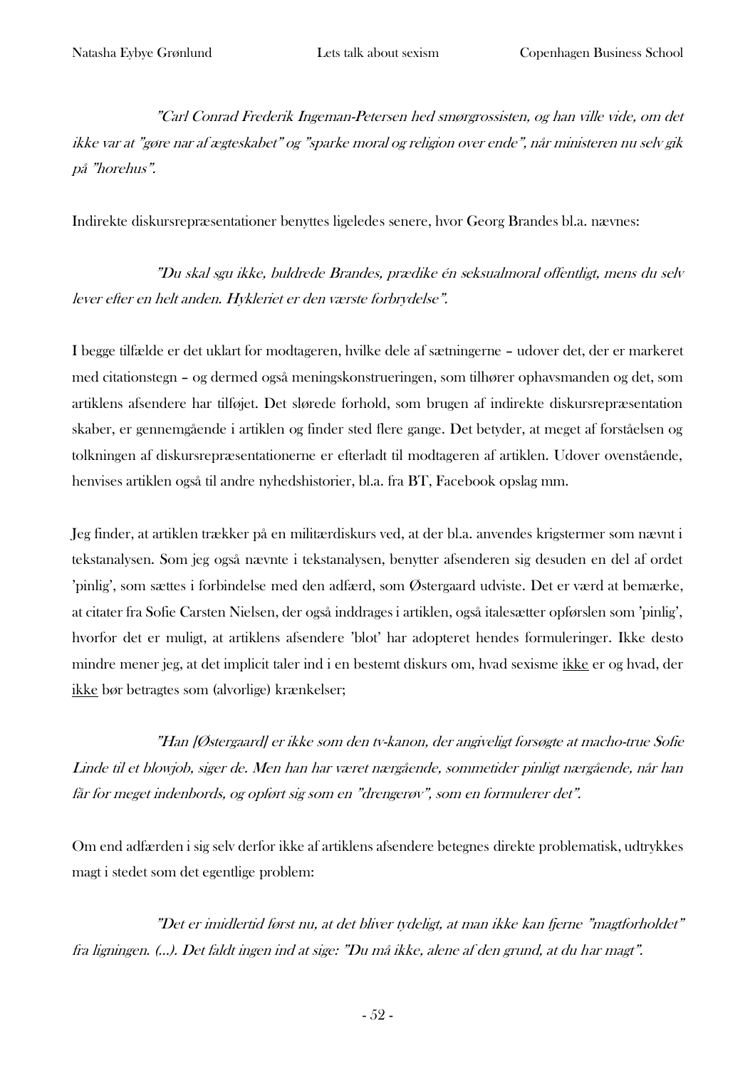*"Carl Conrad Frederik Ingeman-Petersen hed smørgrossisten, og han ville vide, om det ikke var at "gøre nar af ægteskabet" og "sparke moral og religion over ende", når ministeren nu selv gik på "horehus".*

Indirekte diskursrepræsentationer benyttes ligeledes senere, hvor Georg Brandes bl.a. nævnes:

*"Du skal sgu ikke, buldrede Brandes, prædike én seksualmoral offentligt, mens du selv lever efter en helt anden. Hykleriet er den værste forbrydelse".*

I begge tilfælde er det uklart for modtageren, hvilke dele af sætningerne – udover det, der er markeret med citationstegn – og dermed også meningskonstrueringen, som tilhører ophavsmanden og det, som artiklens afsendere har tilføjet. Det slørede forhold, som brugen af indirekte diskursrepræsentation skaber, er gennemgående i artiklen og finder sted flere gange. Det betyder, at meget af forståelsen og tolkningen af diskursrepræsentationerne er efterladt til modtageren af artiklen. Udover ovenstående, henvises artiklen også til andre nyhedshistorier, bl.a. fra BT, Facebook opslag mm.

Jeg finder, at artiklen trækker på en militærdiskurs ved, at der bl.a. anvendes krigstermer som nævnt i tekstanalysen. Som jeg også nævnte i tekstanalysen, benytter afsenderen sig desuden en del af ordet 'pinlig', som sættes i forbindelse med den adfærd, som Østergaard udviste. Det er værd at bemærke, at citater fra Sofie Carsten Nielsen, der også inddrages i artiklen, også italesætter opførslen som 'pinlig', hvorfor det er muligt, at artiklens afsendere 'blot' har adopteret hendes formuleringer. Ikke desto mindre mener jeg, at det implicit taler ind i en bestemt diskurs om, hvad sexisme <u>ikke</u> er og hvad, der <u>ikke</u> bør betragtes som (alvorlige) krænkelser;

*"Han [Østergaard] er ikke som den tv-kanon, der angiveligt forsøgte at macho-true Sofie Linde til et blowjob, siger de. Men han har været nærgående, sommetider pinligt nærgående, når han får for meget indenbords, og opført sig som en "drengerøv", som en formulerer det".*

Om end adfærden i sig selv derfor ikke af artiklens afsendere betegnes direkte problematisk, udtrykkes magt i stedet som det egentlige problem:

*"Det er imidlertid først nu, at det bliver tydeligt, at man ikke kan fjerne "magtforholdet" fra ligningen. (...). Det faldt ingen ind at sige: "Du må ikke, alene af den grund, at du har magt".*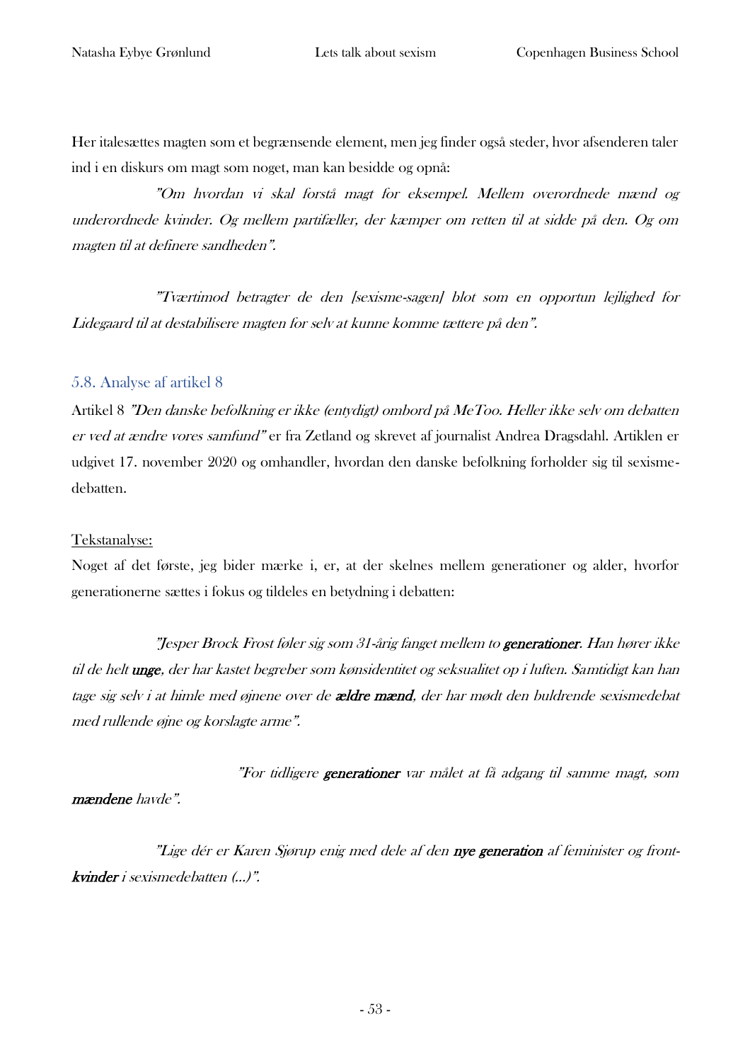Her italesættes magten som et begrænsende element, men jeg finder også steder, hvor afsenderen taler ind i en diskurs om magt som noget, man kan besidde og opnå:

*"Om hvordan vi skal forstå magt for eksempel. Mellem overordnede mænd og underordnede kvinder. Og mellem partifæller, der kæmper om retten til at sidde på den. Og om magten til at definere sandheden".*

*"Tværtimod betragter de den [sexisme-sagen] blot som en opportun lejlighed for Lidegaard til at destabilisere magten for selv at kunne komme tættere på den".*

## 5.8. Analyse af artikel 8

Artikel 8 *"Den danske befolkning er ikke (entydigt) ombord på MeToo. Heller ikke selv om debatten er ved at ændre vores samfund"* er fra Zetland og skrevet af journalist Andrea Dragsdahl. Artiklen er udgivet 17. november 2020 og omhandler, hvordan den danske befolkning forholder sig til sexismedebatten.

Tekstanalyse:

Noget af det første, jeg bider mærke i, er, at der skelnes mellem generationer og alder, hvorfor generationerne sættes i fokus og tildeles en betydning i debatten:

*"Jesper Brock Frost føler sig som 31-årig fanget mellem to **generationer**. Han hører ikke til de helt **unge**, der har kastet begreber som kønsidentitet og seksualitet op i luften. Samtidigt kan han tage sig selv i at himle med øjnene over de **ældre mænd**, der har mødt den buldrende sexismedebat med rullende øjne og korslagte arme".*

*"For tidligere **generationer** var målet at få adgang til samme magt, som **mændene** havde".*

*"Lige dér er Karen Sjørup enig med dele af den **nye generation** af feminister og front-**kvinder** i sexismedebatten (...)".*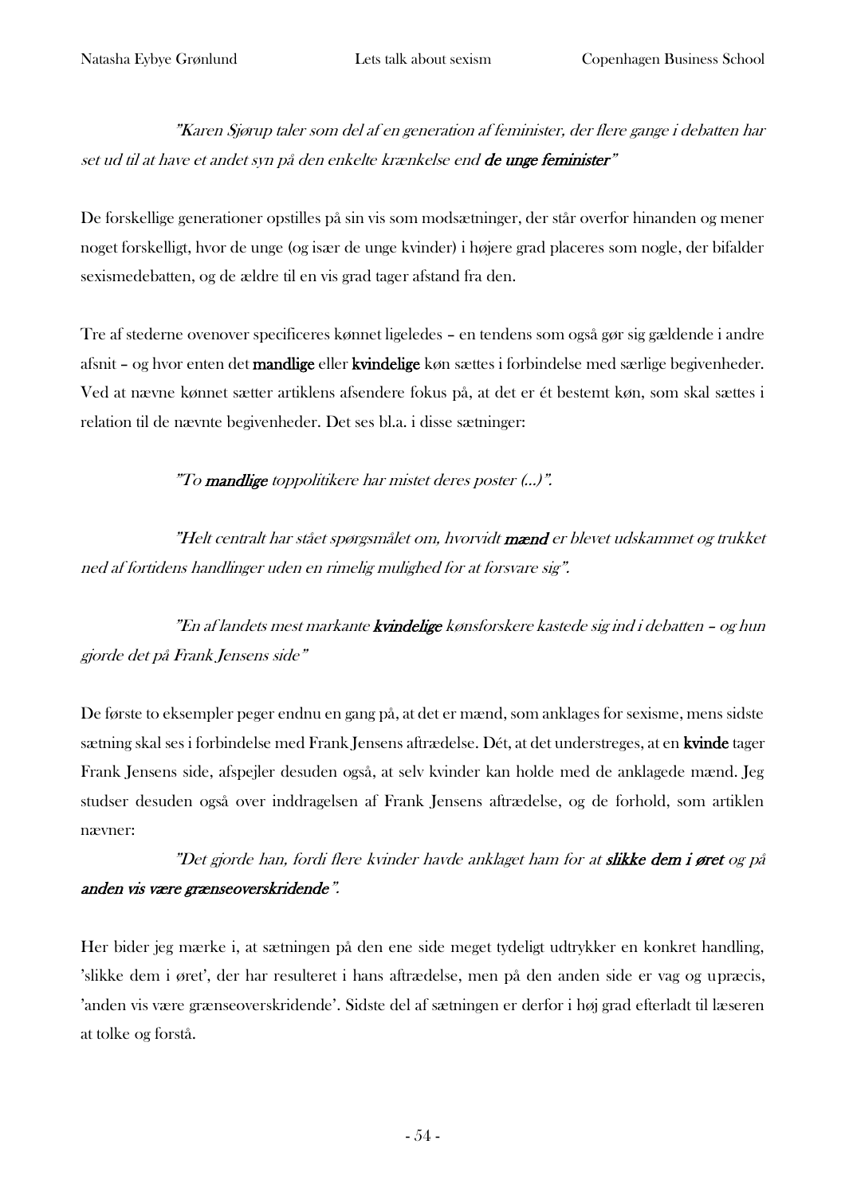> *"Karen Sjørup taler som del af en generation af feminister, der flere gange i debatten har set ud til at have et andet syn på den enkelte krænkelse end **de unge feminister**"*

De forskellige generationer opstilles på sin vis som modsætninger, der står overfor hinanden og mener noget forskelligt, hvor de unge (og især de unge kvinder) i højere grad placeres som nogle, der bifalder sexismedebatten, og de ældre til en vis grad tager afstand fra den.

Tre af stederne ovenover specificeres kønnet ligeledes – en tendens som også gør sig gældende i andre afsnit – og hvor enten det **mandlige** eller **kvindelige** køn sættes i forbindelse med særlige begivenheder. Ved at nævne kønnet sætter artiklens afsendere fokus på, at det er ét bestemt køn, som skal sættes i relation til de nævnte begivenheder. Det ses bl.a. i disse sætninger:

> *"To **mandlige** toppolitikere har mistet deres poster (...)".*

> *"Helt centralt har stået spørgsmålet om, hvorvidt **mænd** er blevet udskammet og trukket ned af fortidens handlinger uden en rimelig mulighed for at forsvare sig".*

> *"En af landets mest markante **kvindelige** kønsforskere kastede sig ind i debatten – og hun gjorde det på Frank Jensens side"*

De første to eksempler peger endnu en gang på, at det er mænd, som anklages for sexisme, mens sidste sætning skal ses i forbindelse med Frank Jensens aftrædelse. Dét, at det understreges, at en **kvinde** tager Frank Jensens side, afspejler desuden også, at selv kvinder kan holde med de anklagede mænd. Jeg studser desuden også over inddragelsen af Frank Jensens aftrædelse, og de forhold, som artiklen nævner:

> *"Det gjorde han, fordi flere kvinder havde anklaget ham for at **slikke dem i øret** og på **anden vis være grænseoverskridende**".*

Her bider jeg mærke i, at sætningen på den ene side meget tydeligt udtrykker en konkret handling, 'slikke dem i øret', der har resulteret i hans aftrædelse, men på den anden side er vag og upræcis, 'anden vis være grænseoverskridende'. Sidste del af sætningen er derfor i høj grad efterladt til læseren at tolke og forstå.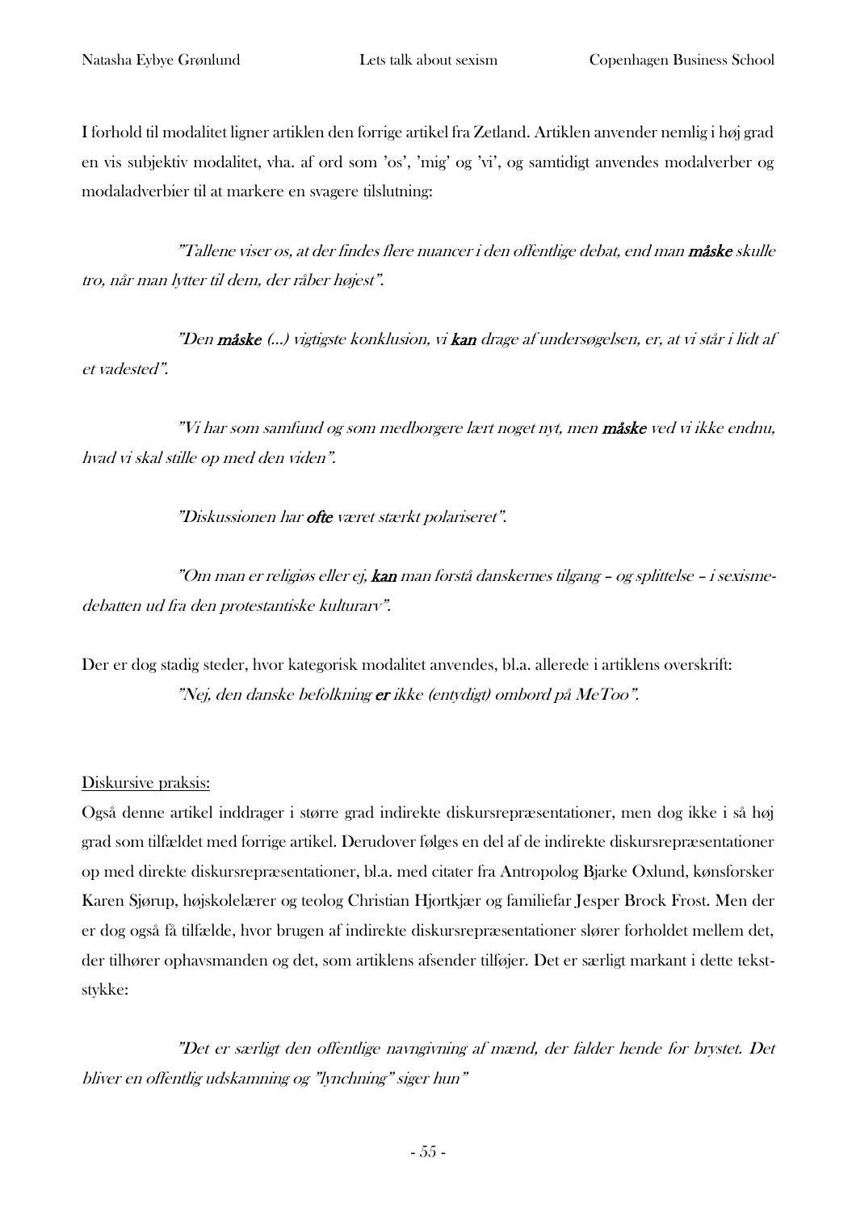I forhold til modalitet ligner artiklen den forrige artikel fra Zetland. Artiklen anvender nemlig i høj grad en vis subjektiv modalitet, vha. af ord som 'os', 'mig' og 'vi', og samtidigt anvendes modalverber og modaladverbier til at markere en svagere tilslutning:

> *"Tallene viser os, at der findes flere nuancer i den offentlige debat, end man* ***måske*** *skulle tro, når man lytter til dem, der råber højest".*

> *"Den* ***måske*** *(…) vigtigste konklusion, vi* ***kan*** *drage af undersøgelsen, er, at vi står i lidt af et vadested".*

> *"Vi har som samfund og som medborgere lært noget nyt, men* ***måske*** *ved vi ikke endnu, hvad vi skal stille op med den viden".*

> *"Diskussionen har* ***ofte*** *været stærkt polariseret".*

> *"Om man er religiøs eller ej,* ***kan*** *man forstå danskernes tilgang – og splittelse – i sexisme-debatten ud fra den protestantiske kulturarv".*

Der er dog stadig steder, hvor kategorisk modalitet anvendes, bl.a. allerede i artiklens overskrift:

> *"Nej, den danske befolkning* ***er*** *ikke (entydigt) ombord på MeToo".*

<u>Diskursive praksis:</u>

Også denne artikel inddrager i større grad indirekte diskursrepræsentationer, men dog ikke i så høj grad som tilfældet med forrige artikel. Derudover følges en del af de indirekte diskursrepræsentationer op med direkte diskursrepræsentationer, bl.a. med citater fra Antropolog Bjarke Oxlund, kønsforsker Karen Sjørup, højskolelærer og teolog Christian Hjortkjær og familiefar Jesper Brock Frost. Men der er dog også få tilfælde, hvor brugen af indirekte diskursrepræsentationer slører forholdet mellem det, der tilhører ophavsmanden og det, som artiklens afsender tilføjer. Det er særligt markant i dette tekststykke:

> *"Det er særligt den offentlige navngivning af mænd, der falder hende for brystet. Det bliver en offentlig udskamning og "lynchning" siger hun"*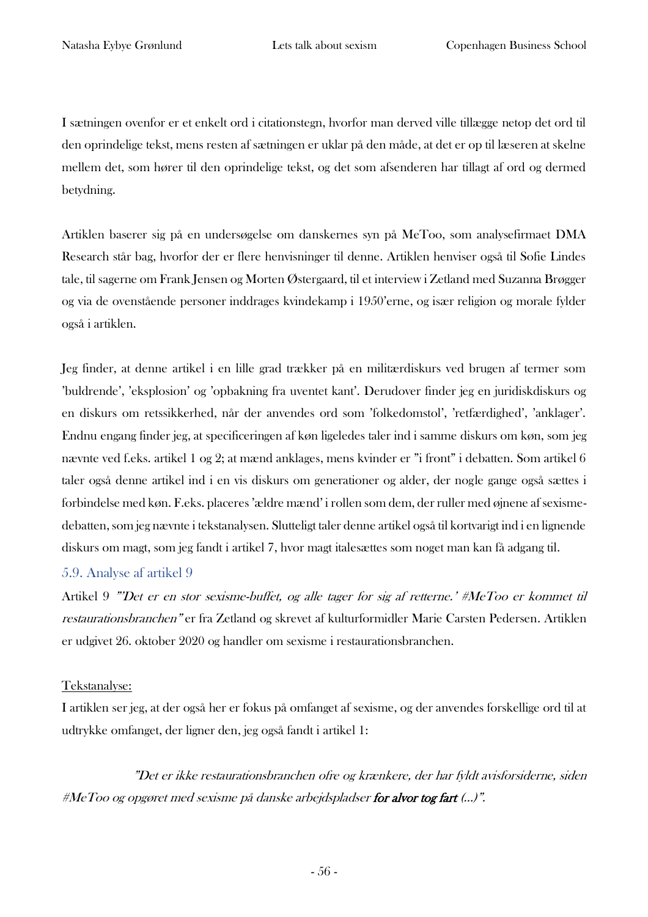I sætningen ovenfor er et enkelt ord i citationstegn, hvorfor man derved ville tillægge netop det ord til den oprindelige tekst, mens resten af sætningen er uklar på den måde, at det er op til læseren at skelne mellem det, som hører til den oprindelige tekst, og det som afsenderen har tillagt af ord og dermed betydning.

Artiklen baserer sig på en undersøgelse om danskernes syn på MeToo, som analysefirmaet DMA Research står bag, hvorfor der er flere henvisninger til denne. Artiklen henviser også til Sofie Lindes tale, til sagerne om Frank Jensen og Morten Østergaard, til et interview i Zetland med Suzanna Brøgger og via de ovenstående personer inddrages kvindekamp i 1950'erne, og især religion og morale fylder også i artiklen.

Jeg finder, at denne artikel i en lille grad trækker på en militærdiskurs ved brugen af termer som 'buldrende', 'eksplosion' og 'opbakning fra uventet kant'. Derudover finder jeg en juridiskdiskurs og en diskurs om retssikkerhed, når der anvendes ord som 'folkedomstol', 'retfærdighed', 'anklager'. Endnu engang finder jeg, at specificeringen af køn ligeledes taler ind i samme diskurs om køn, som jeg nævnte ved f.eks. artikel 1 og 2; at mænd anklages, mens kvinder er "i front" i debatten. Som artikel 6 taler også denne artikel ind i en vis diskurs om generationer og alder, der nogle gange også sættes i forbindelse med køn. F.eks. placeres 'ældre mænd' i rollen som dem, der ruller med øjnene af sexismedebatten, som jeg nævnte i tekstanalysen. Slutteligt taler denne artikel også til kortvarigt ind i en lignende diskurs om magt, som jeg fandt i artikel 7, hvor magt italesættes som noget man kan få adgang til.

### 5.9. Analyse af artikel 9

Artikel 9 *"'Det er en stor sexisme-buffet, og alle tager for sig af retterne.' #MeToo er kommet til restaurationsbranchen"* er fra Zetland og skrevet af kulturformidler Marie Carsten Pedersen. Artiklen er udgivet 26. oktober 2020 og handler om sexisme i restaurationsbranchen.

<u>Tekstanalyse:</u>

I artiklen ser jeg, at der også her er fokus på omfanget af sexisme, og der anvendes forskellige ord til at udtrykke omfanget, der ligner den, jeg også fandt i artikel 1:

> *"Det er ikke restaurationsbranchen ofre og krænkere, der har fyldt avisforsiderne, siden #MeToo og opgøret med sexisme på danske arbejdspladser* ***for alvor tog fart*** *(...)".*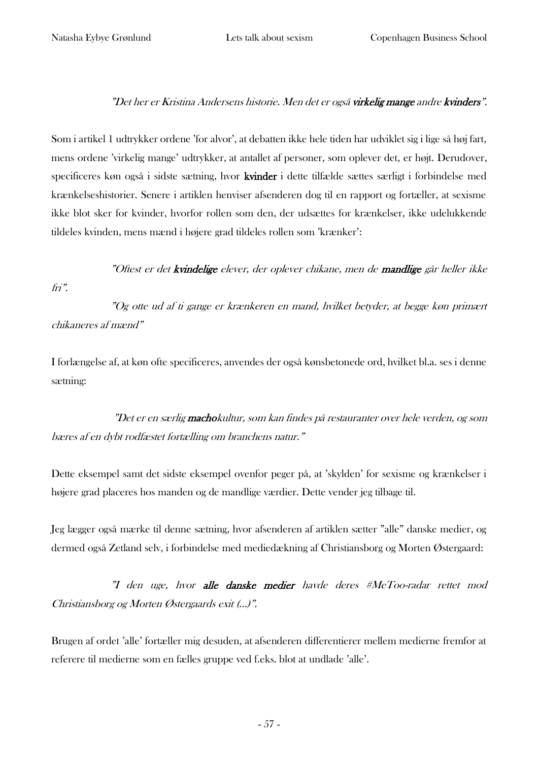*"Det her er Kristina Andersens historie. Men det er også **virkelig mange** andre **kvinders**".*

Som i artikel 1 udtrykker ordene 'for alvor', at debatten ikke hele tiden har udviklet sig i lige så høj fart, mens ordene 'virkelig mange' udtrykker, at antallet af personer, som oplever det, er højt. Derudover, specificeres køn også i sidste sætning, hvor **kvinder** i dette tilfælde sættes særligt i forbindelse med krænkelseshistorier. Senere i artiklen henviser afsenderen dog til en rapport og fortæller, at sexisme ikke blot sker for kvinder, hvorfor rollen som den, der udsættes for krænkelser, ikke udelukkende tildeles kvinden, mens mænd i højere grad tildeles rollen som 'krænker':

*"Oftest er det **kvindelige** elever, der oplever chikane, men de **mandlige** går heller ikke fri".*

*"Og otte ud af ti gange er krænkeren en mand, hvilket betyder, at begge køn primært chikaneres af mænd"*

I forlængelse af, at køn ofte specificeres, anvendes der også kønsbetonede ord, hvilket bl.a. ses i denne sætning:

*"Det er en særlig **macho**kultur, som kan findes på restauranter over hele verden, og som bæres af en dybt rodfæstet fortælling om branchens natur."*

Dette eksempel samt det sidste eksempel ovenfor peger på, at 'skylden' for sexisme og krænkelser i højere grad placeres hos manden og de mandlige værdier. Dette vender jeg tilbage til.

Jeg lægger også mærke til denne sætning, hvor afsenderen af artiklen sætter "alle" danske medier, og dermed også Zetland selv, i forbindelse med mediedækning af Christiansborg og Morten Østergaard:

*"I den uge, hvor **alle danske medier** havde deres #MeToo-radar rettet mod Christiansborg og Morten Østergaards exit (...)".*

Brugen af ordet 'alle' fortæller mig desuden, at afsenderen differentierer mellem medierne fremfor at referere til medierne som en fælles gruppe ved f.eks. blot at undlade 'alle'.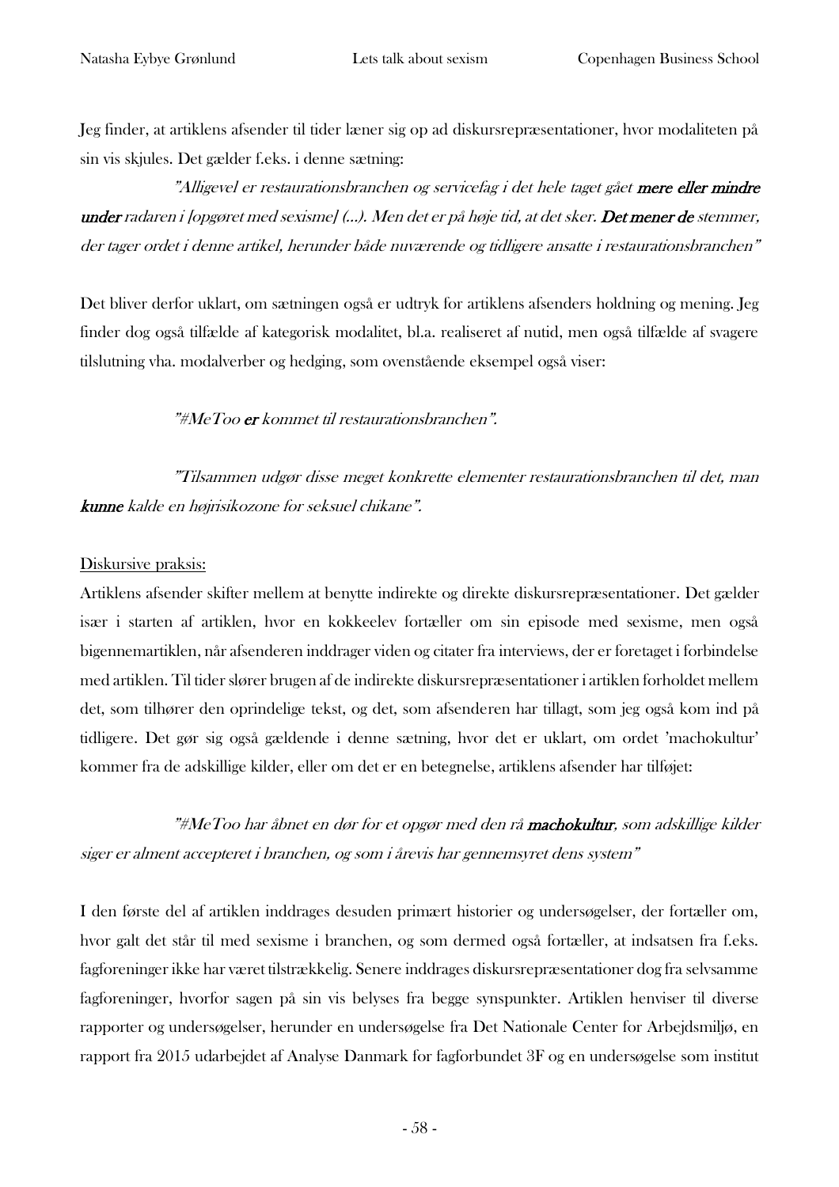Jeg finder, at artiklens afsender til tider læner sig op ad diskursrepræsentationer, hvor modaliteten på sin vis skjules. Det gælder f.eks. i denne sætning:

> *"Alligevel er restaurationsbranchen og servicefag i det hele taget gået* ***mere eller mindre under*** *radaren i [opgøret med sexisme] (…). Men det er på høje tid, at det sker.* ***Det mener de*** *stemmer, der tager ordet i denne artikel, herunder både nuværende og tidligere ansatte i restaurationsbranchen"*

Det bliver derfor uklart, om sætningen også er udtryk for artiklens afsenders holdning og mening. Jeg finder dog også tilfælde af kategorisk modalitet, bl.a. realiseret af nutid, men også tilfælde af svagere tilslutning vha. modalverber og hedging, som ovenstående eksempel også viser:

> *"#MeToo* ***er*** *kommet til restaurationsbranchen".*

> *"Tilsammen udgør disse meget konkrette elementer restaurationsbranchen til det, man* ***kunne*** *kalde en højrisikozone for seksuel chikane".*

Diskursive praksis:

Artiklens afsender skifter mellem at benytte indirekte og direkte diskursrepræsentationer. Det gælder især i starten af artiklen, hvor en kokkeelev fortæller om sin episode med sexisme, men også bigennemartiklen, når afsenderen inddrager viden og citater fra interviews, der er foretaget i forbindelse med artiklen. Til tider slører brugen af de indirekte diskursrepræsentationer i artiklen forholdet mellem det, som tilhører den oprindelige tekst, og det, som afsenderen har tillagt, som jeg også kom ind på tidligere. Det gør sig også gældende i denne sætning, hvor det er uklart, om ordet 'machokultur' kommer fra de adskillige kilder, eller om det er en betegnelse, artiklens afsender har tilføjet:

> *"#MeToo har åbnet en dør for et opgør med den rå* ***machokultur****, som adskillige kilder siger er alment accepteret i branchen, og som i årevis har gennemsyret dens system"*

I den første del af artiklen inddrages desuden primært historier og undersøgelser, der fortæller om, hvor galt det står til med sexisme i branchen, og som dermed også fortæller, at indsatsen fra f.eks. fagforeninger ikke har været tilstrækkelig. Senere inddrages diskursrepræsentationer dog fra selvsamme fagforeninger, hvorfor sagen på sin vis belyses fra begge synspunkter. Artiklen henviser til diverse rapporter og undersøgelser, herunder en undersøgelse fra Det Nationale Center for Arbejdsmiljø, en rapport fra 2015 udarbejdet af Analyse Danmark for fagforbundet 3F og en undersøgelse som institut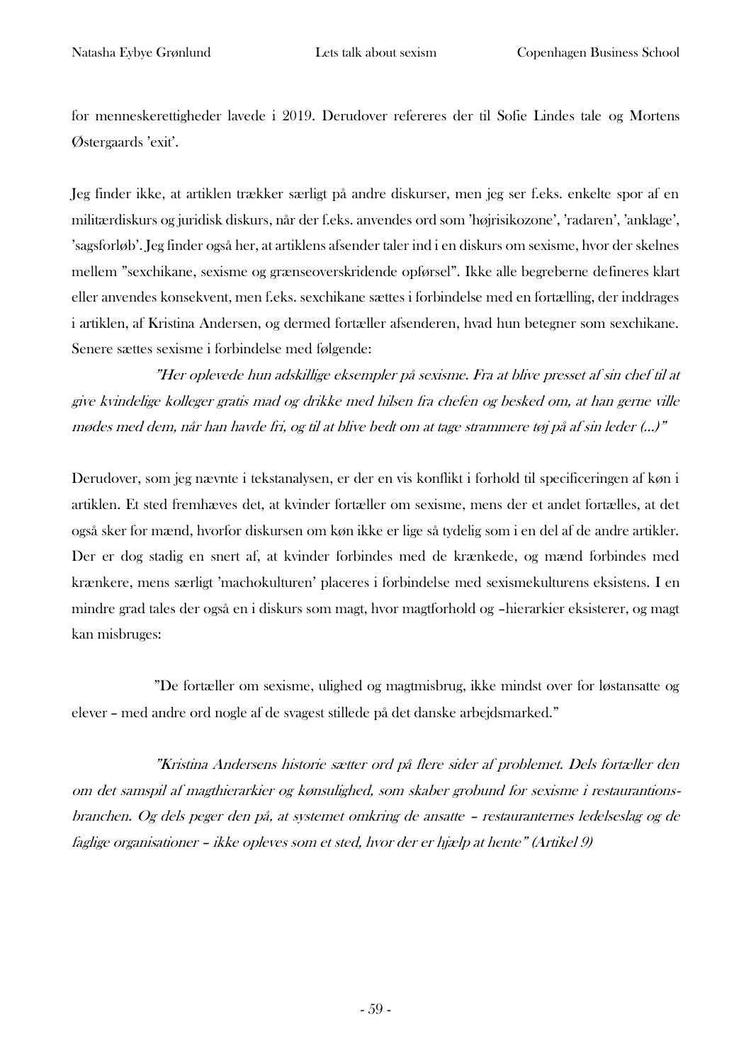for menneskerettigheder lavede i 2019. Derudover refereres der til Sofie Lindes tale og Mortens Østergaards 'exit'.

Jeg finder ikke, at artiklen trækker særligt på andre diskurser, men jeg ser f.eks. enkelte spor af en militærdiskurs og juridisk diskurs, når der f.eks. anvendes ord som 'højrisikozone', 'radaren', 'anklage', 'sagsforløb'. Jeg finder også her, at artiklens afsender taler ind i en diskurs om sexisme, hvor der skelnes mellem "sexchikane, sexisme og grænseoverskridende opførsel". Ikke alle begreberne defineres klart eller anvendes konsekvent, men f.eks. sexchikane sættes i forbindelse med en fortælling, der inddrages i artiklen, af Kristina Andersen, og dermed fortæller afsenderen, hvad hun betegner som sexchikane. Senere sættes sexisme i forbindelse med følgende:

> *"Her oplevede hun adskillige eksempler på sexisme. Fra at blive presset af sin chef til at give kvindelige kolleger gratis mad og drikke med hilsen fra chefen og besked om, at han gerne ville mødes med dem, når han havde fri, og til at blive bedt om at tage strammere tøj på af sin leder (...)"*

Derudover, som jeg nævnte i tekstanalysen, er der en vis konflikt i forhold til specificeringen af køn i artiklen. Et sted fremhæves det, at kvinder fortæller om sexisme, mens der et andet fortælles, at det også sker for mænd, hvorfor diskursen om køn ikke er lige så tydelig som i en del af de andre artikler. Der er dog stadig en snert af, at kvinder forbindes med de krænkede, og mænd forbindes med krænkere, mens særligt 'machokulturen' placeres i forbindelse med sexismekulturens eksistens. I en mindre grad tales der også en i diskurs som magt, hvor magtforhold og –hierarkier eksisterer, og magt kan misbruges:

> "De fortæller om sexisme, ulighed og magtmisbrug, ikke mindst over for løstansatte og elever – med andre ord nogle af de svagest stillede på det danske arbejdsmarked."

> *"Kristina Andersens historie sætter ord på flere sider af problemet. Dels fortæller den om det samspil af magthierarkier og kønsulighed, som skaber grobund for sexisme i restaurantionsbranchen. Og dels peger den på, at systemet omkring de ansatte – restauranternes ledelseslag og de faglige organisationer – ikke opleves som et sted, hvor der er hjælp at hente" (Artikel 9)*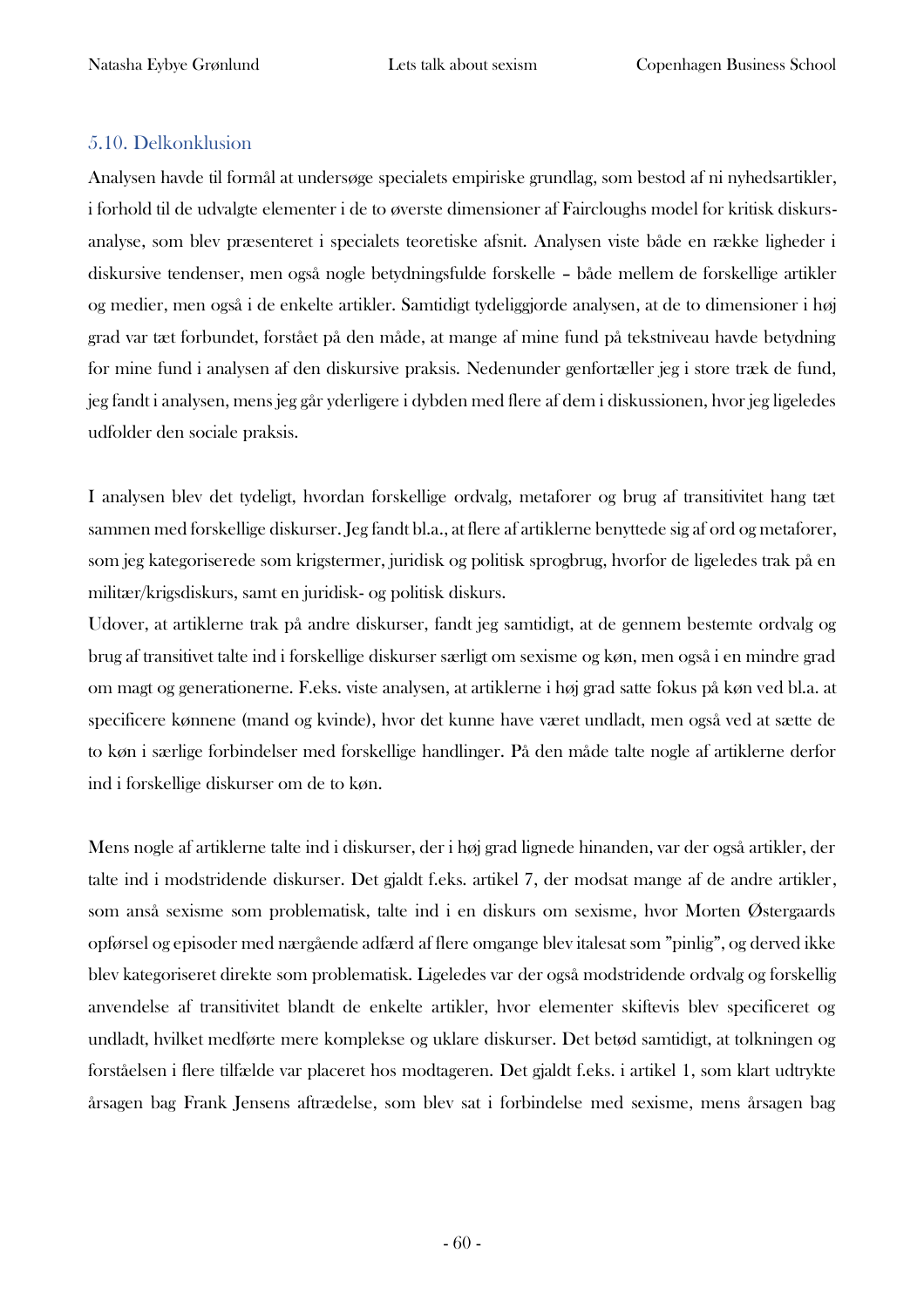### 5.10. Delkonklusion

Analysen havde til formål at undersøge specialets empiriske grundlag, som bestod af ni nyhedsartikler, i forhold til de udvalgte elementer i de to øverste dimensioner af Faircloughs model for kritisk diskurs-analyse, som blev præsenteret i specialets teoretiske afsnit. Analysen viste både en række ligheder i diskursive tendenser, men også nogle betydningsfulde forskelle – både mellem de forskellige artikler og medier, men også i de enkelte artikler. Samtidigt tydeliggjorde analysen, at de to dimensioner i høj grad var tæt forbundet, forstået på den måde, at mange af mine fund på tekstniveau havde betydning for mine fund i analysen af den diskursive praksis. Nedenunder genfortæller jeg i store træk de fund, jeg fandt i analysen, mens jeg går yderligere i dybden med flere af dem i diskussionen, hvor jeg ligeledes udfolder den sociale praksis.

I analysen blev det tydeligt, hvordan forskellige ordvalg, metaforer og brug af transitivitet hang tæt sammen med forskellige diskurser. Jeg fandt bl.a., at flere af artiklerne benyttede sig af ord og metaforer, som jeg kategoriserede som krigstermer, juridisk og politisk sprogbrug, hvorfor de ligeledes trak på en militær/krigsdiskurs, samt en juridisk- og politisk diskurs.
Udover, at artiklerne trak på andre diskurser, fandt jeg samtidigt, at de gennem bestemte ordvalg og brug af transitivet talte ind i forskellige diskurser særligt om sexisme og køn, men også i en mindre grad om magt og generationerne. F.eks. viste analysen, at artiklerne i høj grad satte fokus på køn ved bl.a. at specificere kønnene (mand og kvinde), hvor det kunne have været undladt, men også ved at sætte de to køn i særlige forbindelser med forskellige handlinger. På den måde talte nogle af artiklerne derfor ind i forskellige diskurser om de to køn.

Mens nogle af artiklerne talte ind i diskurser, der i høj grad lignede hinanden, var der også artikler, der talte ind i modstridende diskurser. Det gjaldt f.eks. artikel 7, der modsat mange af de andre artikler, som anså sexisme som problematisk, talte ind i en diskurs om sexisme, hvor Morten Østergaards opførsel og episoder med nærgående adfærd af flere omgange blev italesat som "pinlig", og derved ikke blev kategoriseret direkte som problematisk. Ligeledes var der også modstridende ordvalg og forskellig anvendelse af transitivitet blandt de enkelte artikler, hvor elementer skiftevis blev specificeret og undladt, hvilket medførte mere komplekse og uklare diskurser. Det betød samtidigt, at tolkningen og forståelsen i flere tilfælde var placeret hos modtageren. Det gjaldt f.eks. i artikel 1, som klart udtrykte årsagen bag Frank Jensens aftrædelse, som blev sat i forbindelse med sexisme, mens årsagen bag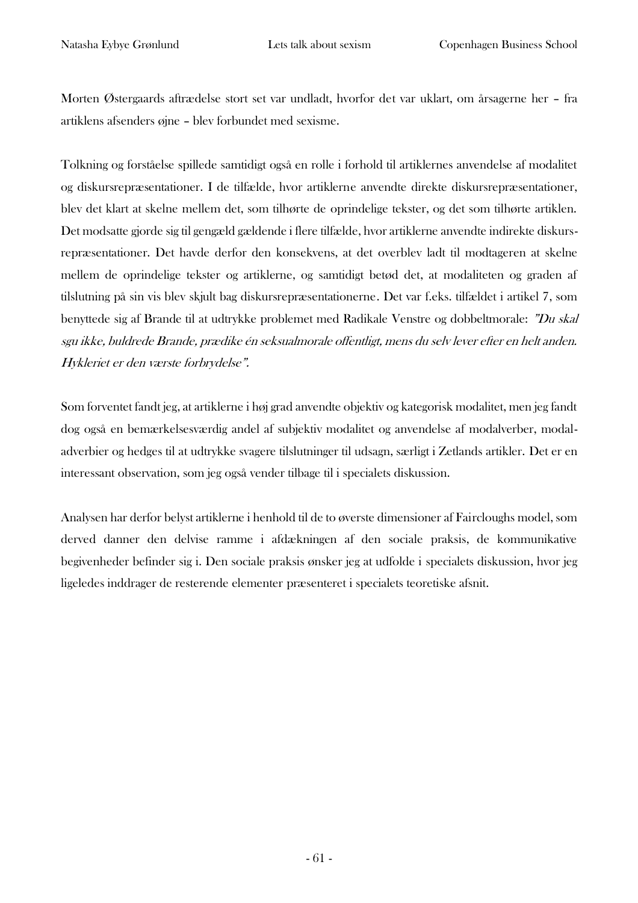Morten Østergaards aftrædelse stort set var undladt, hvorfor det var uklart, om årsagerne her – fra artiklens afsenders øjne – blev forbundet med sexisme.

Tolkning og forståelse spillede samtidigt også en rolle i forhold til artiklernes anvendelse af modalitet og diskursrepræsentationer. I de tilfælde, hvor artiklerne anvendte direkte diskursrepræsentationer, blev det klart at skelne mellem det, som tilhørte de oprindelige tekster, og det som tilhørte artiklen. Det modsatte gjorde sig til gengæld gældende i flere tilfælde, hvor artiklerne anvendte indirekte diskursrepræsentationer. Det havde derfor den konsekvens, at det overblev ladt til modtageren at skelne mellem de oprindelige tekster og artiklerne, og samtidigt betød det, at modaliteten og graden af tilslutning på sin vis blev skjult bag diskursrepræsentationerne. Det var f.eks. tilfældet i artikel 7, som benyttede sig af Brande til at udtrykke problemet med Radikale Venstre og dobbeltmorale: *"Du skal sgu ikke, buldrede Brande, prædike én seksualmorale offentligt, mens du selv lever efter en helt anden. Hykleriet er den værste forbrydelse".*

Som forventet fandt jeg, at artiklerne i høj grad anvendte objektiv og kategorisk modalitet, men jeg fandt dog også en bemærkelsesværdig andel af subjektiv modalitet og anvendelse af modalverber, modaladverbier og hedges til at udtrykke svagere tilslutninger til udsagn, særligt i Zetlands artikler. Det er en interessant observation, som jeg også vender tilbage til i specialets diskussion.

Analysen har derfor belyst artiklerne i henhold til de to øverste dimensioner af Faircloughs model, som derved danner den delvise ramme i afdækningen af den sociale praksis, de kommunikative begivenheder befinder sig i. Den sociale praksis ønsker jeg at udfolde i specialets diskussion, hvor jeg ligeledes inddrager de resterende elementer præsenteret i specialets teoretiske afsnit.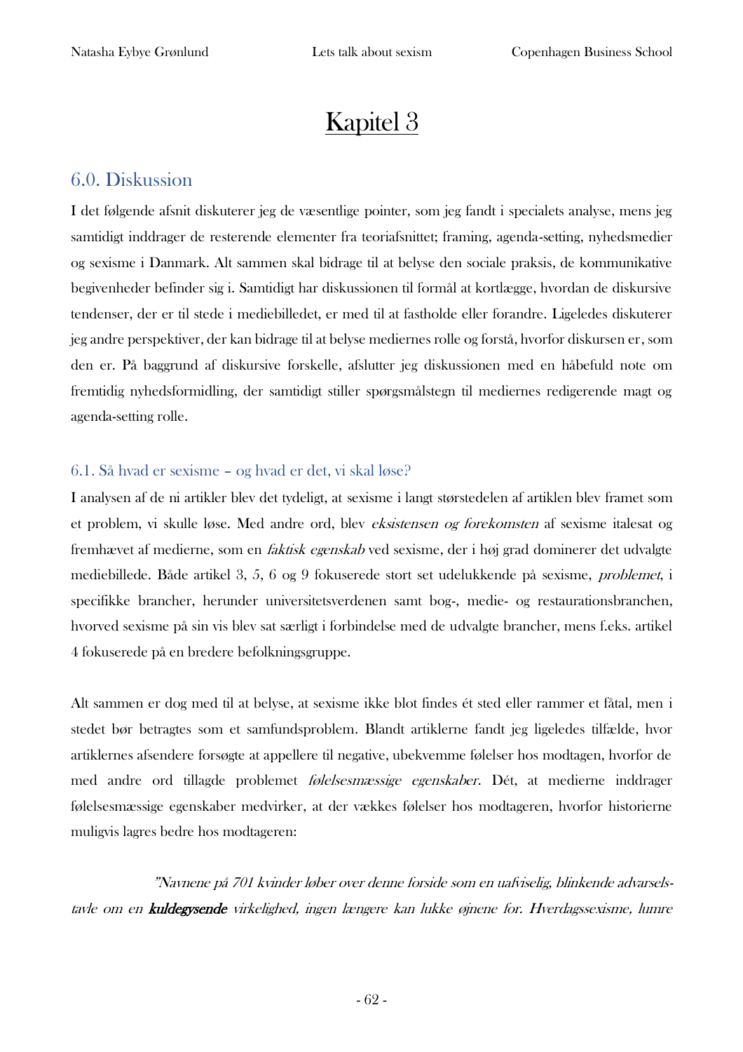# Kapitel 3

## 6.0. Diskussion

I det følgende afsnit diskuterer jeg de væsentlige pointer, som jeg fandt i specialets analyse, mens jeg samtidigt inddrager de resterende elementer fra teoriafsnittet; framing, agenda-setting, nyhedsmedier og sexisme i Danmark. Alt sammen skal bidrage til at belyse den sociale praksis, de kommunikative begivenheder befinder sig i. Samtidigt har diskussionen til formål at kortlægge, hvordan de diskursive tendenser, der er til stede i mediebilledet, er med til at fastholde eller forandre. Ligeledes diskuterer jeg andre perspektiver, der kan bidrage til at belyse mediernes rolle og forstå, hvorfor diskursen er, som den er. På baggrund af diskursive forskelle, afslutter jeg diskussionen med en håbefuld note om fremtidig nyhedsformidling, der samtidigt stiller spørgsmålstegn til mediernes redigerende magt og agenda-setting rolle.

### 6.1. Så hvad er sexisme – og hvad er det, vi skal løse?

I analysen af de ni artikler blev det tydeligt, at sexisme i langt størstedelen af artiklen blev framet som et problem, vi skulle løse. Med andre ord, blev *eksistensen og forekomsten* af sexisme italesat og fremhævet af medierne, som en *faktisk egenskab* ved sexisme, der i høj grad dominerer det udvalgte mediebillede. Både artikel 3, 5, 6 og 9 fokuserede stort set udelukkende på sexisme, *problemet*, i specifikke brancher, herunder universitetsverdenen samt bog-, medie- og restaurationsbranchen, hvorved sexisme på sin vis blev sat særligt i forbindelse med de udvalgte brancher, mens f.eks. artikel 4 fokuserede på en bredere befolkningsgruppe.

Alt sammen er dog med til at belyse, at sexisme ikke blot findes ét sted eller rammer et fåtal, men i stedet bør betragtes som et samfundsproblem. Blandt artiklerne fandt jeg ligeledes tilfælde, hvor artiklernes afsendere forsøgte at appellere til negative, ubekvemme følelser hos modtagen, hvorfor de med andre ord tillagde problemet *følelsesmæssige egenskaber*. Dét, at medierne inddrager følelsesmæssige egenskaber medvirker, at der vækkes følelser hos modtageren, hvorfor historierne muligvis lagres bedre hos modtageren:

> *"Navnene på 701 kvinder løber over denne forside som en uafviselig, blinkende advarselstavle om en* ***kuldegysende*** *virkelighed, ingen længere kan lukke øjnene for. Hverdagssexisme, lumre*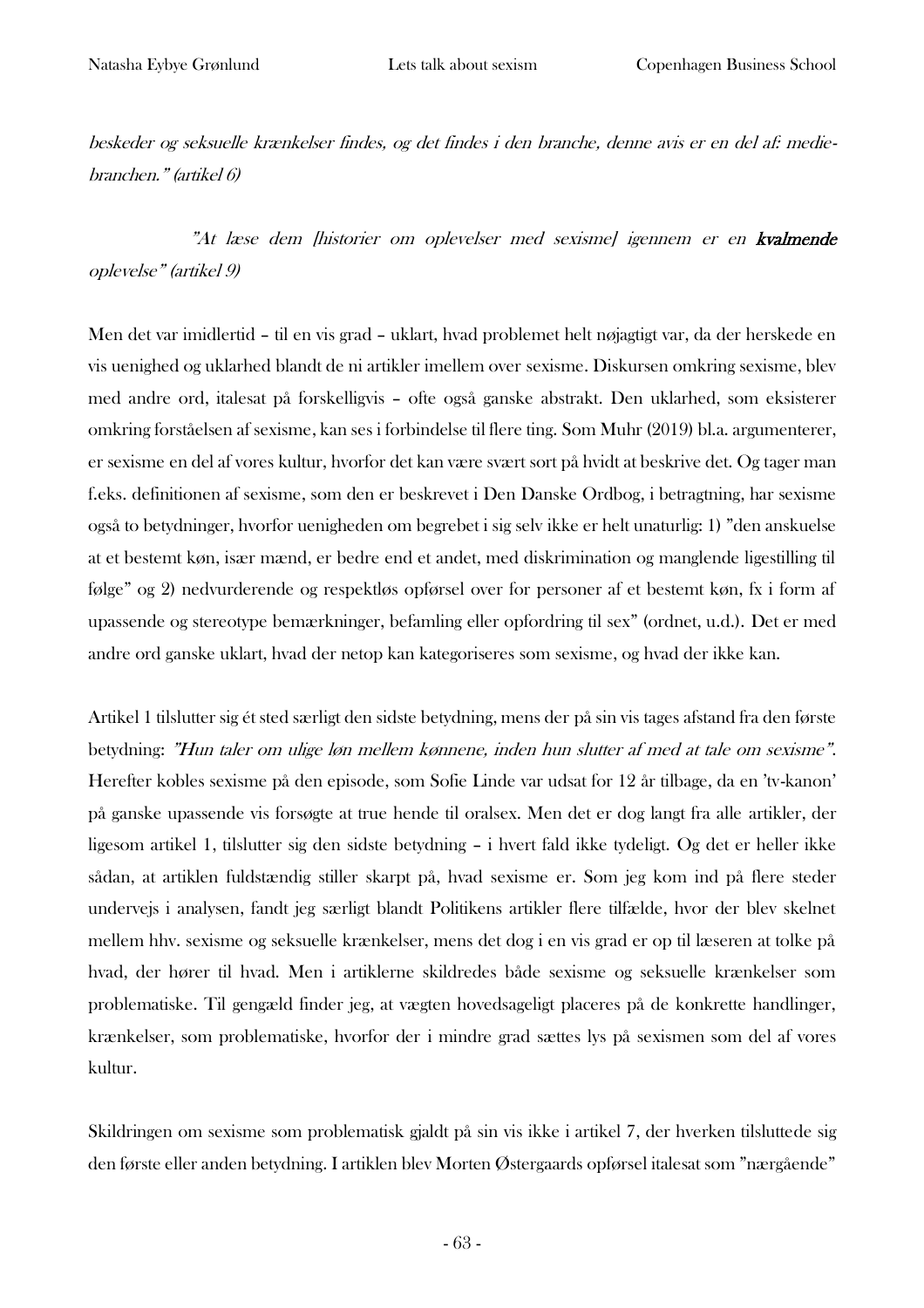*beskeder og seksuelle krænkelser findes, og det findes i den branche, denne avis er en del af: medie-branchen." (artikel 6)*

*"At læse dem [historier om oplevelser med sexisme] igennem er en* ***kvalmende*** *oplevelse" (artikel 9)*

Men det var imidlertid – til en vis grad – uklart, hvad problemet helt nøjagtigt var, da der herskede en vis uenighed og uklarhed blandt de ni artikler imellem over sexisme. Diskursen omkring sexisme, blev med andre ord, italesat på forskelligvis – ofte også ganske abstrakt. Den uklarhed, som eksisterer omkring forståelsen af sexisme, kan ses i forbindelse til flere ting. Som Muhr (2019) bl.a. argumenterer, er sexisme en del af vores kultur, hvorfor det kan være svært sort på hvidt at beskrive det. Og tager man f.eks. definitionen af sexisme, som den er beskrevet i Den Danske Ordbog, i betragtning, har sexisme også to betydninger, hvorfor uenigheden om begrebet i sig selv ikke er helt unaturlig: 1) "den anskuelse at et bestemt køn, især mænd, er bedre end et andet, med diskrimination og manglende ligestilling til følge" og 2) nedvurderende og respektløs opførsel over for personer af et bestemt køn, fx i form af upassende og stereotype bemærkninger, befamling eller opfordring til sex" (ordnet, u.d.). Det er med andre ord ganske uklart, hvad der netop kan kategoriseres som sexisme, og hvad der ikke kan.

Artikel 1 tilslutter sig ét sted særligt den sidste betydning, mens der på sin vis tages afstand fra den første betydning: *"Hun taler om ulige løn mellem kønnene, inden hun slutter af med at tale om sexisme"*. Herefter kobles sexisme på den episode, som Sofie Linde var udsat for 12 år tilbage, da en 'tv-kanon' på ganske upassende vis forsøgte at true hende til oralsex. Men det er dog langt fra alle artikler, der ligesom artikel 1, tilslutter sig den sidste betydning – i hvert fald ikke tydeligt. Og det er heller ikke sådan, at artiklen fuldstændig stiller skarpt på, hvad sexisme er. Som jeg kom ind på flere steder undervejs i analysen, fandt jeg særligt blandt Politikens artikler flere tilfælde, hvor der blev skelnet mellem hhv. sexisme og seksuelle krænkelser, mens det dog i en vis grad er op til læseren at tolke på hvad, der hører til hvad. Men i artiklerne skildredes både sexisme og seksuelle krænkelser som problematiske. Til gengæld finder jeg, at vægten hovedsageligt placeres på de konkrette handlinger, krænkelser, som problematiske, hvorfor der i mindre grad sættes lys på sexismen som del af vores kultur.

Skildringen om sexisme som problematisk gjaldt på sin vis ikke i artikel 7, der hverken tilsluttede sig den første eller anden betydning. I artiklen blev Morten Østergaards opførsel italesat som "nærgående"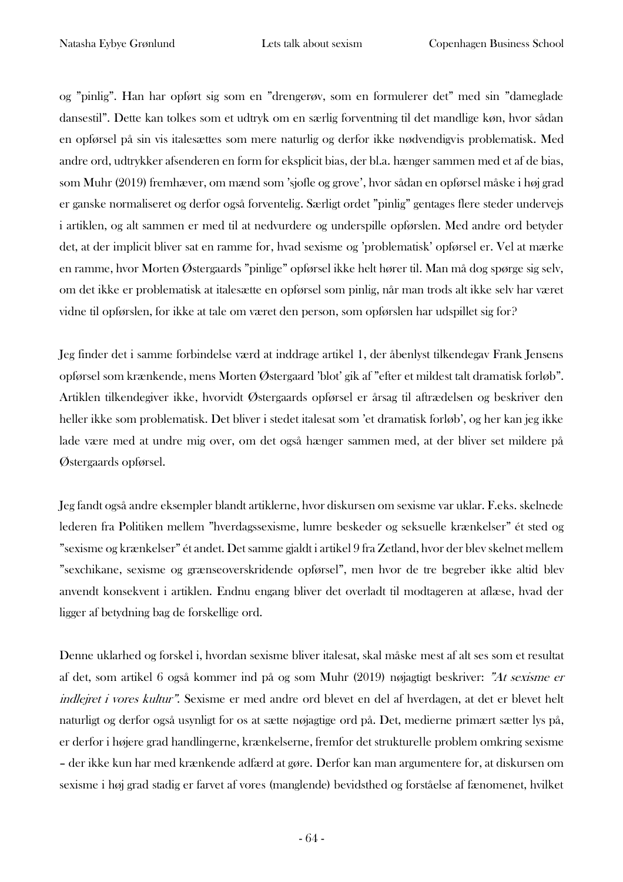og ”pinlig”. Han har opført sig som en ”drengerøv, som en formulerer det” med sin ”dameglade dansestil”. Dette kan tolkes som et udtryk om en særlig forventning til det mandlige køn, hvor sådan en opførsel på sin vis italesættes som mere naturlig og derfor ikke nødvendigvis problematisk. Med andre ord, udtrykker afsenderen en form for eksplicit bias, der bl.a. hænger sammen med et af de bias, som Muhr (2019) fremhæver, om mænd som 'sjofle og grove', hvor sådan en opførsel måske i høj grad er ganske normaliseret og derfor også forventelig. Særligt ordet ”pinlig” gentages flere steder undervejs i artiklen, og alt sammen er med til at nedvurdere og underspille opførslen. Med andre ord betyder det, at der implicit bliver sat en ramme for, hvad sexisme og 'problematisk' opførsel er. Vel at mærke en ramme, hvor Morten Østergaards ”pinlige” opførsel ikke helt hører til. Man må dog spørge sig selv, om det ikke er problematisk at italesætte en opførsel som pinlig, når man trods alt ikke selv har været vidne til opførslen, for ikke at tale om været den person, som opførslen har udspillet sig for?

Jeg finder det i samme forbindelse værd at inddrage artikel 1, der åbenlyst tilkendegav Frank Jensens opførsel som krænkende, mens Morten Østergaard 'blot' gik af ”efter et mildest talt dramatisk forløb”. Artiklen tilkendegiver ikke, hvorvidt Østergaards opførsel er årsag til aftrædelsen og beskriver den heller ikke som problematisk. Det bliver i stedet italesat som 'et dramatisk forløb', og her kan jeg ikke lade være med at undre mig over, om det også hænger sammen med, at der bliver set mildere på Østergaards opførsel.

Jeg fandt også andre eksempler blandt artiklerne, hvor diskursen om sexisme var uklar. F.eks. skelnede lederen fra Politiken mellem ”hverdagssexisme, lumre beskeder og seksuelle krænkelser” ét sted og ”sexisme og krænkelser” ét andet. Det samme gjaldt i artikel 9 fra Zetland, hvor der blev skelnet mellem ”sexchikane, sexisme og grænseoverskridende opførsel”, men hvor de tre begreber ikke altid blev anvendt konsekvent i artiklen. Endnu engang bliver det overladt til modtageren at aflæse, hvad der ligger af betydning bag de forskellige ord.

Denne uklarhed og forskel i, hvordan sexisme bliver italesat, skal måske mest af alt ses som et resultat af det, som artikel 6 også kommer ind på og som Muhr (2019) nøjagtigt beskriver: *”At sexisme er indlejret i vores kultur”*. Sexisme er med andre ord blevet en del af hverdagen, at det er blevet helt naturligt og derfor også usynligt for os at sætte nøjagtige ord på. Det, medierne primært sætter lys på, er derfor i højere grad handlingerne, krænkelserne, fremfor det strukturelle problem omkring sexisme – der ikke kun har med krænkende adfærd at gøre. Derfor kan man argumentere for, at diskursen om sexisme i høj grad stadig er farvet af vores (manglende) bevidsthed og forståelse af fænomenet, hvilket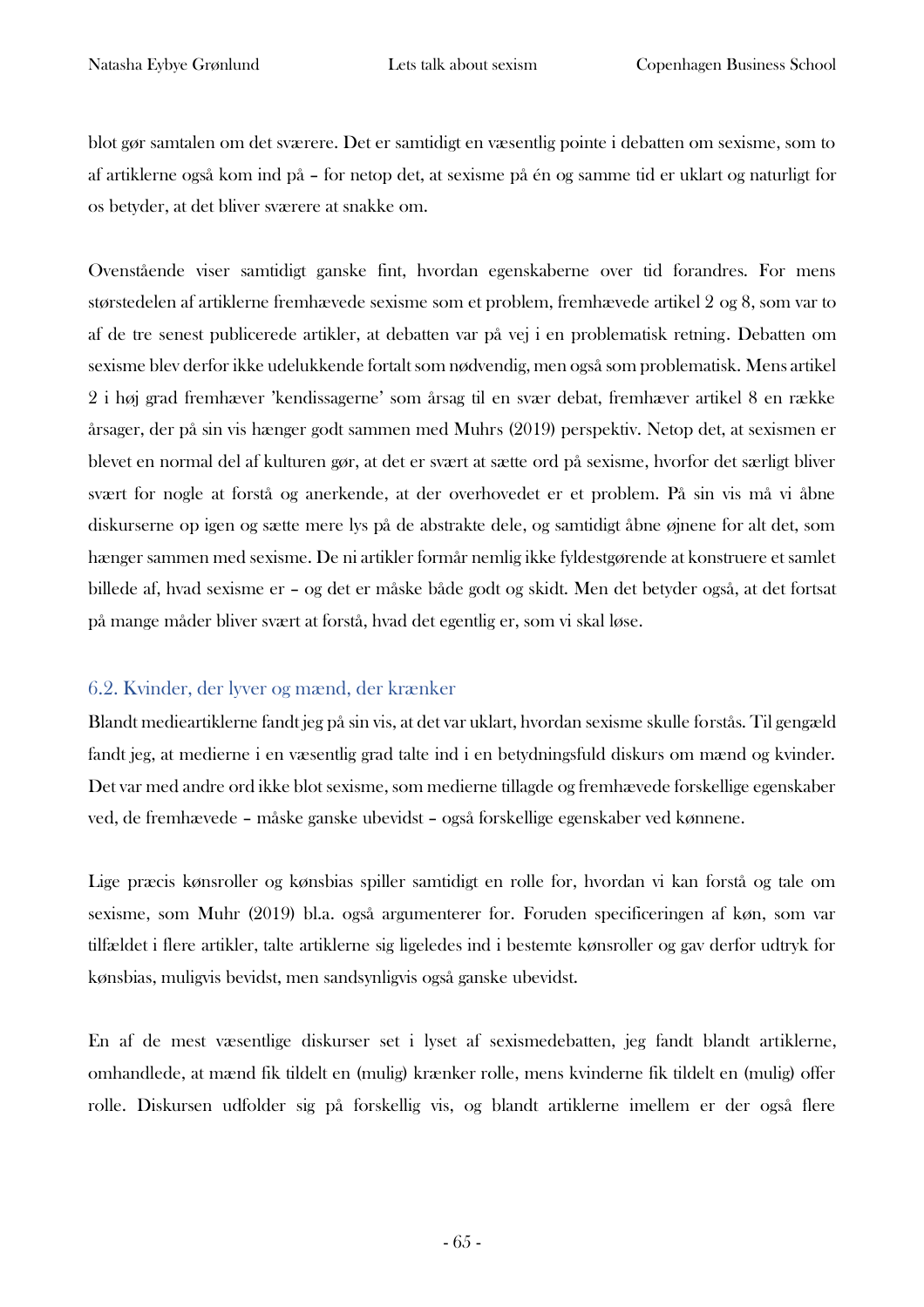blot gør samtalen om det sværere. Det er samtidigt en væsentlig pointe i debatten om sexisme, som to af artiklerne også kom ind på – for netop det, at sexisme på én og samme tid er uklart og naturligt for os betyder, at det bliver sværere at snakke om.

Ovenstående viser samtidigt ganske fint, hvordan egenskaberne over tid forandres. For mens størstedelen af artiklerne fremhævede sexisme som et problem, fremhævede artikel 2 og 8, som var to af de tre senest publicerede artikler, at debatten var på vej i en problematisk retning. Debatten om sexisme blev derfor ikke udelukkende fortalt som nødvendig, men også som problematisk. Mens artikel 2 i høj grad fremhæver 'kendissagerne' som årsag til en svær debat, fremhæver artikel 8 en række årsager, der på sin vis hænger godt sammen med Muhrs (2019) perspektiv. Netop det, at sexismen er blevet en normal del af kulturen gør, at det er svært at sætte ord på sexisme, hvorfor det særligt bliver svært for nogle at forstå og anerkende, at der overhovedet er et problem. På sin vis må vi åbne diskurserne op igen og sætte mere lys på de abstrakte dele, og samtidigt åbne øjnene for alt det, som hænger sammen med sexisme. De ni artikler formår nemlig ikke fyldestgørende at konstruere et samlet billede af, hvad sexisme er – og det er måske både godt og skidt. Men det betyder også, at det fortsat på mange måder bliver svært at forstå, hvad det egentlig er, som vi skal løse.

## 6.2. Kvinder, der lyver og mænd, der krænker

Blandt medieartiklerne fandt jeg på sin vis, at det var uklart, hvordan sexisme skulle forstås. Til gengæld fandt jeg, at medierne i en væsentlig grad talte ind i en betydningsfuld diskurs om mænd og kvinder. Det var med andre ord ikke blot sexisme, som medierne tillagde og fremhævede forskellige egenskaber ved, de fremhævede – måske ganske ubevidst – også forskellige egenskaber ved kønnene.

Lige præcis kønsroller og kønsbias spiller samtidigt en rolle for, hvordan vi kan forstå og tale om sexisme, som Muhr (2019) bl.a. også argumenterer for. Foruden specificeringen af køn, som var tilfældet i flere artikler, talte artiklerne sig ligeledes ind i bestemte kønsroller og gav derfor udtryk for kønsbias, muligvis bevidst, men sandsynligvis også ganske ubevidst.

En af de mest væsentlige diskurser set i lyset af sexismedebatten, jeg fandt blandt artiklerne, omhandlede, at mænd fik tildelt en (mulig) krænker rolle, mens kvinderne fik tildelt en (mulig) offer rolle. Diskursen udfolder sig på forskellig vis, og blandt artiklerne imellem er der også flere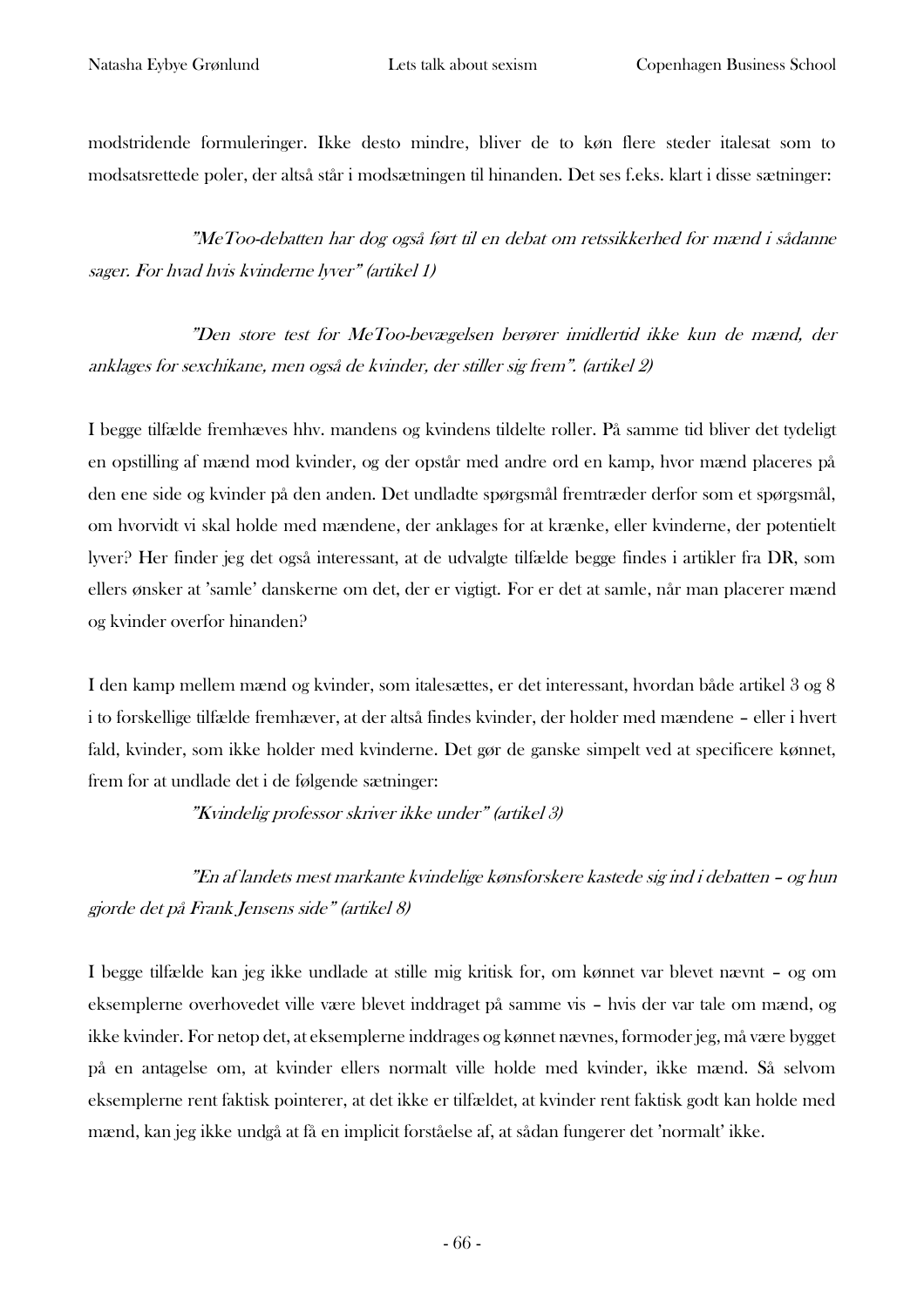modstridende formuleringer. Ikke desto mindre, bliver de to køn flere steder italesat som to modsatsrettede poler, der altså står i modsætningen til hinanden. Det ses f.eks. klart i disse sætninger:

> *"MeToo-debatten har dog også ført til en debat om retssikkerhed for mænd i sådanne sager. For hvad hvis kvinderne lyver" (artikel 1)*

> *"Den store test for MeToo-bevægelsen berører imidlertid ikke kun de mænd, der anklages for sexchikane, men også de kvinder, der stiller sig frem". (artikel 2)*

I begge tilfælde fremhæves hhv. mandens og kvindens tildelte roller. På samme tid bliver det tydeligt en opstilling af mænd mod kvinder, og der opstår med andre ord en kamp, hvor mænd placeres på den ene side og kvinder på den anden. Det undladte spørgsmål fremtræder derfor som et spørgsmål, om hvorvidt vi skal holde med mændene, der anklages for at krænke, eller kvinderne, der potentielt lyver? Her finder jeg det også interessant, at de udvalgte tilfælde begge findes i artikler fra DR, som ellers ønsker at 'samle' danskerne om det, der er vigtigt. For er det at samle, når man placerer mænd og kvinder overfor hinanden?

I den kamp mellem mænd og kvinder, som italesættes, er det interessant, hvordan både artikel 3 og 8 i to forskellige tilfælde fremhæver, at der altså findes kvinder, der holder med mændene – eller i hvert fald, kvinder, som ikke holder med kvinderne. Det gør de ganske simpelt ved at specificere kønnet, frem for at undlade det i de følgende sætninger:

> *"Kvindelig professor skriver ikke under" (artikel 3)*

> *"En af landets mest markante kvindelige kønsforskere kastede sig ind i debatten – og hun gjorde det på Frank Jensens side" (artikel 8)*

I begge tilfælde kan jeg ikke undlade at stille mig kritisk for, om kønnet var blevet nævnt – og om eksemplerne overhovedet ville være blevet inddraget på samme vis – hvis der var tale om mænd, og ikke kvinder. For netop det, at eksemplerne inddrages og kønnet nævnes, formoder jeg, må være bygget på en antagelse om, at kvinder ellers normalt ville holde med kvinder, ikke mænd. Så selvom eksemplerne rent faktisk pointerer, at det ikke er tilfældet, at kvinder rent faktisk godt kan holde med mænd, kan jeg ikke undgå at få en implicit forståelse af, at sådan fungerer det 'normalt' ikke.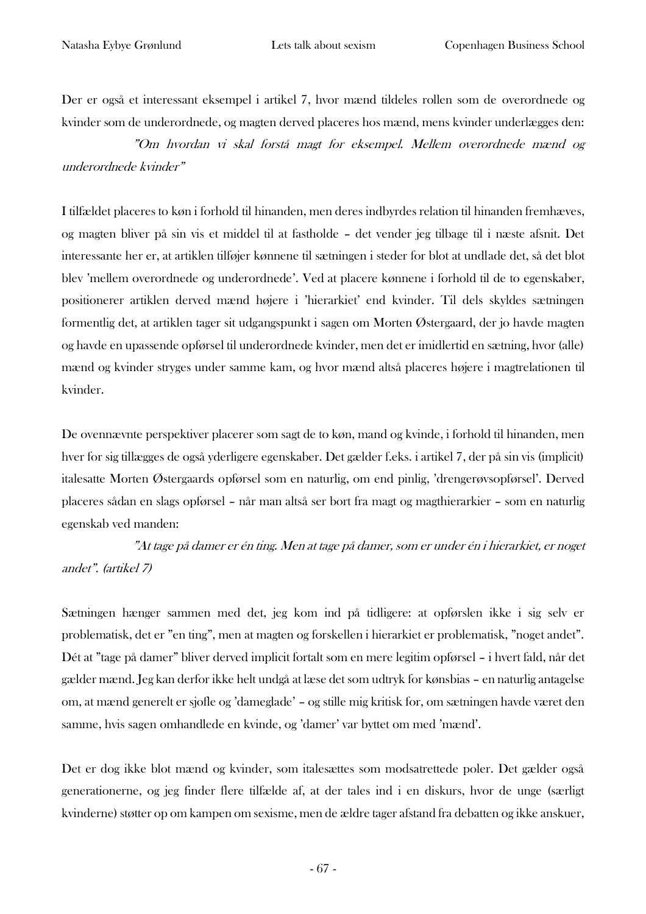Der er også et interessant eksempel i artikel 7, hvor mænd tildeles rollen som de overordnede og kvinder som de underordnede, og magten derved placeres hos mænd, mens kvinder underlægges den:

> *"Om hvordan vi skal forstå magt for eksempel. Mellem overordnede mænd og underordnede kvinder"*

I tilfældet placeres to køn i forhold til hinanden, men deres indbyrdes relation til hinanden fremhæves, og magten bliver på sin vis et middel til at fastholde – det vender jeg tilbage til i næste afsnit. Det interessante her er, at artiklen tilføjer kønnene til sætningen i steder for blot at undlade det, så det blot blev 'mellem overordnede og underordnede'. Ved at placere kønnene i forhold til de to egenskaber, positionerer artiklen derved mænd højere i 'hierarkiet' end kvinder. Til dels skyldes sætningen formentlig det, at artiklen tager sit udgangspunkt i sagen om Morten Østergaard, der jo havde magten og havde en upassende opførsel til underordnede kvinder, men det er imidlertid en sætning, hvor (alle) mænd og kvinder stryges under samme kam, og hvor mænd altså placeres højere i magtrelationen til kvinder.

De ovennævnte perspektiver placerer som sagt de to køn, mand og kvinde, i forhold til hinanden, men hver for sig tillægges de også yderligere egenskaber. Det gælder f.eks. i artikel 7, der på sin vis (implicit) italesatte Morten Østergaards opførsel som en naturlig, om end pinlig, 'drengerøvsopførsel'. Derved placeres sådan en slags opførsel – når man altså ser bort fra magt og magthierarkier – som en naturlig egenskab ved manden:

> *"At tage på damer er én ting. Men at tage på damer, som er under én i hierarkiet, er noget andet". (artikel 7)*

Sætningen hænger sammen med det, jeg kom ind på tidligere: at opførslen ikke i sig selv er problematisk, det er "en ting", men at magten og forskellen i hierarkiet er problematisk, "noget andet". Dét at "tage på damer" bliver derved implicit fortalt som en mere legitim opførsel – i hvert fald, når det gælder mænd. Jeg kan derfor ikke helt undgå at læse det som udtryk for kønsbias – en naturlig antagelse om, at mænd generelt er sjofle og 'dameglade' – og stille mig kritisk for, om sætningen havde været den samme, hvis sagen omhandlede en kvinde, og 'damer' var byttet om med 'mænd'.

Det er dog ikke blot mænd og kvinder, som italesættes som modsatrettede poler. Det gælder også generationerne, og jeg finder flere tilfælde af, at der tales ind i en diskurs, hvor de unge (særligt kvinderne) støtter op om kampen om sexisme, men de ældre tager afstand fra debatten og ikke anskuer,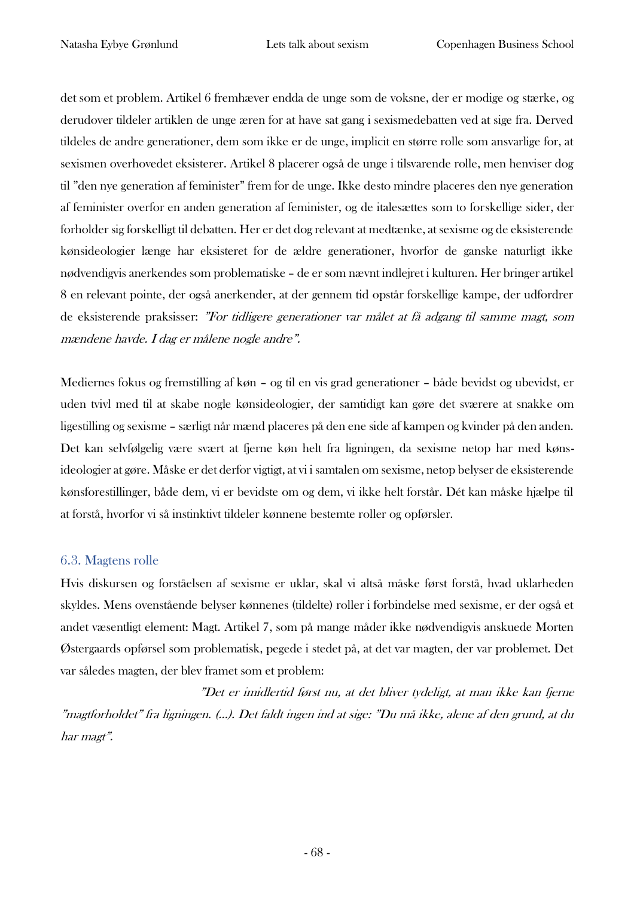det som et problem. Artikel 6 fremhæver endda de unge som de voksne, der er modige og stærke, og derudover tildeler artiklen de unge æren for at have sat gang i sexismedebatten ved at sige fra. Derved tildeles de andre generationer, dem som ikke er de unge, implicit en større rolle som ansvarlige for, at sexismen overhovedet eksisterer. Artikel 8 placerer også de unge i tilsvarende rolle, men henviser dog til "den nye generation af feminister" frem for de unge. Ikke desto mindre placeres den nye generation af feminister overfor en anden generation af feminister, og de italesættes som to forskellige sider, der forholder sig forskelligt til debatten. Her er det dog relevant at medtænke, at sexisme og de eksisterende kønsideologier længe har eksisteret for de ældre generationer, hvorfor de ganske naturligt ikke nødvendigvis anerkendes som problematiske – de er som nævnt indlejret i kulturen. Her bringer artikel 8 en relevant pointe, der også anerkender, at der gennem tid opstår forskellige kampe, der udfordrer de eksisterende praksisser: *"For tidligere generationer var målet at få adgang til samme magt, som mændene havde. I dag er målene nogle andre".*

Mediernes fokus og fremstilling af køn – og til en vis grad generationer – både bevidst og ubevidst, er uden tvivl med til at skabe nogle kønsideologier, der samtidigt kan gøre det sværere at snakke om ligestilling og sexisme – særligt når mænd placeres på den ene side af kampen og kvinder på den anden. Det kan selvfølgelig være svært at fjerne køn helt fra ligningen, da sexisme netop har med kønsideologier at gøre. Måske er det derfor vigtigt, at vi i samtalen om sexisme, netop belyser de eksisterende kønsforestillinger, både dem, vi er bevidste om og dem, vi ikke helt forstår. Dét kan måske hjælpe til at forstå, hvorfor vi så instinktivt tildeler kønnene bestemte roller og opførsler.

### 6.3. Magtens rolle

Hvis diskursen og forståelsen af sexisme er uklar, skal vi altså måske først forstå, hvad uklarheden skyldes. Mens ovenstående belyser kønnenes (tildelte) roller i forbindelse med sexisme, er der også et andet væsentligt element: Magt. Artikel 7, som på mange måder ikke nødvendigvis anskuede Morten Østergaards opførsel som problematisk, pegede i stedet på, at det var magten, der var problemet. Det var således magten, der blev framet som et problem:

*"Det er imidlertid først nu, at det bliver tydeligt, at man ikke kan fjerne "magtforholdet" fra ligningen. (…). Det faldt ingen ind at sige: "Du må ikke, alene af den grund, at du har magt".*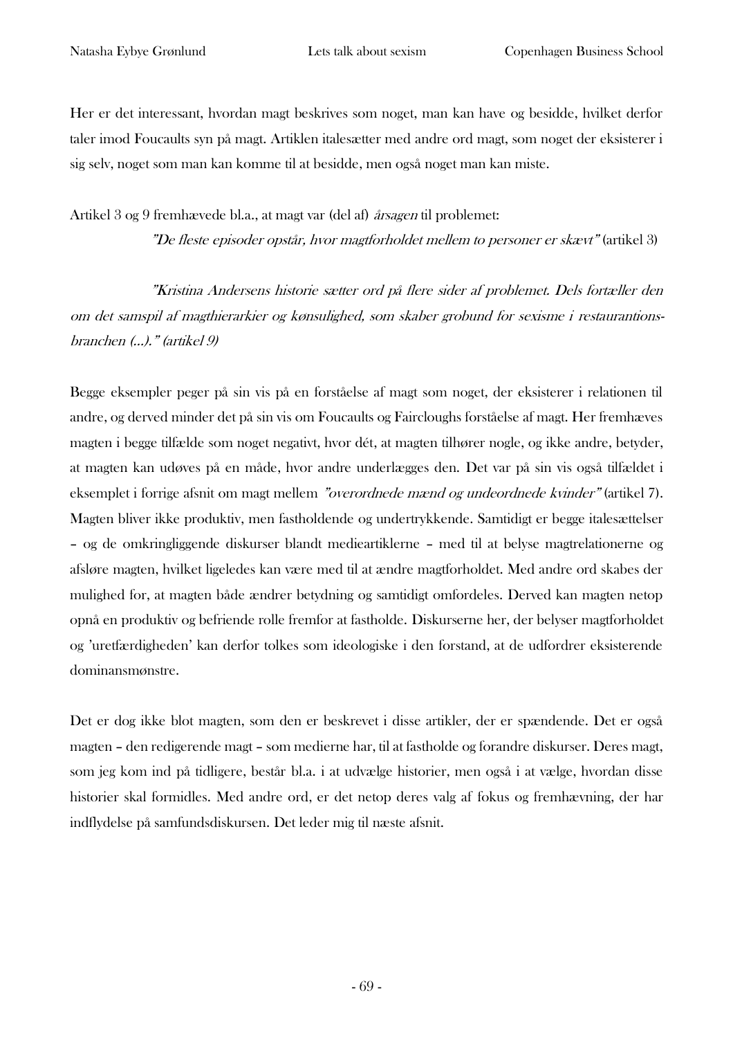Her er det interessant, hvordan magt beskrives som noget, man kan have og besidde, hvilket derfor taler imod Foucaults syn på magt. Artiklen italesætter med andre ord magt, som noget der eksisterer i sig selv, noget som man kan komme til at besidde, men også noget man kan miste.

Artikel 3 og 9 fremhævede bl.a., at magt var (del af) *årsagen* til problemet:

> *"De fleste episoder opstår, hvor magtforholdet mellem to personer er skævt"* (artikel 3)

> *"Kristina Andersens historie sætter ord på flere sider af problemet. Dels fortæller den om det samspil af magthierarkier og kønsulighed, som skaber grobund for sexisme i restaurantions-branchen (...)." (artikel 9)*

Begge eksempler peger på sin vis på en forståelse af magt som noget, der eksisterer i relationen til andre, og derved minder det på sin vis om Foucaults og Faircloughs forståelse af magt. Her fremhæves magten i begge tilfælde som noget negativt, hvor dét, at magten tilhører nogle, og ikke andre, betyder, at magten kan udøves på en måde, hvor andre underlægges den. Det var på sin vis også tilfældet i eksemplet i forrige afsnit om magt mellem *"overordnede mænd og undeordnede kvinder"* (artikel 7). Magten bliver ikke produktiv, men fastholdende og undertrykkende. Samtidigt er begge italesættelser – og de omkringliggende diskurser blandt medieartiklerne – med til at belyse magtrelationerne og afsløre magten, hvilket ligeledes kan være med til at ændre magtforholdet. Med andre ord skabes der mulighed for, at magten både ændrer betydning og samtidigt omfordeles. Derved kan magten netop opnå en produktiv og befriende rolle fremfor at fastholde. Diskurserne her, der belyser magtforholdet og 'uretfærdigheden' kan derfor tolkes som ideologiske i den forstand, at de udfordrer eksisterende dominansmønstre.

Det er dog ikke blot magten, som den er beskrevet i disse artikler, der er spændende. Det er også magten – den redigerende magt – som medierne har, til at fastholde og forandre diskurser. Deres magt, som jeg kom ind på tidligere, består bl.a. i at udvælge historier, men også i at vælge, hvordan disse historier skal formidles. Med andre ord, er det netop deres valg af fokus og fremhævning, der har indflydelse på samfundsdiskursen. Det leder mig til næste afsnit.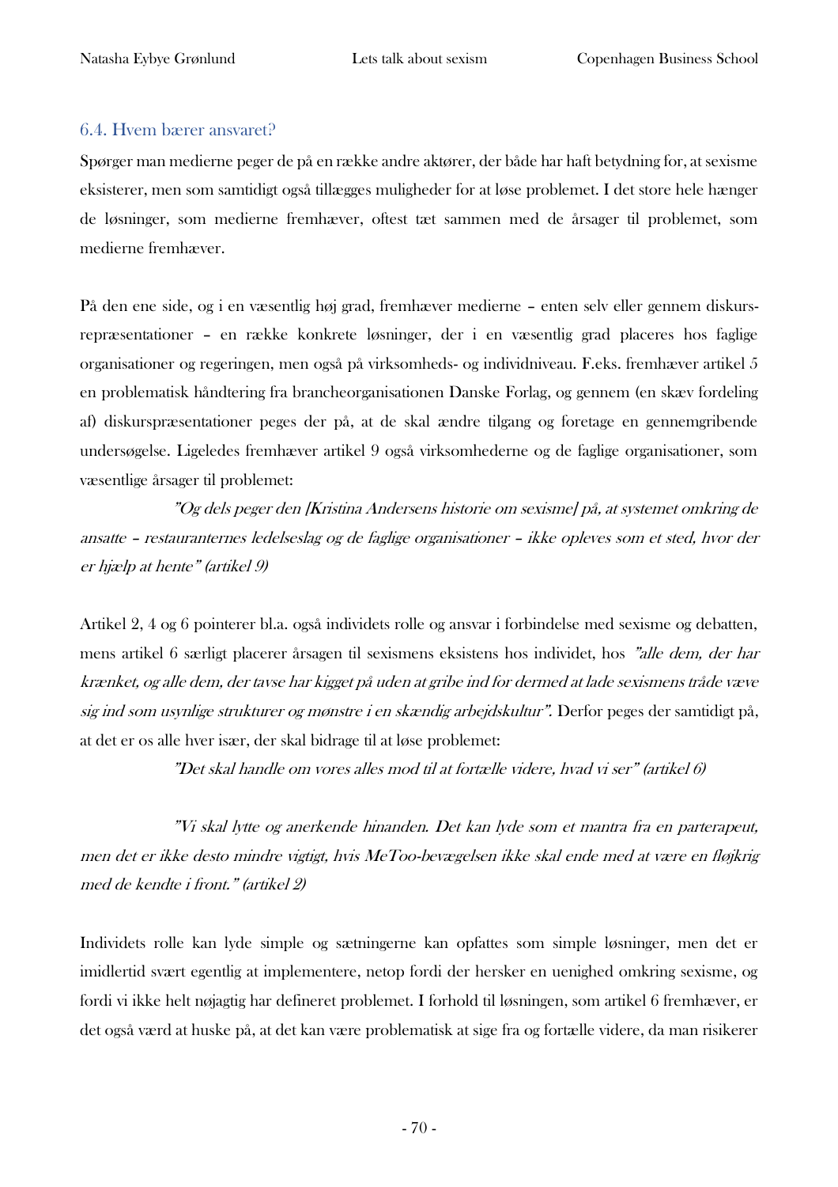### 6.4. Hvem bærer ansvaret?

Spørger man medierne peger de på en række andre aktører, der både har haft betydning for, at sexisme eksisterer, men som samtidigt også tillægges muligheder for at løse problemet. I det store hele hænger de løsninger, som medierne fremhæver, oftest tæt sammen med de årsager til problemet, som medierne fremhæver.

På den ene side, og i en væsentlig høj grad, fremhæver medierne – enten selv eller gennem diskurs-repræsentationer – en række konkrete løsninger, der i en væsentlig grad placeres hos faglige organisationer og regeringen, men også på virksomheds- og individniveau. F.eks. fremhæver artikel 5 en problematisk håndtering fra brancheorganisationen Danske Forlag, og gennem (en skæv fordeling af) diskurspræsentationer peges der på, at de skal ændre tilgang og foretage en gennemgribende undersøgelse. Ligeledes fremhæver artikel 9 også virksomhederne og de faglige organisationer, som væsentlige årsager til problemet:

> *"Og dels peger den [Kristina Andersens historie om sexisme] på, at systemet omkring de ansatte – restauranternes ledelseslag og de faglige organisationer – ikke opleves som et sted, hvor der er hjælp at hente" (artikel 9)*

Artikel 2, 4 og 6 pointerer bl.a. også individets rolle og ansvar i forbindelse med sexisme og debatten, mens artikel 6 særligt placerer årsagen til sexismens eksistens hos individet, hos *"alle dem, der har krænket, og alle dem, der tavse har kigget på uden at gribe ind for dermed at lade sexismens tråde væve sig ind som usynlige strukturer og mønstre i en skændig arbejdskultur".* Derfor peges der samtidigt på, at det er os alle hver især, der skal bidrage til at løse problemet:

> *"Det skal handle om vores alles mod til at fortælle videre, hvad vi ser" (artikel 6)*

> *"Vi skal lytte og anerkende hinanden. Det kan lyde som et mantra fra en parterapeut, men det er ikke desto mindre vigtigt, hvis MeToo-bevægelsen ikke skal ende med at være en fløjkrig med de kendte i front." (artikel 2)*

Individets rolle kan lyde simple og sætningerne kan opfattes som simple løsninger, men det er imidlertid svært egentlig at implementere, netop fordi der hersker en uenighed omkring sexisme, og fordi vi ikke helt nøjagtig har defineret problemet. I forhold til løsningen, som artikel 6 fremhæver, er det også værd at huske på, at det kan være problematisk at sige fra og fortælle videre, da man risikerer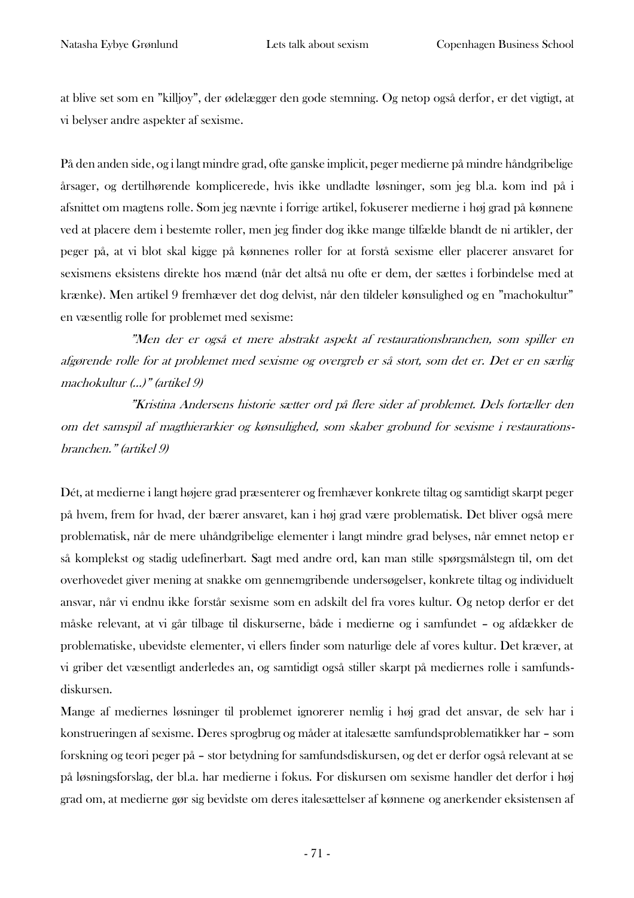at blive set som en "killjoy", der ødelægger den gode stemning. Og netop også derfor, er det vigtigt, at vi belyser andre aspekter af sexisme.

På den anden side, og i langt mindre grad, ofte ganske implicit, peger medierne på mindre håndgribelige årsager, og dertilhørende komplicerede, hvis ikke undladte løsninger, som jeg bl.a. kom ind på i afsnittet om magtens rolle. Som jeg nævnte i forrige artikel, fokuserer medierne i høj grad på kønnene ved at placere dem i bestemte roller, men jeg finder dog ikke mange tilfælde blandt de ni artikler, der peger på, at vi blot skal kigge på kønnenes roller for at forstå sexisme eller placerer ansvaret for sexismens eksistens direkte hos mænd (når det altså nu ofte er dem, der sættes i forbindelse med at krænke). Men artikel 9 fremhæver det dog delvist, når den tildeler kønsulighed og en "machokultur" en væsentlig rolle for problemet med sexisme:

> *"Men der er også et mere abstrakt aspekt af restaurationsbranchen, som spiller en afgørende rolle for at problemet med sexisme og overgreb er så stort, som det er. Det er en særlig machokultur (...)" (artikel 9)*
>
> *"Kristina Andersens historie sætter ord på flere sider af problemet. Dels fortæller den om det samspil af magthierarkier og kønsulighed, som skaber grobund for sexisme i restaurationsbranchen." (artikel 9)*

Dét, at medierne i langt højere grad præsenterer og fremhæver konkrete tiltag og samtidigt skarpt peger på hvem, frem for hvad, der bærer ansvaret, kan i høj grad være problematisk. Det bliver også mere problematisk, når de mere uhåndgribelige elementer i langt mindre grad belyses, når emnet netop er så komplekst og stadig udefinerbart. Sagt med andre ord, kan man stille spørgsmålstegn til, om det overhovedet giver mening at snakke om gennemgribende undersøgelser, konkrete tiltag og individuelt ansvar, når vi endnu ikke forstår sexisme som en adskilt del fra vores kultur. Og netop derfor er det måske relevant, at vi går tilbage til diskurserne, både i medierne og i samfundet – og afdækker de problematiske, ubevidste elementer, vi ellers finder som naturlige dele af vores kultur. Det kræver, at vi griber det væsentligt anderledes an, og samtidigt også stiller skarpt på mediernes rolle i samfundsdiskursen.

Mange af mediernes løsninger til problemet ignorerer nemlig i høj grad det ansvar, de selv har i konstrueringen af sexisme. Deres sprogbrug og måder at italesætte samfundsproblematikker har – som forskning og teori peger på – stor betydning for samfundsdiskursen, og det er derfor også relevant at se på løsningsforslag, der bl.a. har medierne i fokus. For diskursen om sexisme handler det derfor i høj grad om, at medierne gør sig bevidste om deres italesættelser af kønnene og anerkender eksistensen af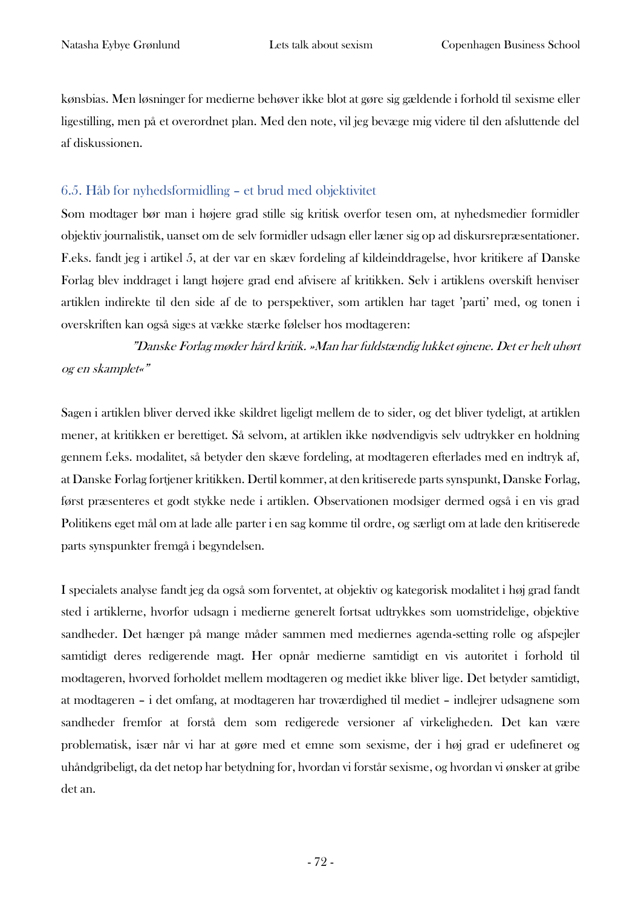kønsbias. Men løsninger for medierne behøver ikke blot at gøre sig gældende i forhold til sexisme eller ligestilling, men på et overordnet plan. Med den note, vil jeg bevæge mig videre til den afsluttende del af diskussionen.

### 6.5. Håb for nyhedsformidling – et brud med objektivitet

Som modtager bør man i højere grad stille sig kritisk overfor tesen om, at nyhedsmedier formidler objektiv journalistik, uanset om de selv formidler udsagn eller læner sig op ad diskursrepræsentationer. F.eks. fandt jeg i artikel 5, at der var en skæv fordeling af kildeinddragelse, hvor kritikere af Danske Forlag blev inddraget i langt højere grad end afvisere af kritikken. Selv i artiklens overskrift henviser artiklen indirekte til den side af de to perspektiver, som artiklen har taget 'parti' med, og tonen i overskriften kan også siges at vække stærke følelser hos modtageren:

> *"Danske Forlag møder hård kritik. »Man har fuldstændig lukket øjnene. Det er helt uhørt og en skamplet«"*

Sagen i artiklen bliver derved ikke skildret ligeligt mellem de to sider, og det bliver tydeligt, at artiklen mener, at kritikken er berettiget. Så selvom, at artiklen ikke nødvendigvis selv udtrykker en holdning gennem f.eks. modalitet, så betyder den skæve fordeling, at modtageren efterlades med en indtryk af, at Danske Forlag fortjener kritikken. Dertil kommer, at den kritiserede parts synspunkt, Danske Forlag, først præsenteres et godt stykke nede i artiklen. Observationen modsiger dermed også i en vis grad Politikens eget mål om at lade alle parter i en sag komme til ordre, og særligt om at lade den kritiserede parts synspunkter fremgå i begyndelsen.

I specialets analyse fandt jeg da også som forventet, at objektiv og kategorisk modalitet i høj grad fandt sted i artiklerne, hvorfor udsagn i medierne generelt fortsat udtrykkes som uomstridelige, objektive sandheder. Det hænger på mange måder sammen med mediernes agenda-setting rolle og afspejler samtidigt deres redigerende magt. Her opnår medierne samtidigt en vis autoritet i forhold til modtageren, hvorved forholdet mellem modtageren og mediet ikke bliver lige. Det betyder samtidigt, at modtageren – i det omfang, at modtageren har troværdighed til mediet – indlejrer udsagnene som sandheder fremfor at forstå dem som redigerede versioner af virkeligheden. Det kan være problematisk, især når vi har at gøre med et emne som sexisme, der i høj grad er udefineret og uhåndgribeligt, da det netop har betydning for, hvordan vi forstår sexisme, og hvordan vi ønsker at gribe det an.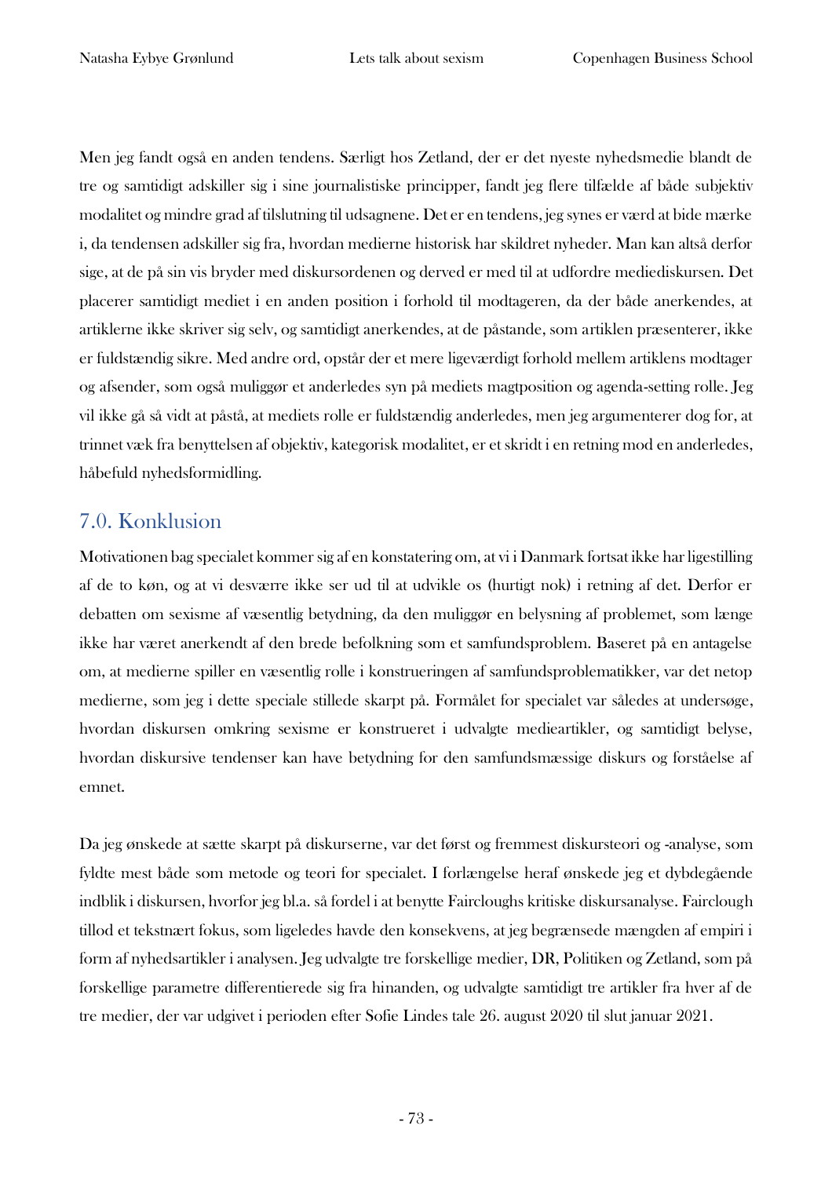Men jeg fandt også en anden tendens. Særligt hos Zetland, der er det nyeste nyhedsmedie blandt de tre og samtidigt adskiller sig i sine journalistiske principper, fandt jeg flere tilfælde af både subjektiv modalitet og mindre grad af tilslutning til udsagnene. Det er en tendens, jeg synes er værd at bide mærke i, da tendensen adskiller sig fra, hvordan medierne historisk har skildret nyheder. Man kan altså derfor sige, at de på sin vis bryder med diskursordenen og derved er med til at udfordre mediediskursen. Det placerer samtidigt mediet i en anden position i forhold til modtageren, da der både anerkendes, at artiklerne ikke skriver sig selv, og samtidigt anerkendes, at de påstande, som artiklen præsenterer, ikke er fuldstændig sikre. Med andre ord, opstår der et mere ligeværdigt forhold mellem artiklens modtager og afsender, som også muliggør et anderledes syn på mediets magtposition og agenda-setting rolle. Jeg vil ikke gå så vidt at påstå, at mediets rolle er fuldstændig anderledes, men jeg argumenterer dog for, at trinnet væk fra benyttelsen af objektiv, kategorisk modalitet, er et skridt i en retning mod en anderledes, håbefuld nyhedsformidling.

## 7.0. Konklusion

Motivationen bag specialet kommer sig af en konstatering om, at vi i Danmark fortsat ikke har ligestilling af de to køn, og at vi desværre ikke ser ud til at udvikle os (hurtigt nok) i retning af det. Derfor er debatten om sexisme af væsentlig betydning, da den muliggør en belysning af problemet, som længe ikke har været anerkendt af den brede befolkning som et samfundsproblem. Baseret på en antagelse om, at medierne spiller en væsentlig rolle i konstrueringen af samfundsproblematikker, var det netop medierne, som jeg i dette speciale stillede skarpt på. Formålet for specialet var således at undersøge, hvordan diskursen omkring sexisme er konstrueret i udvalgte medieartikler, og samtidigt belyse, hvordan diskursive tendenser kan have betydning for den samfundsmæssige diskurs og forståelse af emnet.

Da jeg ønskede at sætte skarpt på diskurserne, var det først og fremmest diskursteori og -analyse, som fyldte mest både som metode og teori for specialet. I forlængelse heraf ønskede jeg et dybdegående indblik i diskursen, hvorfor jeg bl.a. så fordel i at benytte Faircloughs kritiske diskursanalyse. Fairclough tillod et tekstnært fokus, som ligeledes havde den konsekvens, at jeg begrænsede mængden af empiri i form af nyhedsartikler i analysen. Jeg udvalgte tre forskellige medier, DR, Politiken og Zetland, som på forskellige parametre differentierede sig fra hinanden, og udvalgte samtidigt tre artikler fra hver af de tre medier, der var udgivet i perioden efter Sofie Lindes tale 26. august 2020 til slut januar 2021.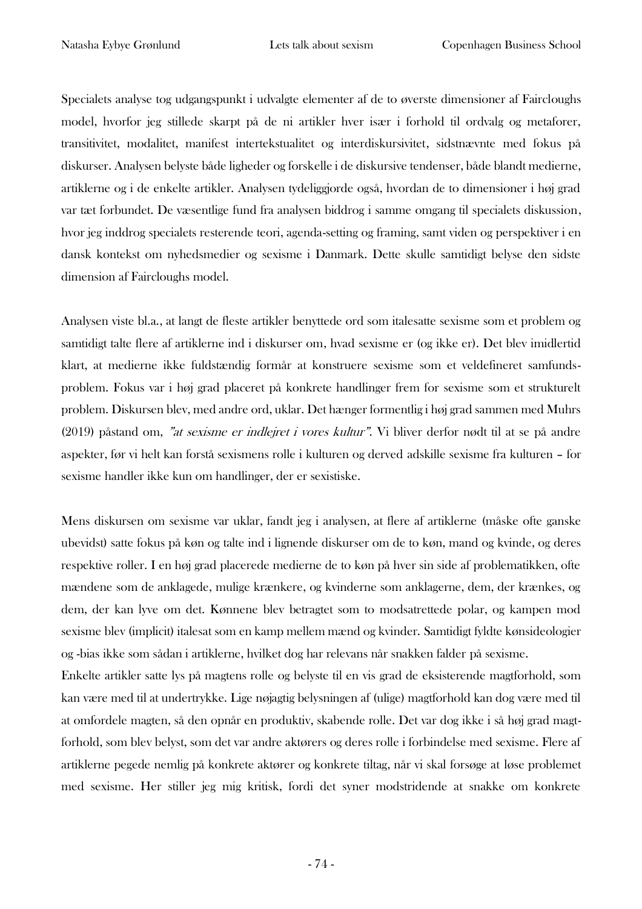Specialets analyse tog udgangspunkt i udvalgte elementer af de to øverste dimensioner af Faircloughs model, hvorfor jeg stillede skarpt på de ni artikler hver især i forhold til ordvalg og metaforer, transitivitet, modalitet, manifest intertekstualitet og interdiskursivitet, sidstnævnte med fokus på diskurser. Analysen belyste både ligheder og forskelle i de diskursive tendenser, både blandt medierne, artiklerne og i de enkelte artikler. Analysen tydeliggjorde også, hvordan de to dimensioner i høj grad var tæt forbundet. De væsentlige fund fra analysen biddrog i samme omgang til specialets diskussion, hvor jeg inddrog specialets resterende teori, agenda-setting og framing, samt viden og perspektiver i en dansk kontekst om nyhedsmedier og sexisme i Danmark. Dette skulle samtidigt belyse den sidste dimension af Faircloughs model.

Analysen viste bl.a., at langt de fleste artikler benyttede ord som italesatte sexisme som et problem og samtidigt talte flere af artiklerne ind i diskurser om, hvad sexisme er (og ikke er). Det blev imidlertid klart, at medierne ikke fuldstændig formår at konstruere sexisme som et veldefineret samfunds-problem. Fokus var i høj grad placeret på konkrete handlinger frem for sexisme som et strukturelt problem. Diskursen blev, med andre ord, uklar. Det hænger formentlig i høj grad sammen med Muhrs (2019) påstand om, *"at sexisme er indlejret i vores kultur"*. Vi bliver derfor nødt til at se på andre aspekter, før vi helt kan forstå sexismens rolle i kulturen og derved adskille sexisme fra kulturen – for sexisme handler ikke kun om handlinger, der er sexistiske.

Mens diskursen om sexisme var uklar, fandt jeg i analysen, at flere af artiklerne (måske ofte ganske ubevidst) satte fokus på køn og talte ind i lignende diskurser om de to køn, mand og kvinde, og deres respektive roller. I en høj grad placerede medierne de to køn på hver sin side af problematikken, ofte mændene som de anklagede, mulige krænkere, og kvinderne som anklagerne, dem, der krænkes, og dem, der kan lyve om det. Kønnene blev betragtet som to modsatrettede polar, og kampen mod sexisme blev (implicit) italesat som en kamp mellem mænd og kvinder. Samtidigt fyldte kønsideologier og -bias ikke som sådan i artiklerne, hvilket dog har relevans når snakken falder på sexisme.
Enkelte artikler satte lys på magtens rolle og belyste til en vis grad de eksisterende magtforhold, som kan være med til at undertrykke. Lige nøjagtig belysningen af (ulige) magtforhold kan dog være med til at omfordele magten, så den opnår en produktiv, skabende rolle. Det var dog ikke i så høj grad magt-forhold, som blev belyst, som det var andre aktørers og deres rolle i forbindelse med sexisme. Flere af artiklerne pegede nemlig på konkrete aktører og konkrete tiltag, når vi skal forsøge at løse problemet med sexisme. Her stiller jeg mig kritisk, fordi det syner modstridende at snakke om konkrete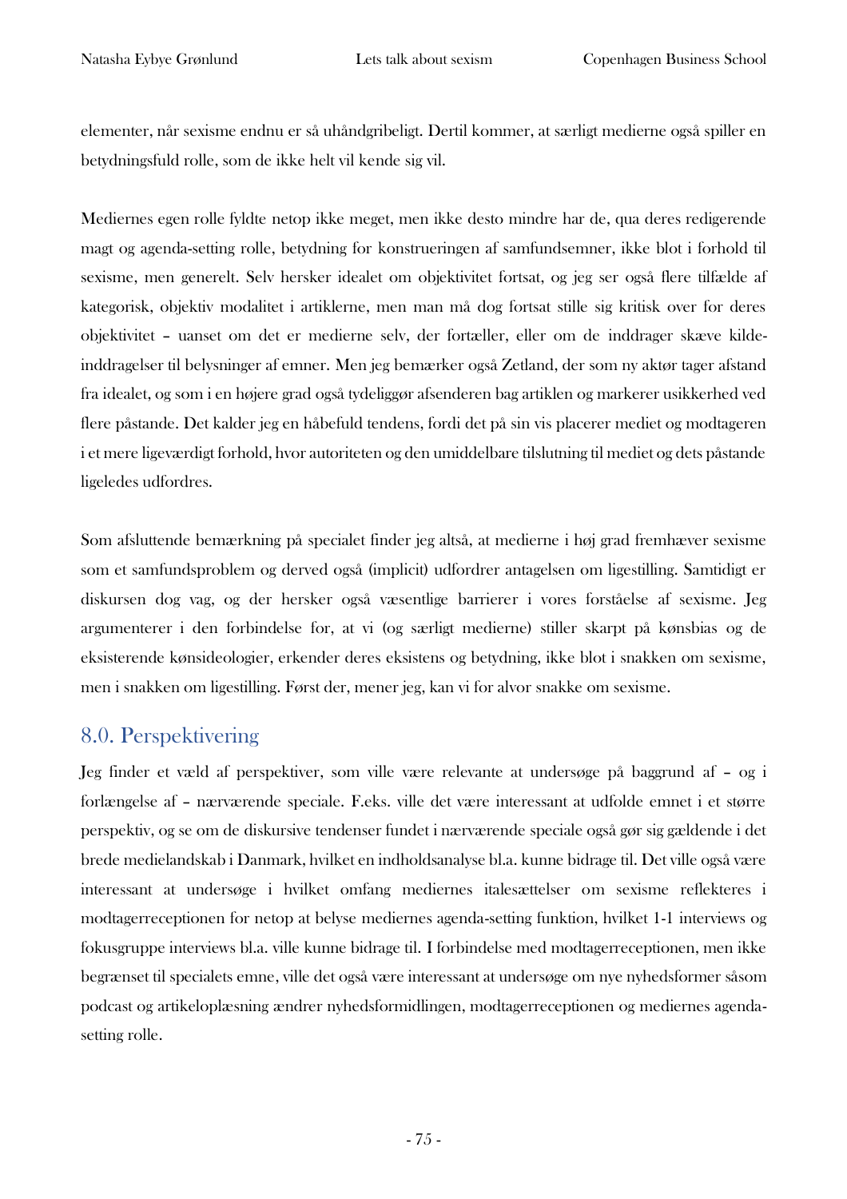elementer, når sexisme endnu er så uhåndgribeligt. Dertil kommer, at særligt medierne også spiller en betydningsfuld rolle, som de ikke helt vil kende sig vil.

Mediernes egen rolle fyldte netop ikke meget, men ikke desto mindre har de, qua deres redigerende magt og agenda-setting rolle, betydning for konstrueringen af samfundsemner, ikke blot i forhold til sexisme, men generelt. Selv hersker idealet om objektivitet fortsat, og jeg ser også flere tilfælde af kategorisk, objektiv modalitet i artiklerne, men man må dog fortsat stille sig kritisk over for deres objektivitet – uanset om det er medierne selv, der fortæller, eller om de inddrager skæve kilde-inddragelser til belysninger af emner. Men jeg bemærker også Zetland, der som ny aktør tager afstand fra idealet, og som i en højere grad også tydeliggør afsenderen bag artiklen og markerer usikkerhed ved flere påstande. Det kalder jeg en håbefuld tendens, fordi det på sin vis placerer mediet og modtageren i et mere ligeværdigt forhold, hvor autoriteten og den umiddelbare tilslutning til mediet og dets påstande ligeledes udfordres.

Som afsluttende bemærkning på specialet finder jeg altså, at medierne i høj grad fremhæver sexisme som et samfundsproblem og derved også (implicit) udfordrer antagelsen om ligestilling. Samtidigt er diskursen dog vag, og der hersker også væsentlige barrierer i vores forståelse af sexisme. Jeg argumenterer i den forbindelse for, at vi (og særligt medierne) stiller skarpt på kønsbias og de eksisterende kønsideologier, erkender deres eksistens og betydning, ikke blot i snakken om sexisme, men i snakken om ligestilling. Først der, mener jeg, kan vi for alvor snakke om sexisme.

## 8.0. Perspektivering

Jeg finder et væld af perspektiver, som ville være relevante at undersøge på baggrund af – og i forlængelse af – nærværende speciale. F.eks. ville det være interessant at udfolde emnet i et større perspektiv, og se om de diskursive tendenser fundet i nærværende speciale også gør sig gældende i det brede medielandskab i Danmark, hvilket en indholdsanalyse bl.a. kunne bidrage til. Det ville også være interessant at undersøge i hvilket omfang mediernes italesættelser om sexisme reflekteres i modtagerreceptionen for netop at belyse mediernes agenda-setting funktion, hvilket 1-1 interviews og fokusgruppe interviews bl.a. ville kunne bidrage til. I forbindelse med modtagerreceptionen, men ikke begrænset til specialets emne, ville det også være interessant at undersøge om nye nyhedsformer såsom podcast og artikeloplæsning ændrer nyhedsformidlingen, modtagerreceptionen og mediernes agenda-setting rolle.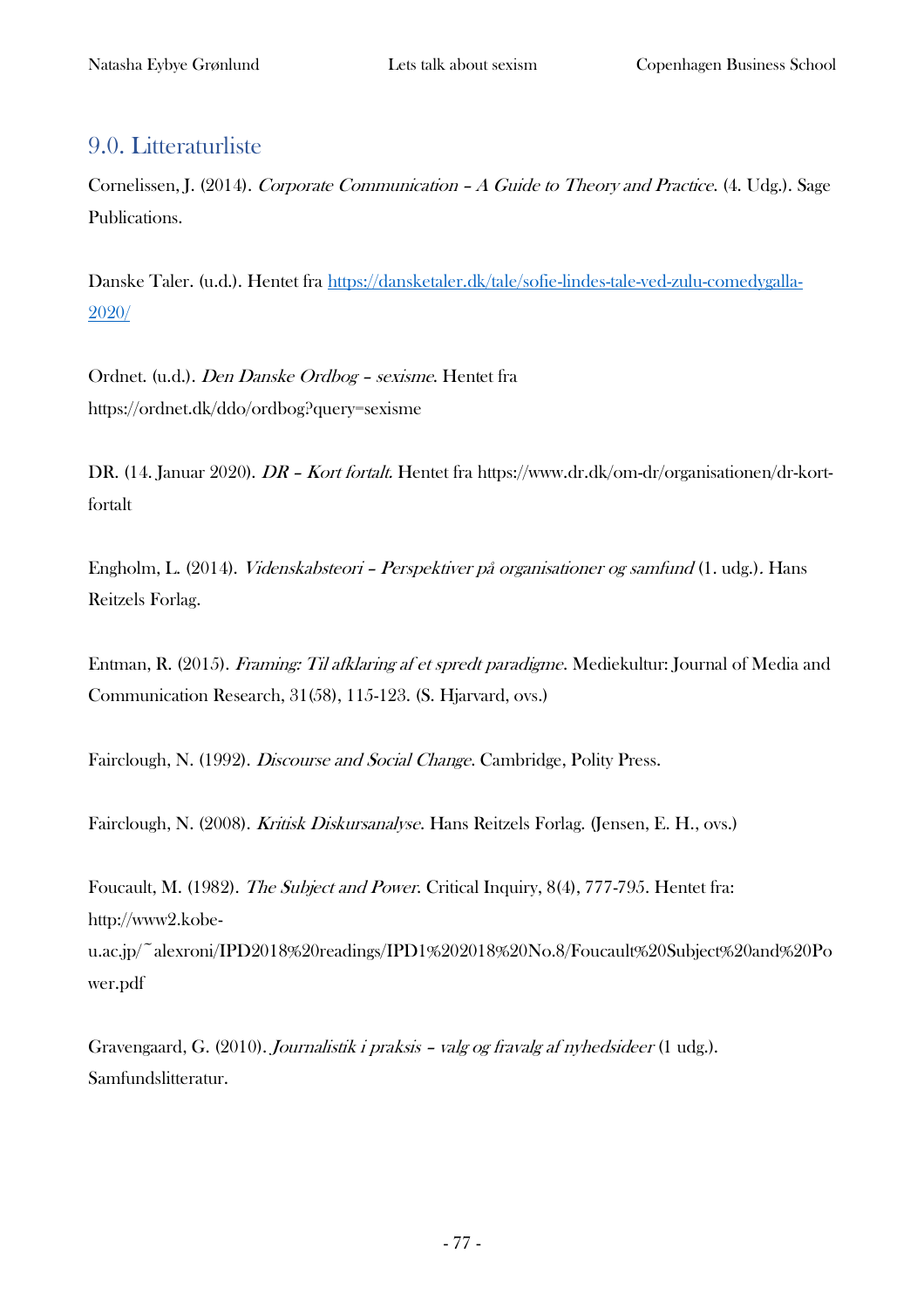## 9.0. Litteraturliste

Cornelissen, J. (2014). *Corporate Communication – A Guide to Theory and Practice*. (4. Udg.). Sage Publications.

Danske Taler. (u.d.). Hentet fra [https://dansketaler.dk/tale/sofie-lindes-tale-ved-zulu-comedygalla-2020/](https://dansketaler.dk/tale/sofie-lindes-tale-ved-zulu-comedygalla-2020/)

Ordnet. (u.d.). *Den Danske Ordbog – sexisme*. Hentet fra https://ordnet.dk/ddo/ordbog?query=sexisme

DR. (14. Januar 2020). *DR – Kort fortalt*. Hentet fra https://www.dr.dk/om-dr/organisationen/dr-kort-fortalt

Engholm, L. (2014). *Videnskabsteori – Perspektiver på organisationer og samfund* (1. udg.). Hans Reitzels Forlag.

Entman, R. (2015). *Framing: Til afklaring af et spredt paradigme*. Mediekultur: Journal of Media and Communication Research, 31(58), 115-123. (S. Hjarvard, ovs.)

Fairclough, N. (1992). *Discourse and Social Change*. Cambridge, Polity Press.

Fairclough, N. (2008). *Kritisk Diskursanalyse*. Hans Reitzels Forlag. (Jensen, E. H., ovs.)

Foucault, M. (1982). *The Subject and Power*. Critical Inquiry, 8(4), 777-795. Hentet fra: http://www2.kobe-u.ac.jp/~alexroni/IPD2018%20readings/IPD1%202018%20No.8/Foucault%20Subject%20and%20Power.pdf

Gravengaard, G. (2010). *Journalistik i praksis – valg og fravalg af nyhedsideer* (1 udg.). Samfundslitteratur.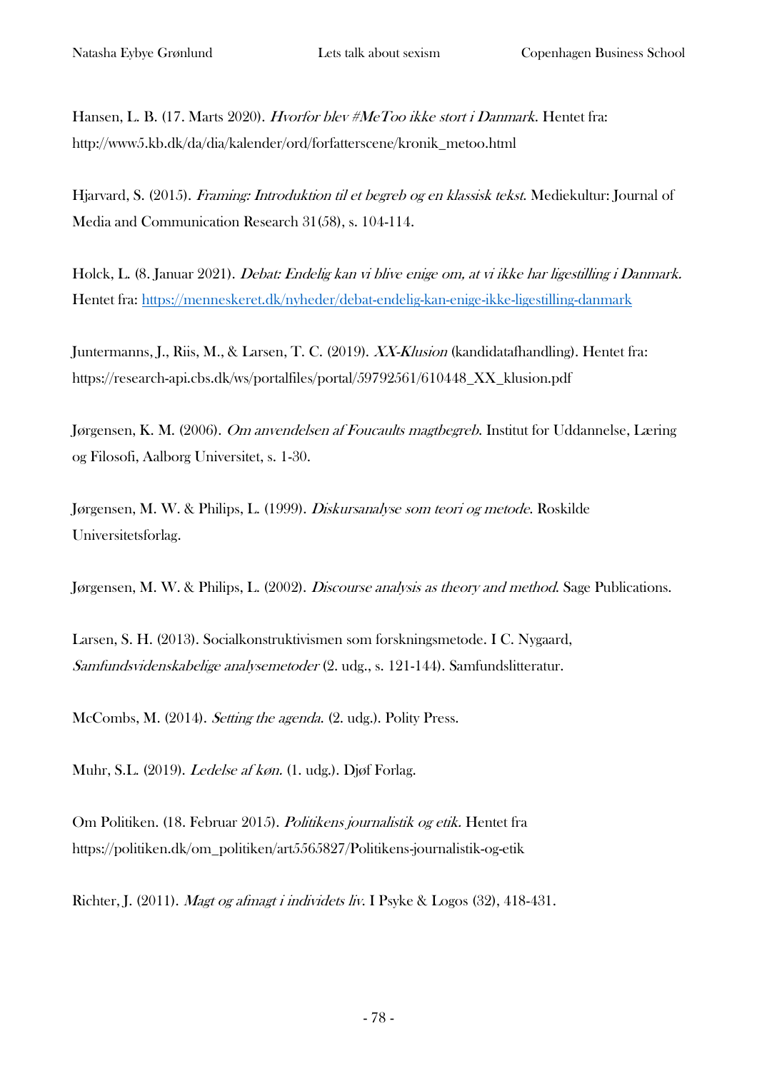Hansen, L. B. (17. Marts 2020). *Hvorfor blev #MeToo ikke stort i Danmark*. Hentet fra: http://www5.kb.dk/da/dia/kalender/ord/forfatterscene/kronik_metoo.html

Hjarvard, S. (2015). *Framing: Introduktion til et begreb og en klassisk tekst*. Mediekultur: Journal of Media and Communication Research 31(58), s. 104-114.

Holck, L. (8. Januar 2021). *Debat: Endelig kan vi blive enige om, at vi ikke har ligestilling i Danmark*. Hentet fra: https://menneskeret.dk/nyheder/debat-endelig-kan-enige-ikke-ligestilling-danmark

Juntermanns, J., Riis, M., & Larsen, T. C. (2019). *XX-Klusion* (kandidatafhandling). Hentet fra: https://research-api.cbs.dk/ws/portalfiles/portal/59792561/610448_XX_klusion.pdf

Jørgensen, K. M. (2006). *Om anvendelsen af Foucaults magtbegreb*. Institut for Uddannelse, Læring og Filosofi, Aalborg Universitet, s. 1-30.

Jørgensen, M. W. & Philips, L. (1999). *Diskursanalyse som teori og metode*. Roskilde Universitetsforlag.

Jørgensen, M. W. & Philips, L. (2002). *Discourse analysis as theory and method*. Sage Publications.

Larsen, S. H. (2013). Socialkonstruktivismen som forskningsmetode. I C. Nygaard, *Samfundsvidenskabelige analysemetoder* (2. udg., s. 121-144). Samfundslitteratur.

McCombs, M. (2014). *Setting the agenda*. (2. udg.). Polity Press.

Muhr, S.L. (2019). *Ledelse af køn*. (1. udg.). Djøf Forlag.

Om Politiken. (18. Februar 2015). *Politikens journalistik og etik*. Hentet fra https://politiken.dk/om_politiken/art5565827/Politikens-journalistik-og-etik

Richter, J. (2011). *Magt og afmagt i individets liv*. I Psyke & Logos (32), 418-431.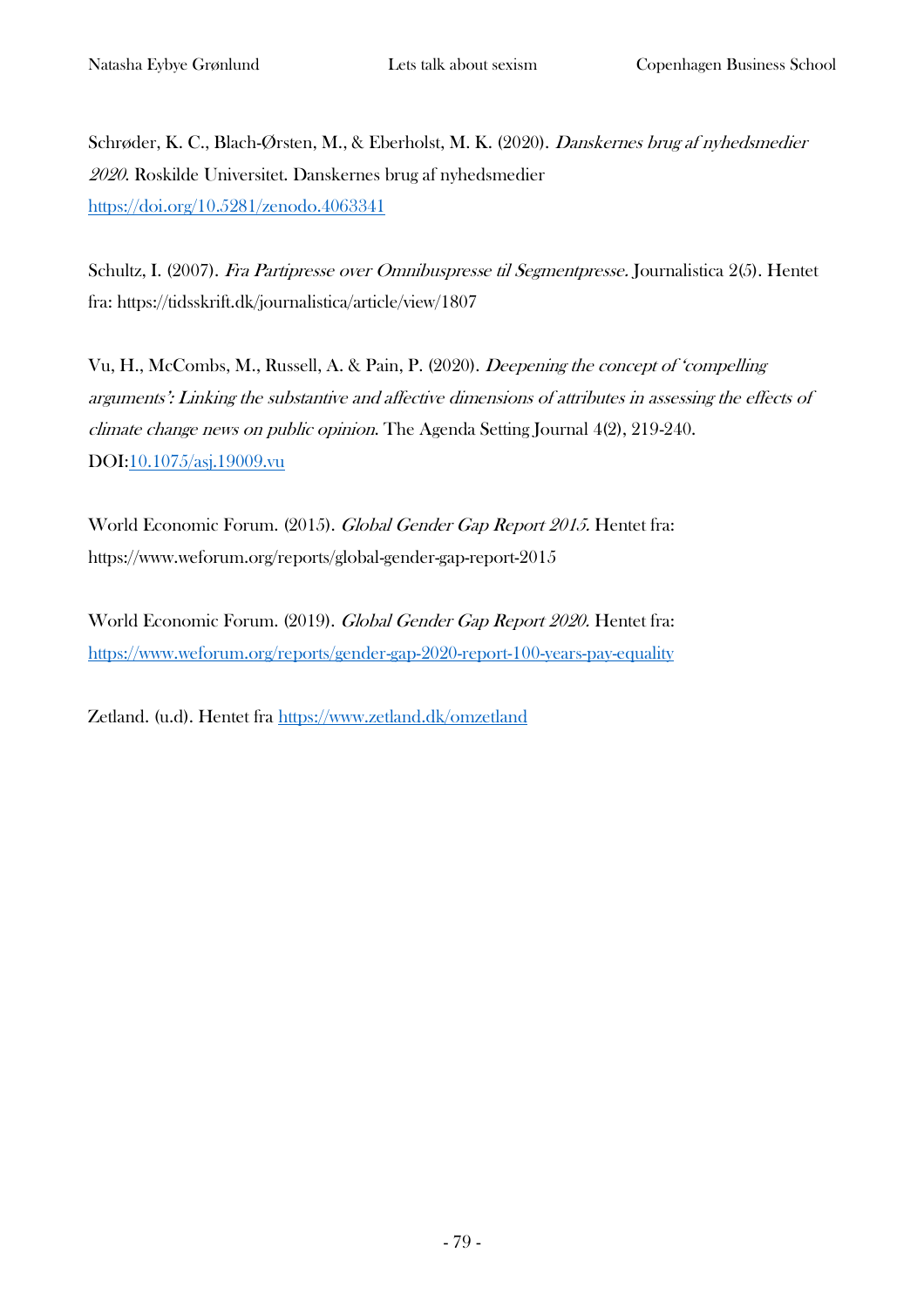Schrøder, K. C., Blach-Ørsten, M., & Eberholst, M. K. (2020). *Danskernes brug af nyhedsmedier 2020*. Roskilde Universitet. Danskernes brug af nyhedsmedier https://doi.org/10.5281/zenodo.4063341

Schultz, I. (2007). *Fra Partipresse over Omnibuspresse til Segmentpresse.* Journalistica 2(5). Hentet fra: https://tidsskrift.dk/journalistica/article/view/1807

Vu, H., McCombs, M., Russell, A. & Pain, P. (2020). *Deepening the concept of 'compelling arguments': Linking the substantive and affective dimensions of attributes in assessing the effects of climate change news on public opinion*. The Agenda Setting Journal 4(2), 219-240. DOI:10.1075/asj.19009.vu

World Economic Forum. (2015). *Global Gender Gap Report 2015.* Hentet fra: https://www.weforum.org/reports/global-gender-gap-report-2015

World Economic Forum. (2019). *Global Gender Gap Report 2020.* Hentet fra: https://www.weforum.org/reports/gender-gap-2020-report-100-years-pay-equality

Zetland. (u.d). Hentet fra https://www.zetland.dk/omzetland